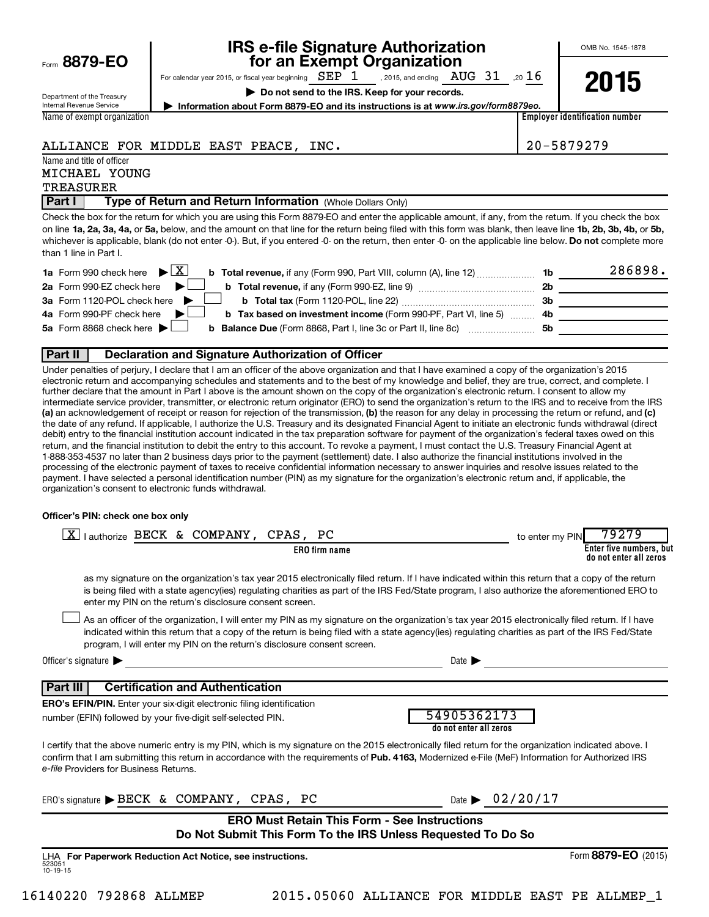Form **8879-EO**

Department of the Treasury
Internal Revenue Service

# IRS e-file Signature Authorization for an Exempt Organization

For calendar year 2015, or fiscal year beginning SEP 1, 2015, and ending AUG 31, 20 16

▶ **Do not send to the IRS. Keep for your records.**

▶ **Information about Form 8879-EO and its instructions is at** *www.irs.gov/form8879eo.*

OMB No. 1545-1878

**2015**

| Name of exempt organization | Employer identification number |
|---|---|
| ALLIANCE FOR MIDDLE EAST PEACE, INC. | 20-5879279 |

Name and title of officer
MICHAEL YOUNG
TREASURER

## Part I — Type of Return and Return Information (Whole Dollars Only)

Check the box for the return for which you are using this Form 8879-EO and enter the applicable amount, if any, from the return. If you check the box on line **1a, 2a, 3a, 4a,** or **5a,** below, and the amount on that line for the return being filed with this form was blank, then leave line **1b, 2b, 3b, 4b,** or **5b,** whichever is applicable, blank (do not enter -0-). But, if you entered -0- on the return, then enter -0- on the applicable line below. **Do not** complete more than 1 line in Part I.

| | | | |
|---|---|---|---|
| **1a** Form 990 check here ▶ [X] | **b Total revenue,** if any (Form 990, Part VIII, column (A), line 12) | **1b** | 286898. |
| **2a** Form 990-EZ check here ▶ [ ] | **b Total revenue,** if any (Form 990-EZ, line 9) | **2b** | |
| **3a** Form 1120-POL check here ▶ [ ] | **b Total tax** (Form 1120-POL, line 22) | **3b** | |
| **4a** Form 990-PF check here ▶ [ ] | **b Tax based on investment income** (Form 990-PF, Part VI, line 5) | **4b** | |
| **5a** Form 8868 check here ▶ [ ] | **b Balance Due** (Form 8868, Part I, line 3c or Part II, line 8c) | **5b** | |

## Part II — Declaration and Signature Authorization of Officer

Under penalties of perjury, I declare that I am an officer of the above organization and that I have examined a copy of the organization's 2015 electronic return and accompanying schedules and statements and to the best of my knowledge and belief, they are true, correct, and complete. I further declare that the amount in Part I above is the amount shown on the copy of the organization's electronic return. I consent to allow my intermediate service provider, transmitter, or electronic return originator (ERO) to send the organization's return to the IRS and to receive from the IRS **(a)** an acknowledgement of receipt or reason for rejection of the transmission, **(b)** the reason for any delay in processing the return or refund, and **(c)** the date of any refund. If applicable, I authorize the U.S. Treasury and its designated Financial Agent to initiate an electronic funds withdrawal (direct debit) entry to the financial institution account indicated in the tax preparation software for payment of the organization's federal taxes owed on this return, and the financial institution to debit the entry to this account. To revoke a payment, I must contact the U.S. Treasury Financial Agent at 1-888-353-4537 no later than 2 business days prior to the payment (settlement) date. I also authorize the financial institutions involved in the processing of the electronic payment of taxes to receive confidential information necessary to answer inquiries and resolve issues related to the payment. I have selected a personal identification number (PIN) as my signature for the organization's electronic return and, if applicable, the organization's consent to electronic funds withdrawal.

**Officer's PIN: check one box only**

[X] I authorize BECK & COMPANY, CPAS, PC (**ERO firm name**) to enter my PIN 79279 (**Enter five numbers, but do not enter all zeros**)

as my signature on the organization's tax year 2015 electronically filed return. If I have indicated within this return that a copy of the return is being filed with a state agency(ies) regulating charities as part of the IRS Fed/State program, I also authorize the aforementioned ERO to enter my PIN on the return's disclosure consent screen.

[ ] As an officer of the organization, I will enter my PIN as my signature on the organization's tax year 2015 electronically filed return. If I have indicated within this return that a copy of the return is being filed with a state agency(ies) regulating charities as part of the IRS Fed/State program, I will enter my PIN on the return's disclosure consent screen.

Officer's signature ▶ ____________________ Date ▶ ____________________

## Part III — Certification and Authentication

**ERO's EFIN/PIN.** Enter your six-digit electronic filing identification number (EFIN) followed by your five-digit self-selected PIN. 54905362173 (**do not enter all zeros**)

I certify that the above numeric entry is my PIN, which is my signature on the 2015 electronically filed return for the organization indicated above. I confirm that I am submitting this return in accordance with the requirements of **Pub. 4163,** Modernized e-File (MeF) Information for Authorized IRS *e-file* Providers for Business Returns.

ERO's signature ▶ BECK & COMPANY, CPAS, PC Date ▶ 02/20/17

**ERO Must Retain This Form - See Instructions**
**Do Not Submit This Form To the IRS Unless Requested To Do So**

LHA **For Paperwork Reduction Act Notice, see instructions.**
523051
10-19-15

Form **8879-EO** (2015)

16140220 792868 ALLMEP 2015.05060 ALLIANCE FOR MIDDLE EAST PE ALLMEP_1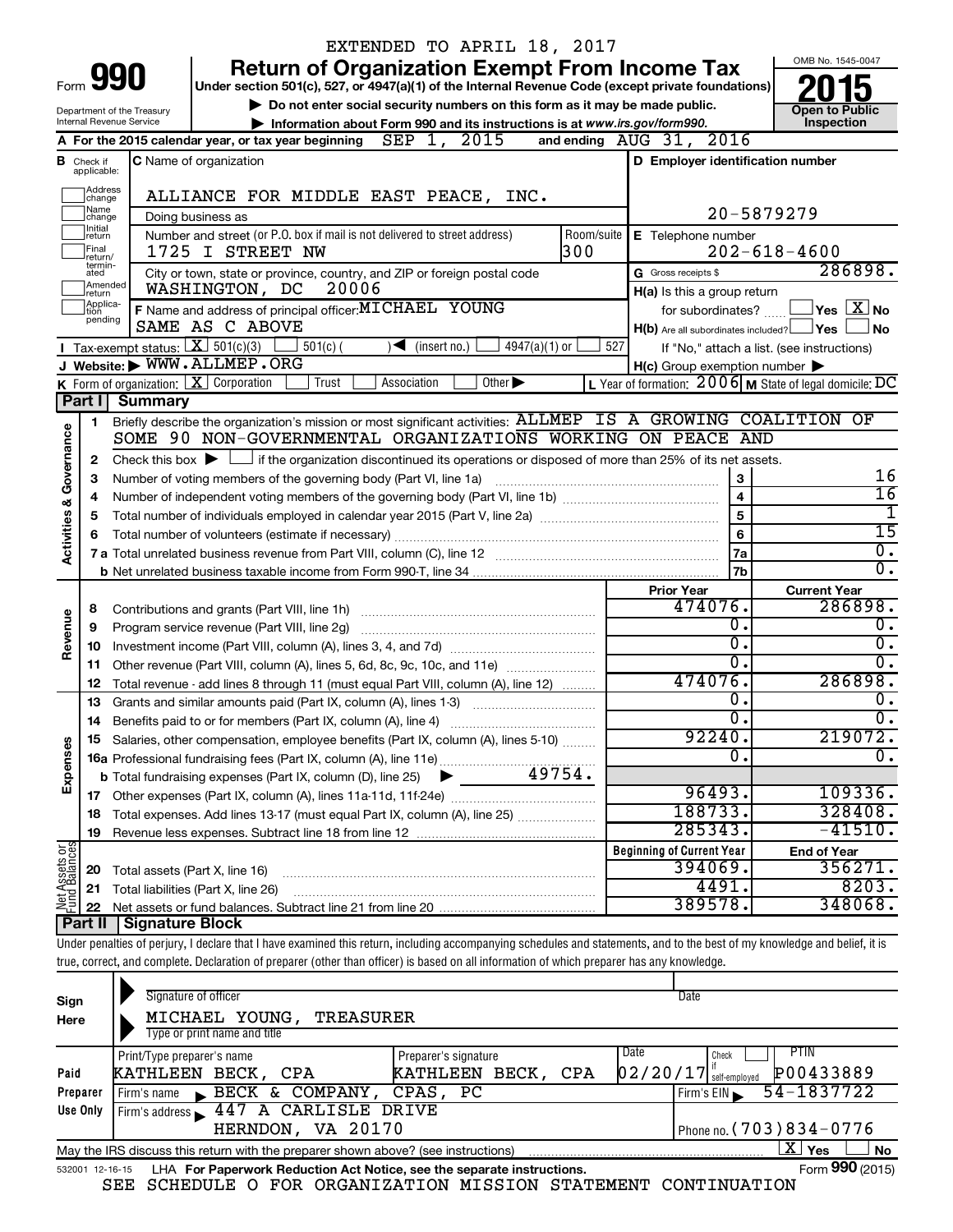EXTENDED TO APRIL 18, 2017

# Form 990 — Return of Organization Exempt From Income Tax

**Under section 501(c), 527, or 4947(a)(1) of the Internal Revenue Code (except private foundations)**

▶ Do not enter social security numbers on this form as it may be made public.

▶ Information about Form 990 and its instructions is at www.irs.gov/form990.

OMB No. 1545-0047

**2015**

**Open to Public Inspection**

Department of the Treasury
Internal Revenue Service

**A** For the 2015 calendar year, or tax year beginning SEP 1, 2015 and ending AUG 31, 2016

**B** Check if applicable: Address change, Name change, Initial return, Final return/terminated, Amended return, Application pending

**C** Name of organization: ALLIANCE FOR MIDDLE EAST PEACE, INC.

Doing business as

Number and street (or P.O. box if mail is not delivered to street address): 1725 I STREET NW — Room/suite: 300

City or town, state or province, country, and ZIP or foreign postal code: WASHINGTON, DC 20006

**D** Employer identification number: 20-5879279

**E** Telephone number: 202-618-4600

**G** Gross receipts $ 286898.

**F** Name and address of principal officer: MICHAEL YOUNG
SAME AS C ABOVE

**H(a)** Is this a group return for subordinates? ☐ Yes ☒ No

**H(b)** Are all subordinates included? ☐ Yes ☐ No
If "No," attach a list. (see instructions)

**H(c)** Group exemption number ▶

**I** Tax-exempt status: ☒ 501(c)(3) ☐ 501(c) ( ) ◀ (insert no.) ☐ 4947(a)(1) or ☐ 527

**J** Website: ▶ WWW.ALLMEP.ORG

**K** Form of organization: ☒ Corporation ☐ Trust ☐ Association ☐ Other ▶

**L** Year of formation: 2006 **M** State of legal domicile: DC

## Part I Summary

**Activities & Governance**

1 Briefly describe the organization's mission or most significant activities: ALLMEP IS A GROWING COALITION OF SOME 90 NON-GOVERNMENTAL ORGANIZATIONS WORKING ON PEACE AND

2 Check this box ▶ ☐ if the organization discontinued its operations or disposed of more than 25% of its net assets.

| | | | |
|---|---|---|---|
| 3 | Number of voting members of the governing body (Part VI, line 1a) | 3 | 16 |
| 4 | Number of independent voting members of the governing body (Part VI, line 1b) | 4 | 16 |
| 5 | Total number of individuals employed in calendar year 2015 (Part V, line 2a) | 5 | 1 |
| 6 | Total number of volunteers (estimate if necessary) | 6 | 15 |
| 7a | Total unrelated business revenue from Part VIII, column (C), line 12 | 7a | 0. |
| b | Net unrelated business taxable income from Form 990-T, line 34 | 7b | 0. |

| | | | Prior Year | Current Year |
|---|---|---|---|---|
| **Revenue** | 8 | Contributions and grants (Part VIII, line 1h) | 474076. | 286898. |
| | 9 | Program service revenue (Part VIII, line 2g) | 0. | 0. |
| | 10 | Investment income (Part VIII, column (A), lines 3, 4, and 7d) | 0. | 0. |
| | 11 | Other revenue (Part VIII, column (A), lines 5, 6d, 8c, 9c, 10c, and 11e) | 0. | 0. |
| | 12 | Total revenue - add lines 8 through 11 (must equal Part VIII, column (A), line 12) | 474076. | 286898. |
| **Expenses** | 13 | Grants and similar amounts paid (Part IX, column (A), lines 1-3) | 0. | 0. |
| | 14 | Benefits paid to or for members (Part IX, column (A), line 4) | 0. | 0. |
| | 15 | Salaries, other compensation, employee benefits (Part IX, column (A), lines 5-10) | 92240. | 219072. |
| | 16a | Professional fundraising fees (Part IX, column (A), line 11e) | 0. | 0. |
| | b | Total fundraising expenses (Part IX, column (D), line 25) ▶ 49754. | | |
| | 17 | Other expenses (Part IX, column (A), lines 11a-11d, 11f-24e) | 96493. | 109336. |
| | 18 | Total expenses. Add lines 13-17 (must equal Part IX, column (A), line 25) | 188733. | 328408. |
| | 19 | Revenue less expenses. Subtract line 18 from line 12 | 285343. | -41510. |

| | | | Beginning of Current Year | End of Year |
|---|---|---|---|---|
| **Net Assets or Fund Balances** | 20 | Total assets (Part X, line 16) | 394069. | 356271. |
| | 21 | Total liabilities (Part X, line 26) | 4491. | 8203. |
| | 22 | Net assets or fund balances. Subtract line 21 from line 20 | 389578. | 348068. |

## Part II Signature Block

Under penalties of perjury, I declare that I have examined this return, including accompanying schedules and statements, and to the best of my knowledge and belief, it is true, correct, and complete. Declaration of preparer (other than officer) is based on all information of which preparer has any knowledge.

**Sign Here**

Signature of officer — Date

MICHAEL YOUNG, TREASURER
Type or print name and title

**Paid Preparer Use Only**

| Print/Type preparer's name | Preparer's signature | Date | Check ☐ if self-employed | PTIN |
|---|---|---|---|---|
| KATHLEEN BECK, CPA | KATHLEEN BECK, CPA | 02/20/17 | | P00433889 |

Firm's name ▶ BECK & COMPANY, CPAS, PC — Firm's EIN ▶ 54-1837722

Firm's address ▶ 447 A CARLISLE DRIVE, HERNDON, VA 20170 — Phone no. (703)834-0776

May the IRS discuss this return with the preparer shown above? (see instructions) ☒ Yes ☐ No

532001 12-16-15 LHA For Paperwork Reduction Act Notice, see the separate instructions. Form **990** (2015)

SEE SCHEDULE O FOR ORGANIZATION MISSION STATEMENT CONTINUATION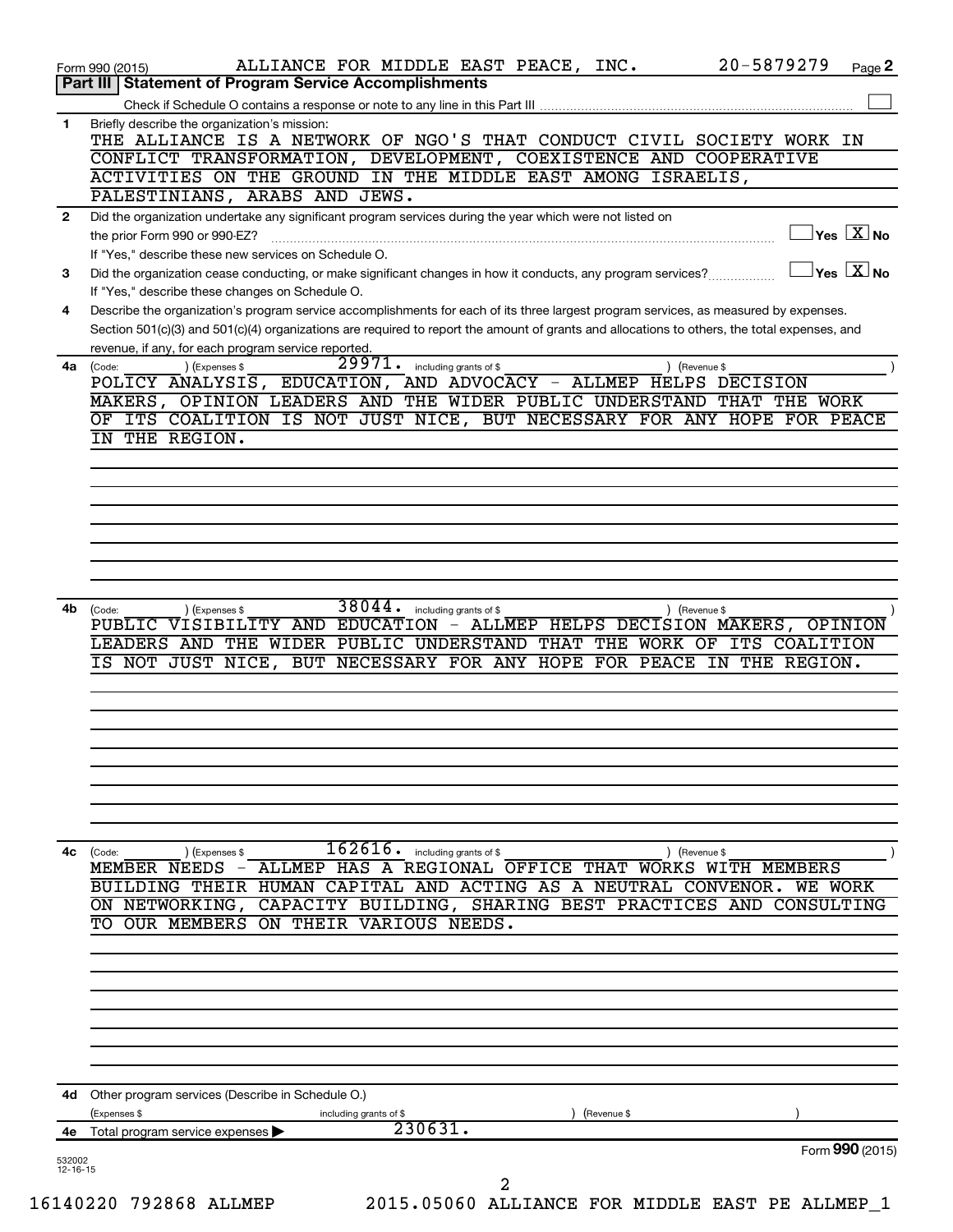Form 990 (2015) ALLIANCE FOR MIDDLE EAST PEACE, INC. 20-5879279 Page **2**

## Part III | Statement of Program Service Accomplishments

Check if Schedule O contains a response or note to any line in this Part III ☐

**1** Briefly describe the organization's mission:

THE ALLIANCE IS A NETWORK OF NGO'S THAT CONDUCT CIVIL SOCIETY WORK IN CONFLICT TRANSFORMATION, DEVELOPMENT, COEXISTENCE AND COOPERATIVE ACTIVITIES ON THE GROUND IN THE MIDDLE EAST AMONG ISRAELIS, PALESTINIANS, ARABS AND JEWS.

**2** Did the organization undertake any significant program services during the year which were not listed on the prior Form 990 or 990-EZ? ☐ Yes ☒ No

If "Yes," describe these new services on Schedule O.

**3** Did the organization cease conducting, or make significant changes in how it conducts, any program services? ☐ Yes ☒ No

If "Yes," describe these changes on Schedule O.

**4** Describe the organization's program service accomplishments for each of its three largest program services, as measured by expenses. Section 501(c)(3) and 501(c)(4) organizations are required to report the amount of grants and allocations to others, the total expenses, and revenue, if any, for each program service reported.

**4a** (Code: ) (Expenses $ 29971. including grants of $ ) (Revenue $ )

POLICY ANALYSIS, EDUCATION, AND ADVOCACY - ALLMEP HELPS DECISION MAKERS, OPINION LEADERS AND THE WIDER PUBLIC UNDERSTAND THAT THE WORK OF ITS COALITION IS NOT JUST NICE, BUT NECESSARY FOR ANY HOPE FOR PEACE IN THE REGION.

**4b** (Code: ) (Expenses $ 38044. including grants of $ ) (Revenue $ )

PUBLIC VISIBILITY AND EDUCATION - ALLMEP HELPS DECISION MAKERS, OPINION LEADERS AND THE WIDER PUBLIC UNDERSTAND THAT THE WORK OF ITS COALITION IS NOT JUST NICE, BUT NECESSARY FOR ANY HOPE FOR PEACE IN THE REGION.

**4c** (Code: ) (Expenses $ 162616. including grants of $ ) (Revenue $ )

MEMBER NEEDS - ALLMEP HAS A REGIONAL OFFICE THAT WORKS WITH MEMBERS BUILDING THEIR HUMAN CAPITAL AND ACTING AS A NEUTRAL CONVENOR. WE WORK ON NETWORKING, CAPACITY BUILDING, SHARING BEST PRACTICES AND CONSULTING TO OUR MEMBERS ON THEIR VARIOUS NEEDS.

**4d** Other program services (Describe in Schedule O.)

(Expenses $ including grants of $ ) (Revenue $ )

**4e** Total program service expenses ▶ 230631.

Form **990** (2015)

532002 12-16-15

16140220 792868 ALLMEP 2015.05060 ALLIANCE FOR MIDDLE EAST PE ALLMEP_1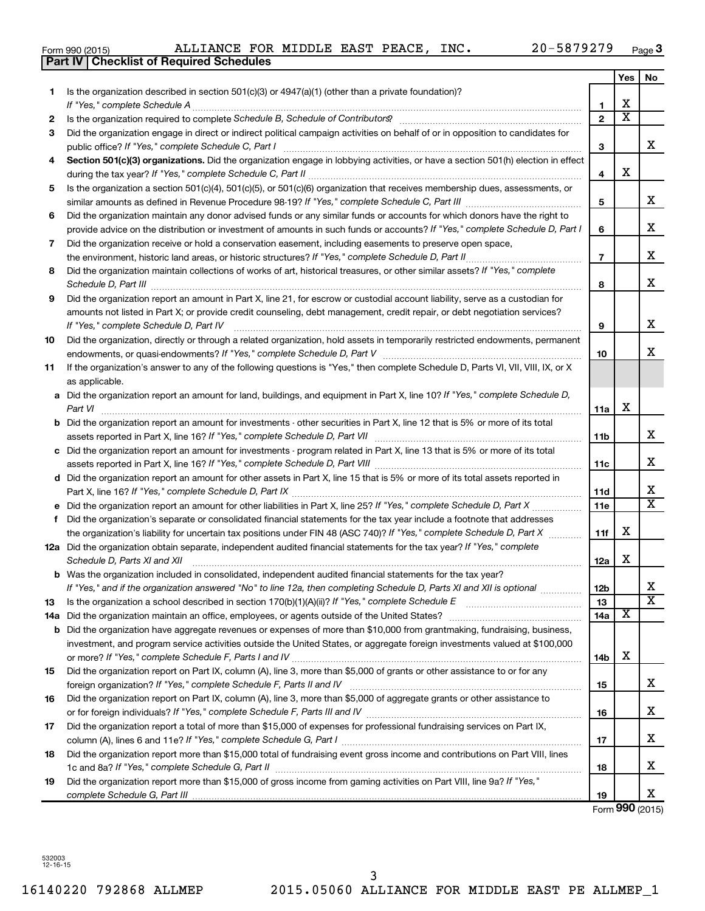Form 990 (2015) ALLIANCE FOR MIDDLE EAST PEACE, INC. 20-5879279

## Part IV | Checklist of Required Schedules

| | | | Yes | No |
|---|---|---|---|---|
| 1 | Is the organization described in section 501(c)(3) or 4947(a)(1) (other than a private foundation)? *If "Yes," complete Schedule A* | 1 | X | |
| 2 | Is the organization required to complete *Schedule B, Schedule of Contributors*? | 2 | X | |
| 3 | Did the organization engage in direct or indirect political campaign activities on behalf of or in opposition to candidates for public office? *If "Yes," complete Schedule C, Part I* | 3 | | X |
| 4 | **Section 501(c)(3) organizations.** Did the organization engage in lobbying activities, or have a section 501(h) election in effect during the tax year? *If "Yes," complete Schedule C, Part II* | 4 | X | |
| 5 | Is the organization a section 501(c)(4), 501(c)(5), or 501(c)(6) organization that receives membership dues, assessments, or similar amounts as defined in Revenue Procedure 98-19? *If "Yes," complete Schedule C, Part III* | 5 | | X |
| 6 | Did the organization maintain any donor advised funds or any similar funds or accounts for which donors have the right to provide advice on the distribution or investment of amounts in such funds or accounts? *If "Yes," complete Schedule D, Part I* | 6 | | X |
| 7 | Did the organization receive or hold a conservation easement, including easements to preserve open space, the environment, historic land areas, or historic structures? *If "Yes," complete Schedule D, Part II* | 7 | | X |
| 8 | Did the organization maintain collections of works of art, historical treasures, or other similar assets? *If "Yes," complete Schedule D, Part III* | 8 | | X |
| 9 | Did the organization report an amount in Part X, line 21, for escrow or custodial account liability, serve as a custodian for amounts not listed in Part X; or provide credit counseling, debt management, credit repair, or debt negotiation services? *If "Yes," complete Schedule D, Part IV* | 9 | | X |
| 10 | Did the organization, directly or through a related organization, hold assets in temporarily restricted endowments, permanent endowments, or quasi-endowments? *If "Yes," complete Schedule D, Part V* | 10 | | X |
| 11 | If the organization's answer to any of the following questions is "Yes," then complete Schedule D, Parts VI, VII, VIII, IX, or X as applicable. | | | |
| a | Did the organization report an amount for land, buildings, and equipment in Part X, line 10? *If "Yes," complete Schedule D, Part VI* | 11a | X | |
| b | Did the organization report an amount for investments - other securities in Part X, line 12 that is 5% or more of its total assets reported in Part X, line 16? *If "Yes," complete Schedule D, Part VII* | 11b | | X |
| c | Did the organization report an amount for investments - program related in Part X, line 13 that is 5% or more of its total assets reported in Part X, line 16? *If "Yes," complete Schedule D, Part VIII* | 11c | | X |
| d | Did the organization report an amount for other assets in Part X, line 15 that is 5% or more of its total assets reported in Part X, line 16? *If "Yes," complete Schedule D, Part IX* | 11d | | X |
| e | Did the organization report an amount for other liabilities in Part X, line 25? *If "Yes," complete Schedule D, Part X* | 11e | | X |
| f | Did the organization's separate or consolidated financial statements for the tax year include a footnote that addresses the organization's liability for uncertain tax positions under FIN 48 (ASC 740)? *If "Yes," complete Schedule D, Part X* | 11f | X | |
| 12a | Did the organization obtain separate, independent audited financial statements for the tax year? *If "Yes," complete Schedule D, Parts XI and XII* | 12a | X | |
| b | Was the organization included in consolidated, independent audited financial statements for the tax year? *If "Yes," and if the organization answered "No" to line 12a, then completing Schedule D, Parts XI and XII is optional* | 12b | | X |
| 13 | Is the organization a school described in section 170(b)(1)(A)(ii)? *If "Yes," complete Schedule E* | 13 | | X |
| 14a | Did the organization maintain an office, employees, or agents outside of the United States? | 14a | X | |
| b | Did the organization have aggregate revenues or expenses of more than $10,000 from grantmaking, fundraising, business, investment, and program service activities outside the United States, or aggregate foreign investments valued at $100,000 or more? *If "Yes," complete Schedule F, Parts I and IV* | 14b | X | |
| 15 | Did the organization report on Part IX, column (A), line 3, more than $5,000 of grants or other assistance to or for any foreign organization? *If "Yes," complete Schedule F, Parts II and IV* | 15 | | X |
| 16 | Did the organization report on Part IX, column (A), line 3, more than $5,000 of aggregate grants or other assistance to or for foreign individuals? *If "Yes," complete Schedule F, Parts III and IV* | 16 | | X |
| 17 | Did the organization report a total of more than $15,000 of expenses for professional fundraising services on Part IX, column (A), lines 6 and 11e? *If "Yes," complete Schedule G, Part I* | 17 | | X |
| 18 | Did the organization report more than $15,000 total of fundraising event gross income and contributions on Part VIII, lines 1c and 8a? *If "Yes," complete Schedule G, Part II* | 18 | | X |
| 19 | Did the organization report more than $15,000 of gross income from gaming activities on Part VIII, line 9a? *If "Yes," complete Schedule G, Part III* | 19 | | X |

Form **990** (2015)

532003
12-16-15

16140220 792868 ALLMEP 2015.05060 ALLIANCE FOR MIDDLE EAST PE ALLMEP_1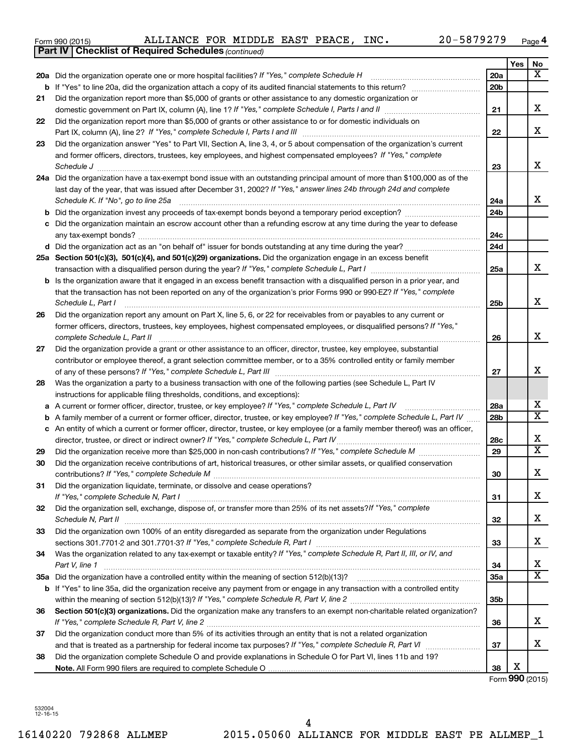Form 990 (2015) ALLIANCE FOR MIDDLE EAST PEACE, INC. 20-5879279 Page 4

**Part IV | Checklist of Required Schedules** *(continued)*

| | | | Yes | No |
|---|---|---|---|---|
| **20a** | Did the organization operate one or more hospital facilities? *If "Yes," complete Schedule H* | 20a | | X |
| **b** | If "Yes" to line 20a, did the organization attach a copy of its audited financial statements to this return? | 20b | | |
| **21** | Did the organization report more than $5,000 of grants or other assistance to any domestic organization or domestic government on Part IX, column (A), line 1? *If "Yes," complete Schedule I, Parts I and II* | 21 | | X |
| **22** | Did the organization report more than $5,000 of grants or other assistance to or for domestic individuals on Part IX, column (A), line 2? *If "Yes," complete Schedule I, Parts I and III* | 22 | | X |
| **23** | Did the organization answer "Yes" to Part VII, Section A, line 3, 4, or 5 about compensation of the organization's current and former officers, directors, trustees, key employees, and highest compensated employees? *If "Yes," complete Schedule J* | 23 | | X |
| **24a** | Did the organization have a tax-exempt bond issue with an outstanding principal amount of more than $100,000 as of the last day of the year, that was issued after December 31, 2002? *If "Yes," answer lines 24b through 24d and complete Schedule K. If "No", go to line 25a* | 24a | | X |
| **b** | Did the organization invest any proceeds of tax-exempt bonds beyond a temporary period exception? | 24b | | |
| **c** | Did the organization maintain an escrow account other than a refunding escrow at any time during the year to defease any tax-exempt bonds? | 24c | | |
| **d** | Did the organization act as an "on behalf of" issuer for bonds outstanding at any time during the year? | 24d | | |
| **25a** | **Section 501(c)(3), 501(c)(4), and 501(c)(29) organizations.** Did the organization engage in an excess benefit transaction with a disqualified person during the year? *If "Yes," complete Schedule L, Part I* | 25a | | X |
| **b** | Is the organization aware that it engaged in an excess benefit transaction with a disqualified person in a prior year, and that the transaction has not been reported on any of the organization's prior Forms 990 or 990-EZ? *If "Yes," complete Schedule L, Part I* | 25b | | X |
| **26** | Did the organization report any amount on Part X, line 5, 6, or 22 for receivables from or payables to any current or former officers, directors, trustees, key employees, highest compensated employees, or disqualified persons? *If "Yes," complete Schedule L, Part II* | 26 | | X |
| **27** | Did the organization provide a grant or other assistance to an officer, director, trustee, key employee, substantial contributor or employee thereof, a grant selection committee member, or to a 35% controlled entity or family member of any of these persons? *If "Yes," complete Schedule L, Part III* | 27 | | X |
| **28** | Was the organization a party to a business transaction with one of the following parties (see Schedule L, Part IV instructions for applicable filing thresholds, conditions, and exceptions): | | | |
| **a** | A current or former officer, director, trustee, or key employee? *If "Yes," complete Schedule L, Part IV* | 28a | | X |
| **b** | A family member of a current or former officer, director, trustee, or key employee? *If "Yes," complete Schedule L, Part IV* | 28b | | X |
| **c** | An entity of which a current or former officer, director, trustee, or key employee (or a family member thereof) was an officer, director, trustee, or direct or indirect owner? *If "Yes," complete Schedule L, Part IV* | 28c | | X |
| **29** | Did the organization receive more than $25,000 in non-cash contributions? *If "Yes," complete Schedule M* | 29 | | X |
| **30** | Did the organization receive contributions of art, historical treasures, or other similar assets, or qualified conservation contributions? *If "Yes," complete Schedule M* | 30 | | X |
| **31** | Did the organization liquidate, terminate, or dissolve and cease operations? *If "Yes," complete Schedule N, Part I* | 31 | | X |
| **32** | Did the organization sell, exchange, dispose of, or transfer more than 25% of its net assets? *If "Yes," complete Schedule N, Part II* | 32 | | X |
| **33** | Did the organization own 100% of an entity disregarded as separate from the organization under Regulations sections 301.7701-2 and 301.7701-3? *If "Yes," complete Schedule R, Part I* | 33 | | X |
| **34** | Was the organization related to any tax-exempt or taxable entity? *If "Yes," complete Schedule R, Part II, III, or IV, and Part V, line 1* | 34 | | X |
| **35a** | Did the organization have a controlled entity within the meaning of section 512(b)(13)? | 35a | | X |
| **b** | If "Yes" to line 35a, did the organization receive any payment from or engage in any transaction with a controlled entity within the meaning of section 512(b)(13)? *If "Yes," complete Schedule R, Part V, line 2* | 35b | | |
| **36** | **Section 501(c)(3) organizations.** Did the organization make any transfers to an exempt non-charitable related organization? *If "Yes," complete Schedule R, Part V, line 2* | 36 | | X |
| **37** | Did the organization conduct more than 5% of its activities through an entity that is not a related organization and that is treated as a partnership for federal income tax purposes? *If "Yes," complete Schedule R, Part VI* | 37 | | X |
| **38** | Did the organization complete Schedule O and provide explanations in Schedule O for Part VI, lines 11b and 19? **Note.** All Form 990 filers are required to complete Schedule O | 38 | X | |

Form **990** (2015)

532004 12-16-15

16140220 792868 ALLMEP 2015.05060 ALLIANCE FOR MIDDLE EAST PE ALLMEP_1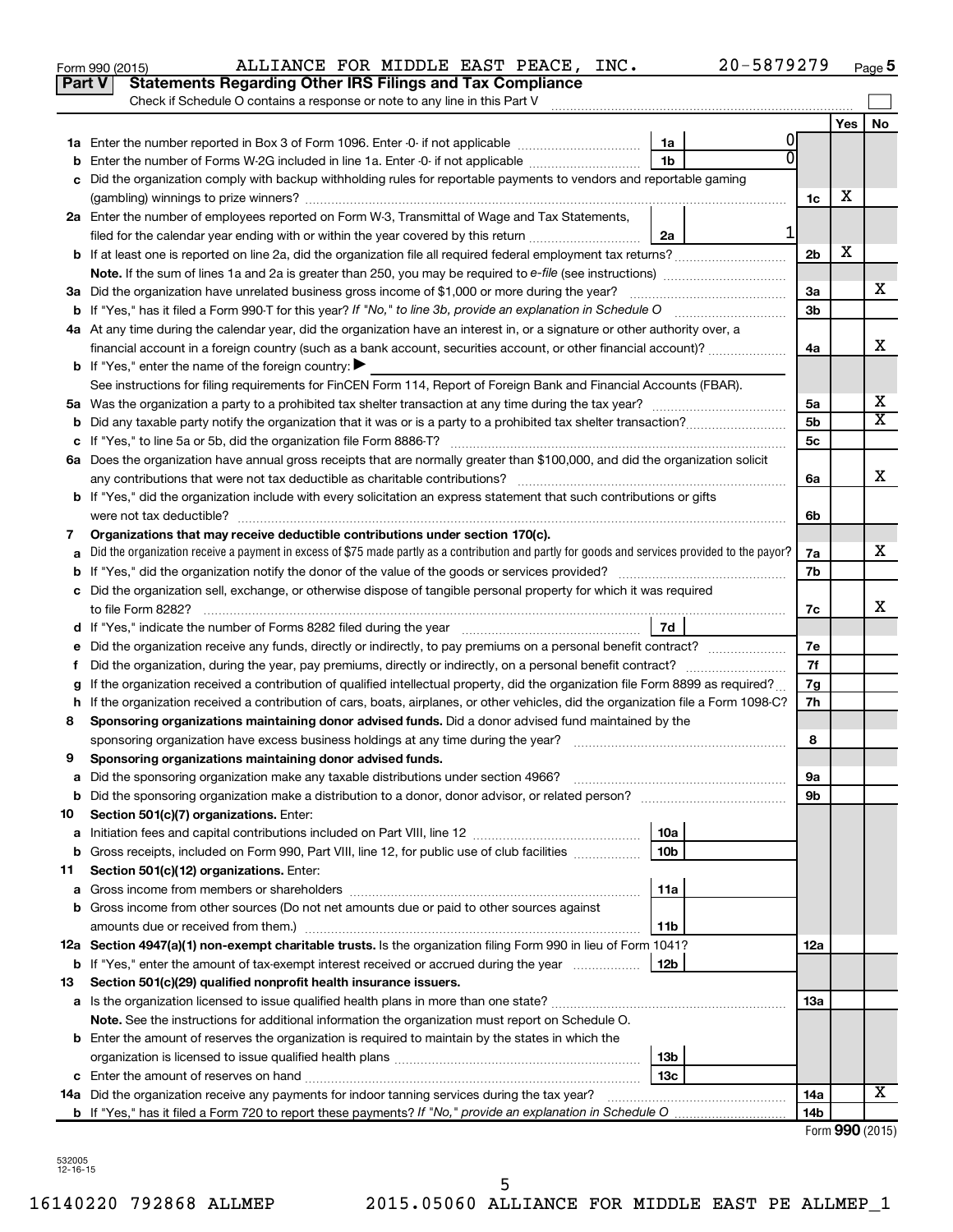Form 990 (2015) ALLIANCE FOR MIDDLE EAST PEACE, INC. 20-5879279 Page 5

## Part V Statements Regarding Other IRS Filings and Tax Compliance

Check if Schedule O contains a response or note to any line in this Part V

| | | | | | Yes | No |
|---|---|---|---|---|---|---|
| 1a | Enter the number reported in Box 3 of Form 1096. Enter -0- if not applicable | 1a | 0 | | | |
| b | Enter the number of Forms W-2G included in line 1a. Enter -0- if not applicable | 1b | 0 | | | |
| c | Did the organization comply with backup withholding rules for reportable payments to vendors and reportable gaming (gambling) winnings to prize winners? | | | 1c | X | |
| 2a | Enter the number of employees reported on Form W-3, Transmittal of Wage and Tax Statements, filed for the calendar year ending with or within the year covered by this return | 2a | 1 | | | |
| b | If at least one is reported on line 2a, did the organization file all required federal employment tax returns? | | | 2b | X | |
| | **Note.** If the sum of lines 1a and 2a is greater than 250, you may be required to *e-file* (see instructions) | | | | | |
| 3a | Did the organization have unrelated business gross income of $1,000 or more during the year? | | | 3a | | X |
| b | If "Yes," has it filed a Form 990-T for this year? *If "No," to line 3b, provide an explanation in Schedule O* | | | 3b | | |
| 4a | At any time during the calendar year, did the organization have an interest in, or a signature or other authority over, a financial account in a foreign country (such as a bank account, securities account, or other financial account)? | | | 4a | | X |
| b | If "Yes," enter the name of the foreign country: ▶ | | | | | |
| | See instructions for filing requirements for FinCEN Form 114, Report of Foreign Bank and Financial Accounts (FBAR). | | | | | |
| 5a | Was the organization a party to a prohibited tax shelter transaction at any time during the tax year? | | | 5a | | X |
| b | Did any taxable party notify the organization that it was or is a party to a prohibited tax shelter transaction? | | | 5b | | X |
| c | If "Yes," to line 5a or 5b, did the organization file Form 8886-T? | | | 5c | | |
| 6a | Does the organization have annual gross receipts that are normally greater than $100,000, and did the organization solicit any contributions that were not tax deductible as charitable contributions? | | | 6a | | X |
| b | If "Yes," did the organization include with every solicitation an express statement that such contributions or gifts were not tax deductible? | | | 6b | | |
| 7 | **Organizations that may receive deductible contributions under section 170(c).** | | | | | |
| a | Did the organization receive a payment in excess of $75 made partly as a contribution and partly for goods and services provided to the payor? | | | 7a | | X |
| b | If "Yes," did the organization notify the donor of the value of the goods or services provided? | | | 7b | | |
| c | Did the organization sell, exchange, or otherwise dispose of tangible personal property for which it was required to file Form 8282? | | | 7c | | X |
| d | If "Yes," indicate the number of Forms 8282 filed during the year | 7d | | | | |
| e | Did the organization receive any funds, directly or indirectly, to pay premiums on a personal benefit contract? | | | 7e | | |
| f | Did the organization, during the year, pay premiums, directly or indirectly, on a personal benefit contract? | | | 7f | | |
| g | If the organization received a contribution of qualified intellectual property, did the organization file Form 8899 as required? | | | 7g | | |
| h | If the organization received a contribution of cars, boats, airplanes, or other vehicles, did the organization file a Form 1098-C? | | | 7h | | |
| 8 | **Sponsoring organizations maintaining donor advised funds.** Did a donor advised fund maintained by the sponsoring organization have excess business holdings at any time during the year? | | | 8 | | |
| 9 | **Sponsoring organizations maintaining donor advised funds.** | | | | | |
| a | Did the sponsoring organization make any taxable distributions under section 4966? | | | 9a | | |
| b | Did the sponsoring organization make a distribution to a donor, donor advisor, or related person? | | | 9b | | |
| 10 | **Section 501(c)(7) organizations.** Enter: | | | | | |
| a | Initiation fees and capital contributions included on Part VIII, line 12 | 10a | | | | |
| b | Gross receipts, included on Form 990, Part VIII, line 12, for public use of club facilities | 10b | | | | |
| 11 | **Section 501(c)(12) organizations.** Enter: | | | | | |
| a | Gross income from members or shareholders | 11a | | | | |
| b | Gross income from other sources (Do not net amounts due or paid to other sources against amounts due or received from them.) | 11b | | | | |
| 12a | **Section 4947(a)(1) non-exempt charitable trusts.** Is the organization filing Form 990 in lieu of Form 1041? | | | 12a | | |
| b | If "Yes," enter the amount of tax-exempt interest received or accrued during the year | 12b | | | | |
| 13 | **Section 501(c)(29) qualified nonprofit health insurance issuers.** | | | | | |
| a | Is the organization licensed to issue qualified health plans in more than one state? | | | 13a | | |
| | **Note.** See the instructions for additional information the organization must report on Schedule O. | | | | | |
| b | Enter the amount of reserves the organization is required to maintain by the states in which the organization is licensed to issue qualified health plans | 13b | | | | |
| c | Enter the amount of reserves on hand | 13c | | | | |
| 14a | Did the organization receive any payments for indoor tanning services during the tax year? | | | 14a | | X |
| b | If "Yes," has it filed a Form 720 to report these payments? *If "No," provide an explanation in Schedule O* | | | 14b | | |

Form **990** (2015)

532005 12-16-15

16140220 792868 ALLMEP 2015.05060 ALLIANCE FOR MIDDLE EAST PE ALLMEP_1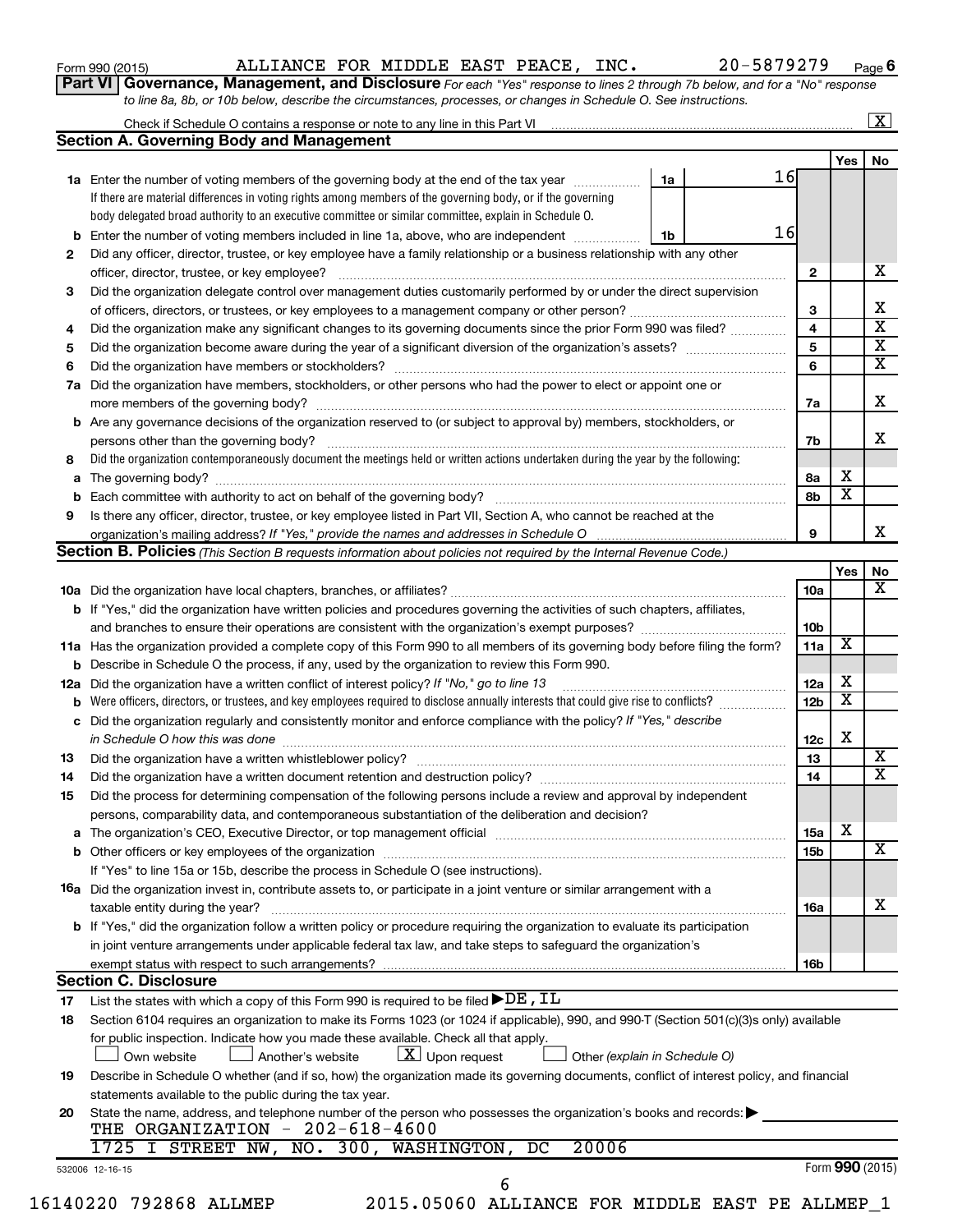Form 990 (2015) ALLIANCE FOR MIDDLE EAST PEACE, INC. 20-5879279 Page 6

**Part VI** **Governance, Management, and Disclosure** *For each "Yes" response to lines 2 through 7b below, and for a "No" response to line 8a, 8b, or 10b below, describe the circumstances, processes, or changes in Schedule O. See instructions.*

Check if Schedule O contains a response or note to any line in this Part VI [X]

## Section A. Governing Body and Management

| | | | Yes | No |
|---|---|---|---|---|
| **1a** | Enter the number of voting members of the governing body at the end of the tax year — **1a** 16. If there are material differences in voting rights among members of the governing body, or if the governing body delegated broad authority to an executive committee or similar committee, explain in Schedule O. | | | |
| **b** | Enter the number of voting members included in line 1a, above, who are independent — **1b** 16 | | | |
| **2** | Did any officer, director, trustee, or key employee have a family relationship or a business relationship with any other officer, director, trustee, or key employee? | 2 | | X |
| **3** | Did the organization delegate control over management duties customarily performed by or under the direct supervision of officers, directors, or trustees, or key employees to a management company or other person? | 3 | | X |
| **4** | Did the organization make any significant changes to its governing documents since the prior Form 990 was filed? | 4 | | X |
| **5** | Did the organization become aware during the year of a significant diversion of the organization's assets? | 5 | | X |
| **6** | Did the organization have members or stockholders? | 6 | | X |
| **7a** | Did the organization have members, stockholders, or other persons who had the power to elect or appoint one or more members of the governing body? | 7a | | X |
| **b** | Are any governance decisions of the organization reserved to (or subject to approval by) members, stockholders, or persons other than the governing body? | 7b | | X |
| **8** | Did the organization contemporaneously document the meetings held or written actions undertaken during the year by the following: | | | |
| **a** | The governing body? | 8a | X | |
| **b** | Each committee with authority to act on behalf of the governing body? | 8b | X | |
| **9** | Is there any officer, director, trustee, or key employee listed in Part VII, Section A, who cannot be reached at the organization's mailing address? *If "Yes," provide the names and addresses in Schedule O* | 9 | | X |

## Section B. Policies *(This Section B requests information about policies not required by the Internal Revenue Code.)*

| | | | Yes | No |
|---|---|---|---|---|
| **10a** | Did the organization have local chapters, branches, or affiliates? | 10a | | X |
| **b** | If "Yes," did the organization have written policies and procedures governing the activities of such chapters, affiliates, and branches to ensure their operations are consistent with the organization's exempt purposes? | 10b | | |
| **11a** | Has the organization provided a complete copy of this Form 990 to all members of its governing body before filing the form? | 11a | X | |
| **b** | Describe in Schedule O the process, if any, used by the organization to review this Form 990. | | | |
| **12a** | Did the organization have a written conflict of interest policy? *If "No," go to line 13* | 12a | X | |
| **b** | Were officers, directors, or trustees, and key employees required to disclose annually interests that could give rise to conflicts? | 12b | X | |
| **c** | Did the organization regularly and consistently monitor and enforce compliance with the policy? *If "Yes," describe in Schedule O how this was done* | 12c | X | |
| **13** | Did the organization have a written whistleblower policy? | 13 | | X |
| **14** | Did the organization have a written document retention and destruction policy? | 14 | | X |
| **15** | Did the process for determining compensation of the following persons include a review and approval by independent persons, comparability data, and contemporaneous substantiation of the deliberation and decision? | | | |
| **a** | The organization's CEO, Executive Director, or top management official | 15a | X | |
| **b** | Other officers or key employees of the organization | 15b | | X |
| | If "Yes" to line 15a or 15b, describe the process in Schedule O (see instructions). | | | |
| **16a** | Did the organization invest in, contribute assets to, or participate in a joint venture or similar arrangement with a taxable entity during the year? | 16a | | X |
| **b** | If "Yes," did the organization follow a written policy or procedure requiring the organization to evaluate its participation in joint venture arrangements under applicable federal tax law, and take steps to safeguard the organization's exempt status with respect to such arrangements? | 16b | | |

## Section C. Disclosure

**17** List the states with which a copy of this Form 990 is required to be filed ▶DE, IL

**18** Section 6104 requires an organization to make its Forms 1023 (or 1024 if applicable), 990, and 990-T (Section 501(c)(3)s only) available for public inspection. Indicate how you made these available. Check all that apply.

[ ] Own website [ ] Another's website [X] Upon request [ ] Other *(explain in Schedule O)*

**19** Describe in Schedule O whether (and if so, how) the organization made its governing documents, conflict of interest policy, and financial statements available to the public during the tax year.

**20** State the name, address, and telephone number of the person who possesses the organization's books and records: ▶

THE ORGANIZATION - 202-618-4600
1725 I STREET NW, NO. 300, WASHINGTON, DC 20006

532006 12-16-15 Form **990** (2015)

16140220 792868 ALLMEP 2015.05060 ALLIANCE FOR MIDDLE EAST PE ALLMEP_1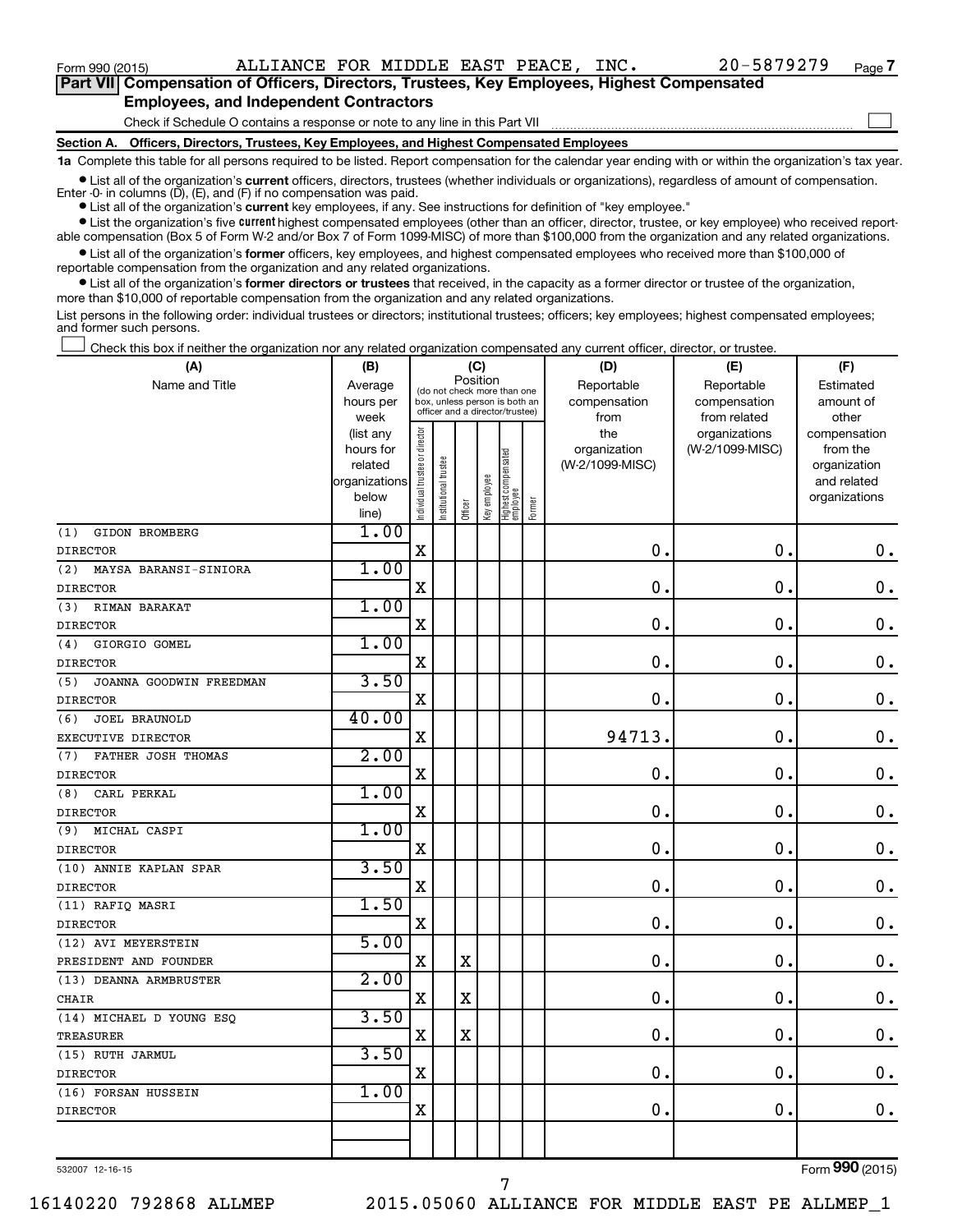Form 990 (2015) ALLIANCE FOR MIDDLE EAST PEACE, INC. 20-5879279 Page 7

**Part VII Compensation of Officers, Directors, Trustees, Key Employees, Highest Compensated Employees, and Independent Contractors**

Check if Schedule O contains a response or note to any line in this Part VII ☐

**Section A. Officers, Directors, Trustees, Key Employees, and Highest Compensated Employees**

**1a** Complete this table for all persons required to be listed. Report compensation for the calendar year ending with or within the organization's tax year.

- List all of the organization's **current** officers, directors, trustees (whether individuals or organizations), regardless of amount of compensation. Enter -0- in columns (D), (E), and (F) if no compensation was paid.
- List all of the organization's **current** key employees, if any. See instructions for definition of "key employee."
- List the organization's five **current** highest compensated employees (other than an officer, director, trustee, or key employee) who received reportable compensation (Box 5 of Form W-2 and/or Box 7 of Form 1099-MISC) of more than $100,000 from the organization and any related organizations.
- List all of the organization's **former** officers, key employees, and highest compensated employees who received more than $100,000 of reportable compensation from the organization and any related organizations.
- List all of the organization's **former directors or trustees** that received, in the capacity as a former director or trustee of the organization, more than $10,000 of reportable compensation from the organization and any related organizations.

List persons in the following order: individual trustees or directors; institutional trustees; officers; key employees; highest compensated employees; and former such persons.

☐ Check this box if neither the organization nor any related organization compensated any current officer, director, or trustee.

| (A) Name and Title | (B) Average hours per week (list any hours for related organizations below line) | (C) Position: Individual trustee or director | Institutional trustee | Officer | Key employee | Highest compensated employee | Former | (D) Reportable compensation from the organization (W-2/1099-MISC) | (E) Reportable compensation from related organizations (W-2/1099-MISC) | (F) Estimated amount of other compensation from the organization and related organizations |
|---|---|---|---|---|---|---|---|---|---|---|
| (1) GIDON BROMBERG<br>DIRECTOR | 1.00 | X | | | | | | 0. | 0. | 0. |
| (2) MAYSA BARANSI-SINIORA<br>DIRECTOR | 1.00 | X | | | | | | 0. | 0. | 0. |
| (3) RIMAN BARAKAT<br>DIRECTOR | 1.00 | X | | | | | | 0. | 0. | 0. |
| (4) GIORGIO GOMEL<br>DIRECTOR | 1.00 | X | | | | | | 0. | 0. | 0. |
| (5) JOANNA GOODWIN FREEDMAN<br>DIRECTOR | 3.50 | X | | | | | | 0. | 0. | 0. |
| (6) JOEL BRAUNOLD<br>EXECUTIVE DIRECTOR | 40.00 | X | | | | | | 94713. | 0. | 0. |
| (7) FATHER JOSH THOMAS<br>DIRECTOR | 2.00 | X | | | | | | 0. | 0. | 0. |
| (8) CARL PERKAL<br>DIRECTOR | 1.00 | X | | | | | | 0. | 0. | 0. |
| (9) MICHAL CASPI<br>DIRECTOR | 1.00 | X | | | | | | 0. | 0. | 0. |
| (10) ANNIE KAPLAN SPAR<br>DIRECTOR | 3.50 | X | | | | | | 0. | 0. | 0. |
| (11) RAFIQ MASRI<br>DIRECTOR | 1.50 | X | | | | | | 0. | 0. | 0. |
| (12) AVI MEYERSTEIN<br>PRESIDENT AND FOUNDER | 5.00 | X | | X | | | | 0. | 0. | 0. |
| (13) DEANNA ARMBRUSTER<br>CHAIR | 2.00 | X | | X | | | | 0. | 0. | 0. |
| (14) MICHAEL D YOUNG ESQ<br>TREASURER | 3.50 | X | | X | | | | 0. | 0. | 0. |
| (15) RUTH JARMUL<br>DIRECTOR | 3.50 | X | | | | | | 0. | 0. | 0. |
| (16) FORSAN HUSSEIN<br>DIRECTOR | 1.00 | X | | | | | | 0. | 0. | 0. |

532007 12-16-15 Form 990 (2015)

16140220 792868 ALLMEP 2015.05060 ALLIANCE FOR MIDDLE EAST PE ALLMEP_1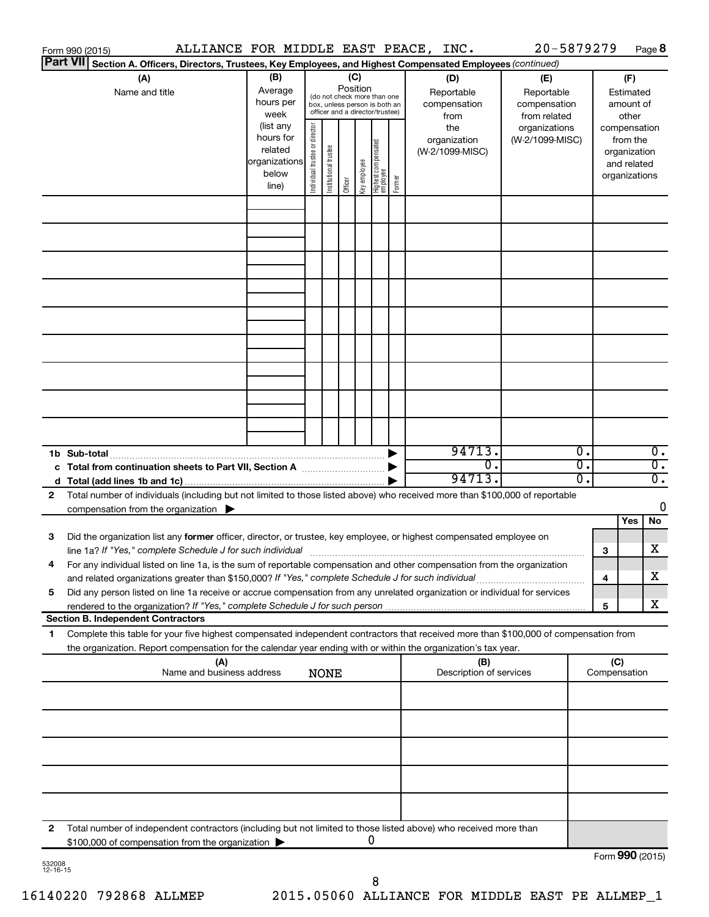Form 990 (2015) ALLIANCE FOR MIDDLE EAST PEACE, INC. 20-5879279 Page **8**

**Part VII** **Section A. Officers, Directors, Trustees, Key Employees, and Highest Compensated Employees** *(continued)*

| (A) Name and title | (B) Average hours per week (list any hours for related organizations below line) | (C) Position (do not check more than one box, unless person is both an officer and a director/trustee): Individual trustee or director | Institutional trustee | Officer | Key employee | Highest compensated employee | Former | (D) Reportable compensation from the organization (W-2/1099-MISC) | (E) Reportable compensation from related organizations (W-2/1099-MISC) | (F) Estimated amount of other compensation from the organization and related organizations |
|---|---|---|---|---|---|---|---|---|---|---|
| | | | | | | | | | | |
| | | | | | | | | | | |
| | | | | | | | | | | |
| | | | | | | | | | | |
| | | | | | | | | | | |
| | | | | | | | | | | |
| | | | | | | | | | | |
| | | | | | | | | | | |
| | | | | | | | | | | |
| **1b Sub-total** | | | | | | | | 94713. | 0. | 0. |
| **c Total from continuation sheets to Part VII, Section A** | | | | | | | | 0. | 0. | 0. |
| **d Total (add lines 1b and 1c)** | | | | | | | | 94713. | 0. | 0. |

**2** Total number of individuals (including but not limited to those listed above) who received more than $100,000 of reportable compensation from the organization ▶ 0

| | | | Yes | No |
|---|---|---|---|---|
| **3** | Did the organization list any **former** officer, director, or trustee, key employee, or highest compensated employee on line 1a? *If "Yes," complete Schedule J for such individual* | 3 | | X |
| **4** | For any individual listed on line 1a, is the sum of reportable compensation and other compensation from the organization and related organizations greater than $150,000? *If "Yes," complete Schedule J for such individual* | 4 | | X |
| **5** | Did any person listed on line 1a receive or accrue compensation from any unrelated organization or individual for services rendered to the organization? *If "Yes," complete Schedule J for such person* | 5 | | X |

**Section B. Independent Contractors**

**1** Complete this table for your five highest compensated independent contractors that received more than $100,000 of compensation from the organization. Report compensation for the calendar year ending with or within the organization's tax year.

| (A) Name and business address | (B) Description of services | (C) Compensation |
|---|---|---|
| NONE | | |
| | | |
| | | |
| | | |
| | | |

**2** Total number of independent contractors (including but not limited to those listed above) who received more than $100,000 of compensation from the organization ▶ 0

Form **990** (2015)

532008 12-16-15

16140220 792868 ALLMEP 2015.05060 ALLIANCE FOR MIDDLE EAST PE ALLMEP_1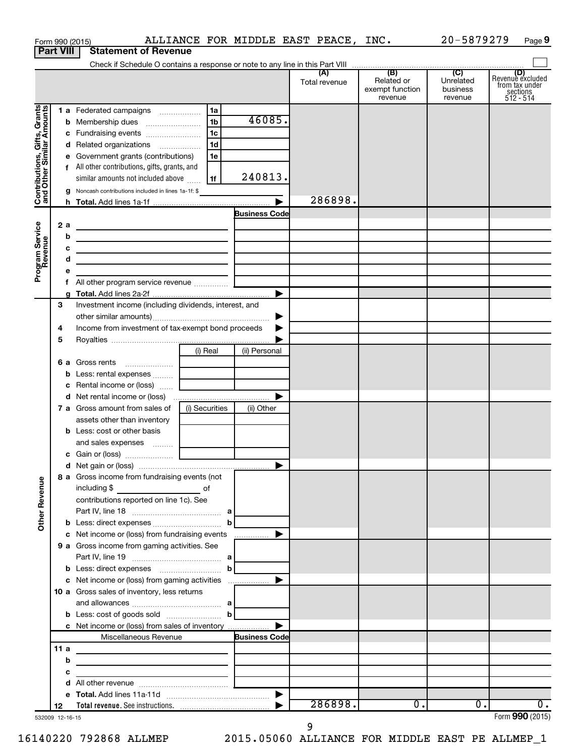Form 990 (2015) ALLIANCE FOR MIDDLE EAST PEACE, INC. 20-5879279 Page 9

## Part VIII Statement of Revenue

Check if Schedule O contains a response or note to any line in this Part VIII

| | | | | (A) Total revenue | (B) Related or exempt function revenue | (C) Unrelated business revenue | (D) Revenue excluded from tax under sections 512 - 514 |
|---|---|---|---|---|---|---|---|
| **Contributions, Gifts, Grants and Other Similar Amounts** | 1 a Federated campaigns | 1a | | | | | |
| | b Membership dues | 1b | 46085. | | | | |
| | c Fundraising events | 1c | | | | | |
| | d Related organizations | 1d | | | | | |
| | e Government grants (contributions) | 1e | | | | | |
| | f All other contributions, gifts, grants, and similar amounts not included above | 1f | 240813. | | | | |
| | g Noncash contributions included in lines 1a-1f: $ | | | | | | |
| | h **Total.** Add lines 1a-1f | | ▶ | 286898. | | | |
| **Program Service Revenue** | | | Business Code | | | | |
| | 2 a | | | | | | |
| | b | | | | | | |
| | c | | | | | | |
| | d | | | | | | |
| | e | | | | | | |
| | f All other program service revenue | | | | | | |
| | g **Total.** Add lines 2a-2f | | ▶ | | | | |
| **Other Revenue** | 3 Investment income (including dividends, interest, and other similar amounts) | | ▶ | | | | |
| | 4 Income from investment of tax-exempt bond proceeds | | ▶ | | | | |
| | 5 Royalties | | ▶ | | | | |
| | | (i) Real | (ii) Personal | | | | |
| | 6 a Gross rents | | | | | | |
| | b Less: rental expenses | | | | | | |
| | c Rental income or (loss) | | | | | | |
| | d Net rental income or (loss) | | ▶ | | | | |
| | 7 a Gross amount from sales of assets other than inventory | (i) Securities | (ii) Other | | | | |
| | b Less: cost or other basis and sales expenses | | | | | | |
| | c Gain or (loss) | | | | | | |
| | d Net gain or (loss) | | ▶ | | | | |
| | 8 a Gross income from fundraising events (not including $ of contributions reported on line 1c). See Part IV, line 18 | a | | | | | |
| | b Less: direct expenses | b | | | | | |
| | c Net income or (loss) from fundraising events | | ▶ | | | | |
| | 9 a Gross income from gaming activities. See Part IV, line 19 | a | | | | | |
| | b Less: direct expenses | b | | | | | |
| | c Net income or (loss) from gaming activities | | ▶ | | | | |
| | 10 a Gross sales of inventory, less returns and allowances | a | | | | | |
| | b Less: cost of goods sold | b | | | | | |
| | c Net income or (loss) from sales of inventory | | ▶ | | | | |
| | Miscellaneous Revenue | | Business Code | | | | |
| | 11 a | | | | | | |
| | b | | | | | | |
| | c | | | | | | |
| | d All other revenue | | | | | | |
| | e **Total.** Add lines 11a-11d | | ▶ | | | | |
| | 12 **Total revenue.** See instructions. | | ▶ | 286898. | 0. | 0. | 0. |

532009 12-16-15

Form **990** (2015)

16140220 792868 ALLMEP 2015.05060 ALLIANCE FOR MIDDLE EAST PE ALLMEP_1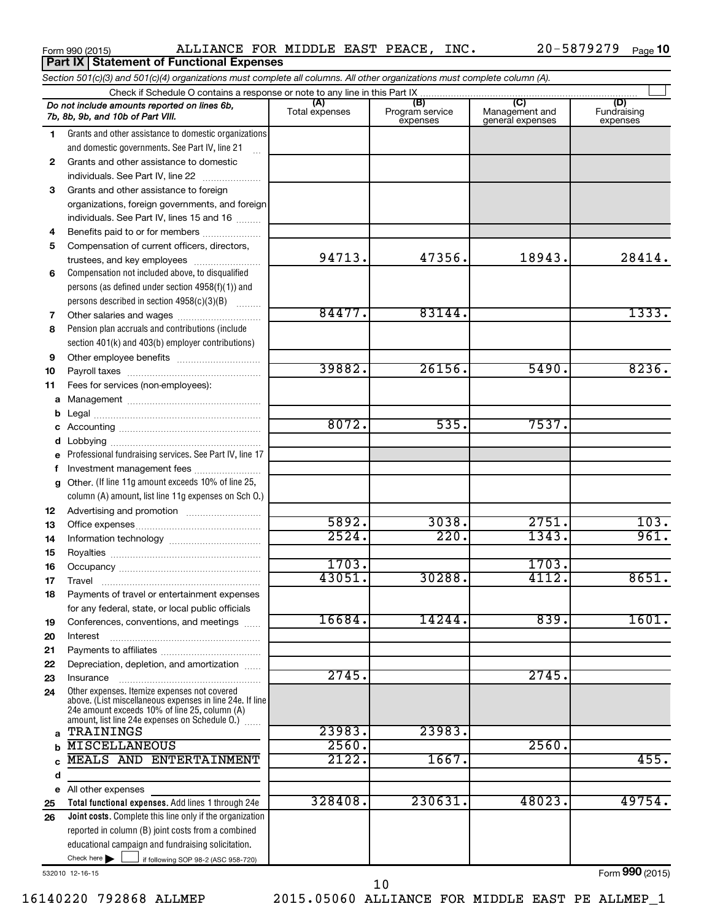Form 990 (2015) ALLIANCE FOR MIDDLE EAST PEACE, INC. 20-5879279

## Part IX Statement of Functional Expenses

*Section 501(c)(3) and 501(c)(4) organizations must complete all columns. All other organizations must complete column (A).*

Check if Schedule O contains a response or note to any line in this Part IX ☐

| | *Do not include amounts reported on lines 6b, 7b, 8b, 9b, and 10b of Part VIII.* | (A) Total expenses | (B) Program service expenses | (C) Management and general expenses | (D) Fundraising expenses |
|---|---|---|---|---|---|
| 1 | Grants and other assistance to domestic organizations and domestic governments. See Part IV, line 21 | | | | |
| 2 | Grants and other assistance to domestic individuals. See Part IV, line 22 | | | | |
| 3 | Grants and other assistance to foreign organizations, foreign governments, and foreign individuals. See Part IV, lines 15 and 16 | | | | |
| 4 | Benefits paid to or for members | | | | |
| 5 | Compensation of current officers, directors, trustees, and key employees | 94713. | 47356. | 18943. | 28414. |
| 6 | Compensation not included above, to disqualified persons (as defined under section 4958(f)(1)) and persons described in section 4958(c)(3)(B) | | | | |
| 7 | Other salaries and wages | 84477. | 83144. | | 1333. |
| 8 | Pension plan accruals and contributions (include section 401(k) and 403(b) employer contributions) | | | | |
| 9 | Other employee benefits | | | | |
| 10 | Payroll taxes | 39882. | 26156. | 5490. | 8236. |
| 11 | Fees for services (non-employees): | | | | |
| a | Management | | | | |
| b | Legal | | | | |
| c | Accounting | 8072. | 535. | 7537. | |
| d | Lobbying | | | | |
| e | Professional fundraising services. See Part IV, line 17 | | | | |
| f | Investment management fees | | | | |
| g | Other. (If line 11g amount exceeds 10% of line 25, column (A) amount, list line 11g expenses on Sch O.) | | | | |
| 12 | Advertising and promotion | | | | |
| 13 | Office expenses | 5892. | 3038. | 2751. | 103. |
| 14 | Information technology | 2524. | 220. | 1343. | 961. |
| 15 | Royalties | | | | |
| 16 | Occupancy | 1703. | | 1703. | |
| 17 | Travel | 43051. | 30288. | 4112. | 8651. |
| 18 | Payments of travel or entertainment expenses for any federal, state, or local public officials | | | | |
| 19 | Conferences, conventions, and meetings | 16684. | 14244. | 839. | 1601. |
| 20 | Interest | | | | |
| 21 | Payments to affiliates | | | | |
| 22 | Depreciation, depletion, and amortization | | | | |
| 23 | Insurance | 2745. | | 2745. | |
| 24 | Other expenses. Itemize expenses not covered above. (List miscellaneous expenses in line 24e. If line 24e amount exceeds 10% of line 25, column (A) amount, list line 24e expenses on Schedule O.) | | | | |
| a | TRAININGS | 23983. | 23983. | | |
| b | MISCELLANEOUS | 2560. | | 2560. | |
| c | MEALS AND ENTERTAINMENT | 2122. | 1667. | | 455. |
| d | | | | | |
| e | All other expenses | | | | |
| 25 | **Total functional expenses.** Add lines 1 through 24e | 328408. | 230631. | 48023. | 49754. |
| 26 | **Joint costs.** Complete this line only if the organization reported in column (B) joint costs from a combined educational campaign and fundraising solicitation. Check here ☐ if following SOP 98-2 (ASC 958-720) | | | | |

532010 12-16-15

Form **990** (2015)

16140220 792868 ALLMEP 2015.05060 ALLIANCE FOR MIDDLE EAST PE ALLMEP_1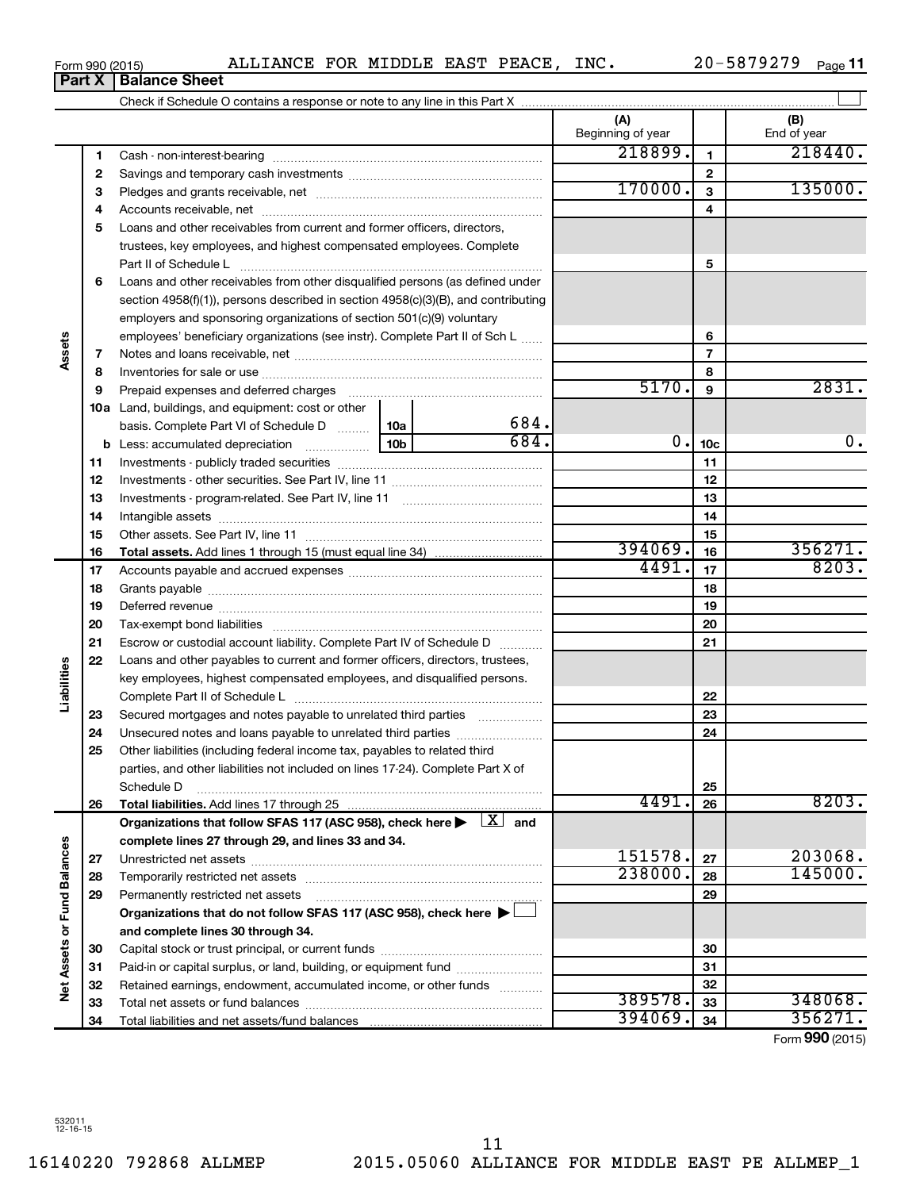Form 990 (2015) ALLIANCE FOR MIDDLE EAST PEACE, INC. 20-5879279

## Part X | Balance Sheet

Check if Schedule O contains a response or note to any line in this Part X ☐

| | | | (A) Beginning of year | | (B) End of year |
|---|---|---|---|---|---|
| Assets | 1 | Cash - non-interest-bearing | 218899. | 1 | 218440. |
| | 2 | Savings and temporary cash investments | | 2 | |
| | 3 | Pledges and grants receivable, net | 170000. | 3 | 135000. |
| | 4 | Accounts receivable, net | | 4 | |
| | 5 | Loans and other receivables from current and former officers, directors, trustees, key employees, and highest compensated employees. Complete Part II of Schedule L | | 5 | |
| | 6 | Loans and other receivables from other disqualified persons (as defined under section 4958(f)(1)), persons described in section 4958(c)(3)(B), and contributing employers and sponsoring organizations of section 501(c)(9) voluntary employees' beneficiary organizations (see instr). Complete Part II of Sch L | | 6 | |
| | 7 | Notes and loans receivable, net | | 7 | |
| | 8 | Inventories for sale or use | | 8 | |
| | 9 | Prepaid expenses and deferred charges | 5170. | 9 | 2831. |
| | 10a | Land, buildings, and equipment: cost or other basis. Complete Part VI of Schedule D — 10a: 684. | | | |
| | b | Less: accumulated depreciation — 10b: 684. | 0. | 10c | 0. |
| | 11 | Investments - publicly traded securities | | 11 | |
| | 12 | Investments - other securities. See Part IV, line 11 | | 12 | |
| | 13 | Investments - program-related. See Part IV, line 11 | | 13 | |
| | 14 | Intangible assets | | 14 | |
| | 15 | Other assets. See Part IV, line 11 | | 15 | |
| | 16 | **Total assets.** Add lines 1 through 15 (must equal line 34) | 394069. | 16 | 356271. |
| Liabilities | 17 | Accounts payable and accrued expenses | 4491. | 17 | 8203. |
| | 18 | Grants payable | | 18 | |
| | 19 | Deferred revenue | | 19 | |
| | 20 | Tax-exempt bond liabilities | | 20 | |
| | 21 | Escrow or custodial account liability. Complete Part IV of Schedule D | | 21 | |
| | 22 | Loans and other payables to current and former officers, directors, trustees, key employees, highest compensated employees, and disqualified persons. Complete Part II of Schedule L | | 22 | |
| | 23 | Secured mortgages and notes payable to unrelated third parties | | 23 | |
| | 24 | Unsecured notes and loans payable to unrelated third parties | | 24 | |
| | 25 | Other liabilities (including federal income tax, payables to related third parties, and other liabilities not included on lines 17-24). Complete Part X of Schedule D | | 25 | |
| | 26 | **Total liabilities.** Add lines 17 through 25 | 4491. | 26 | 8203. |
| Net Assets or Fund Balances | | **Organizations that follow SFAS 117 (ASC 958), check here ▶ ☒ and complete lines 27 through 29, and lines 33 and 34.** | | | |
| | 27 | Unrestricted net assets | 151578. | 27 | 203068. |
| | 28 | Temporarily restricted net assets | 238000. | 28 | 145000. |
| | 29 | Permanently restricted net assets | | 29 | |
| | | **Organizations that do not follow SFAS 117 (ASC 958), check here ▶ ☐ and complete lines 30 through 34.** | | | |
| | 30 | Capital stock or trust principal, or current funds | | 30 | |
| | 31 | Paid-in or capital surplus, or land, building, or equipment fund | | 31 | |
| | 32 | Retained earnings, endowment, accumulated income, or other funds | | 32 | |
| | 33 | Total net assets or fund balances | 389578. | 33 | 348068. |
| | 34 | Total liabilities and net assets/fund balances | 394069. | 34 | 356271. |

Form **990** (2015)

532011 12-16-15

16140220 792868 ALLMEP 2015.05060 ALLIANCE FOR MIDDLE EAST PE ALLMEP_1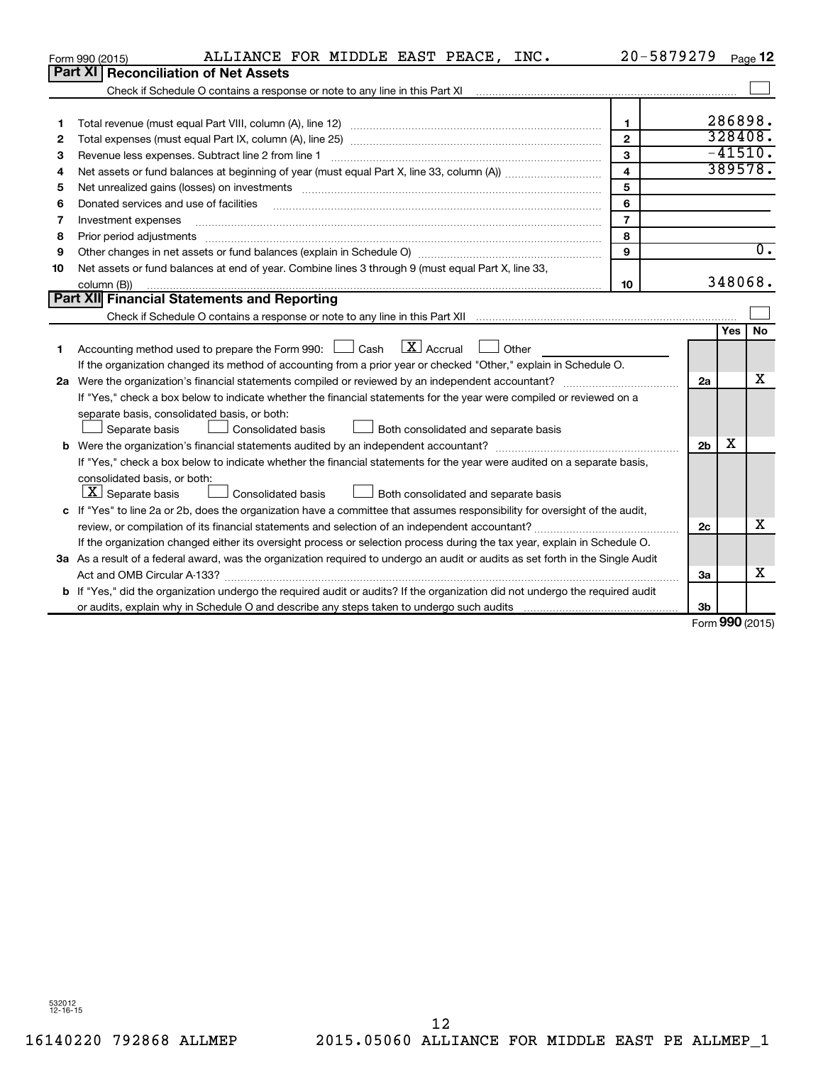Form 990 (2015) ALLIANCE FOR MIDDLE EAST PEACE, INC. 20-5879279 Page 12

## Part XI Reconciliation of Net Assets

Check if Schedule O contains a response or note to any line in this Part XI ☐

| | | | |
|---|---|---|---|
| 1 | Total revenue (must equal Part VIII, column (A), line 12) | 1 | 286898. |
| 2 | Total expenses (must equal Part IX, column (A), line 25) | 2 | 328408. |
| 3 | Revenue less expenses. Subtract line 2 from line 1 | 3 | -41510. |
| 4 | Net assets or fund balances at beginning of year (must equal Part X, line 33, column (A)) | 4 | 389578. |
| 5 | Net unrealized gains (losses) on investments | 5 | |
| 6 | Donated services and use of facilities | 6 | |
| 7 | Investment expenses | 7 | |
| 8 | Prior period adjustments | 8 | |
| 9 | Other changes in net assets or fund balances (explain in Schedule O) | 9 | 0. |
| 10 | Net assets or fund balances at end of year. Combine lines 3 through 9 (must equal Part X, line 33, column (B)) | 10 | 348068. |

## Part XII Financial Statements and Reporting

Check if Schedule O contains a response or note to any line in this Part XII ☐

| | | | Yes | No |
|---|---|---|---|---|
| 1 | Accounting method used to prepare the Form 990: ☐ Cash ☒ Accrual ☐ Other<br>If the organization changed its method of accounting from a prior year or checked "Other," explain in Schedule O. | | | |
| 2a | Were the organization's financial statements compiled or reviewed by an independent accountant?<br>If "Yes," check a box below to indicate whether the financial statements for the year were compiled or reviewed on a separate basis, consolidated basis, or both:<br>☐ Separate basis ☐ Consolidated basis ☐ Both consolidated and separate basis | 2a | | X |
| b | Were the organization's financial statements audited by an independent accountant?<br>If "Yes," check a box below to indicate whether the financial statements for the year were audited on a separate basis, consolidated basis, or both:<br>☒ Separate basis ☐ Consolidated basis ☐ Both consolidated and separate basis | 2b | X | |
| c | If "Yes" to line 2a or 2b, does the organization have a committee that assumes responsibility for oversight of the audit, review, or compilation of its financial statements and selection of an independent accountant?<br>If the organization changed either its oversight process or selection process during the tax year, explain in Schedule O. | 2c | | X |
| 3a | As a result of a federal award, was the organization required to undergo an audit or audits as set forth in the Single Audit Act and OMB Circular A-133? | 3a | | X |
| b | If "Yes," did the organization undergo the required audit or audits? If the organization did not undergo the required audit or audits, explain why in Schedule O and describe any steps taken to undergo such audits | 3b | | |

Form 990 (2015)

532012 12-16-15

16140220 792868 ALLMEP 2015.05060 ALLIANCE FOR MIDDLE EAST PE ALLMEP_1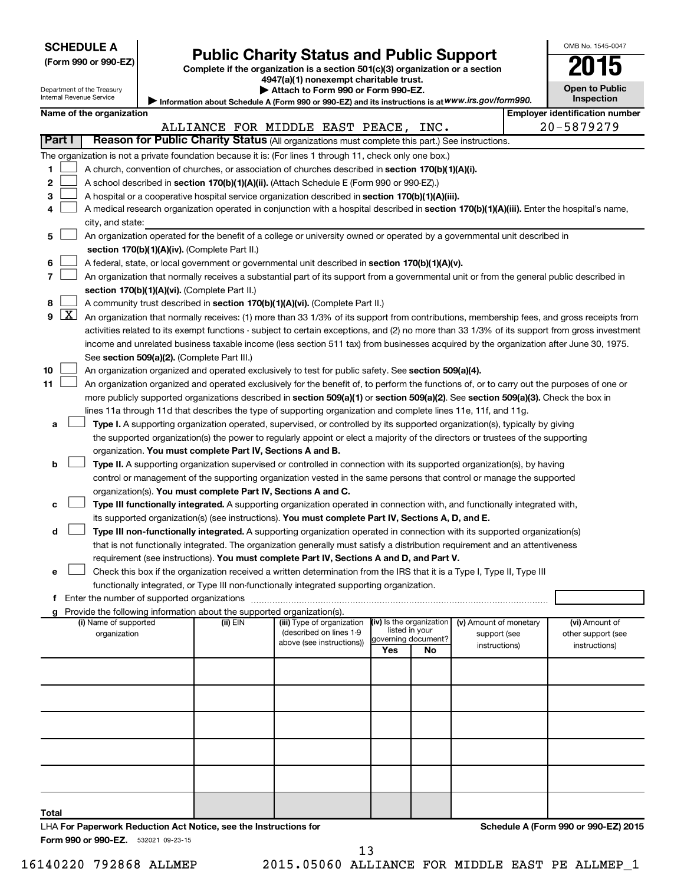**SCHEDULE A**
**(Form 990 or 990-EZ)**

Department of the Treasury
Internal Revenue Service

# Public Charity Status and Public Support

**Complete if the organization is a section 501(c)(3) organization or a section 4947(a)(1) nonexempt charitable trust.**
**▶ Attach to Form 990 or Form 990-EZ.**
▶ Information about Schedule A (Form 990 or 990-EZ) and its instructions is at *www.irs.gov/form990.*

OMB No. 1545-0047
**2015**
**Open to Public Inspection**

**Name of the organization:** ALLIANCE FOR MIDDLE EAST PEACE, INC.
**Employer identification number:** 20-5879279

## Part I — Reason for Public Charity Status (All organizations must complete this part.) See instructions.

The organization is not a private foundation because it is: (For lines 1 through 11, check only one box.)

1. ☐ A church, convention of churches, or association of churches described in **section 170(b)(1)(A)(i).**
2. ☐ A school described in **section 170(b)(1)(A)(ii).** (Attach Schedule E (Form 990 or 990-EZ).)
3. ☐ A hospital or a cooperative hospital service organization described in **section 170(b)(1)(A)(iii).**
4. ☐ A medical research organization operated in conjunction with a hospital described in **section 170(b)(1)(A)(iii).** Enter the hospital's name, city, and state: ______
5. ☐ An organization operated for the benefit of a college or university owned or operated by a governmental unit described in **section 170(b)(1)(A)(iv).** (Complete Part II.)
6. ☐ A federal, state, or local government or governmental unit described in **section 170(b)(1)(A)(v).**
7. ☐ An organization that normally receives a substantial part of its support from a governmental unit or from the general public described in **section 170(b)(1)(A)(vi).** (Complete Part II.)
8. ☐ A community trust described in **section 170(b)(1)(A)(vi).** (Complete Part II.)
9. ☒ An organization that normally receives: (1) more than 33 1/3% of its support from contributions, membership fees, and gross receipts from activities related to its exempt functions - subject to certain exceptions, and (2) no more than 33 1/3% of its support from gross investment income and unrelated business taxable income (less section 511 tax) from businesses acquired by the organization after June 30, 1975. See **section 509(a)(2).** (Complete Part III.)
10. ☐ An organization organized and operated exclusively to test for public safety. See **section 509(a)(4).**
11. ☐ An organization organized and operated exclusively for the benefit of, to perform the functions of, or to carry out the purposes of one or more publicly supported organizations described in **section 509(a)(1)** or **section 509(a)(2).** See **section 509(a)(3).** Check the box in lines 11a through 11d that describes the type of supporting organization and complete lines 11e, 11f, and 11g.

   a. ☐ **Type I.** A supporting organization operated, supervised, or controlled by its supported organization(s), typically by giving the supported organization(s) the power to regularly appoint or elect a majority of the directors or trustees of the supporting organization. **You must complete Part IV, Sections A and B.**

   b. ☐ **Type II.** A supporting organization supervised or controlled in connection with its supported organization(s), by having control or management of the supporting organization vested in the same persons that control or manage the supported organization(s). **You must complete Part IV, Sections A and C.**

   c. ☐ **Type III functionally integrated.** A supporting organization operated in connection with, and functionally integrated with, its supported organization(s) (see instructions). **You must complete Part IV, Sections A, D, and E.**

   d. ☐ **Type III non-functionally integrated.** A supporting organization operated in connection with its supported organization(s) that is not functionally integrated. The organization generally must satisfy a distribution requirement and an attentiveness requirement (see instructions). **You must complete Part IV, Sections A and D, and Part V.**

   e. ☐ Check this box if the organization received a written determination from the IRS that it is a Type I, Type II, Type III functionally integrated, or Type III non-functionally integrated supporting organization.

   f. Enter the number of supported organizations ______

   g. Provide the following information about the supported organization(s).

| (i) Name of supported organization | (ii) EIN | (iii) Type of organization (described on lines 1-9 above (see instructions)) | (iv) Is the organization listed in your governing document? Yes | No | (v) Amount of monetary support (see instructions) | (vi) Amount of other support (see instructions) |
|---|---|---|---|---|---|---|
| | | | | | | |
| | | | | | | |
| | | | | | | |
| | | | | | | |
| | | | | | | |
| **Total** | | | | | | |

LHA **For Paperwork Reduction Act Notice, see the Instructions for Form 990 or 990-EZ.** 532021 09-23-15

**Schedule A (Form 990 or 990-EZ) 2015**

16140220 792868 ALLMEP 2015.05060 ALLIANCE FOR MIDDLE EAST PE ALLMEP_1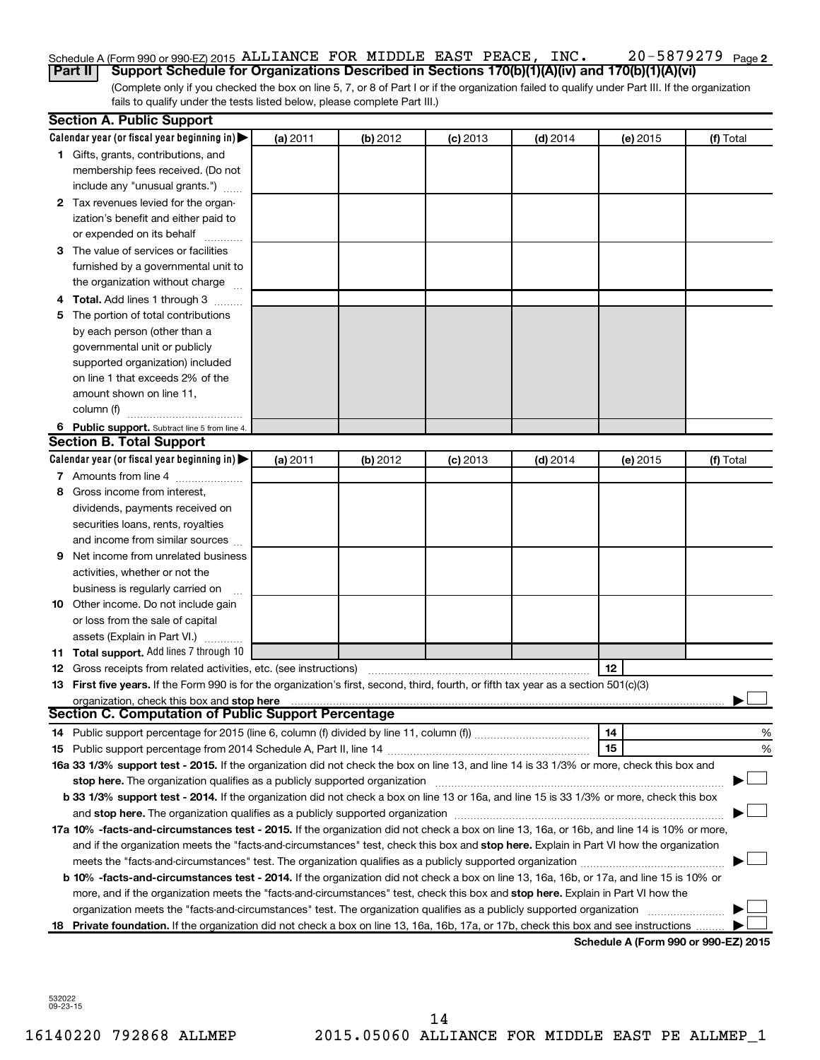Schedule A (Form 990 or 990-EZ) 2015 ALLIANCE FOR MIDDLE EAST PEACE, INC. 20-5879279 Page 2

**Part II | Support Schedule for Organizations Described in Sections 170(b)(1)(A)(iv) and 170(b)(1)(A)(vi)**

(Complete only if you checked the box on line 5, 7, or 8 of Part I or if the organization failed to qualify under Part III. If the organization fails to qualify under the tests listed below, please complete Part III.)

**Section A. Public Support**

| Calendar year (or fiscal year beginning in) ▶ | (a) 2011 | (b) 2012 | (c) 2013 | (d) 2014 | (e) 2015 | (f) Total |
|---|---|---|---|---|---|---|
| 1 Gifts, grants, contributions, and membership fees received. (Do not include any "unusual grants.") | | | | | | |
| 2 Tax revenues levied for the organization's benefit and either paid to or expended on its behalf | | | | | | |
| 3 The value of services or facilities furnished by a governmental unit to the organization without charge | | | | | | |
| 4 **Total.** Add lines 1 through 3 | | | | | | |
| 5 The portion of total contributions by each person (other than a governmental unit or publicly supported organization) included on line 1 that exceeds 2% of the amount shown on line 11, column (f) | | | | | | |
| 6 **Public support.** Subtract line 5 from line 4. | | | | | | |

**Section B. Total Support**

| Calendar year (or fiscal year beginning in) ▶ | (a) 2011 | (b) 2012 | (c) 2013 | (d) 2014 | (e) 2015 | (f) Total |
|---|---|---|---|---|---|---|
| 7 Amounts from line 4 | | | | | | |
| 8 Gross income from interest, dividends, payments received on securities loans, rents, royalties and income from similar sources | | | | | | |
| 9 Net income from unrelated business activities, whether or not the business is regularly carried on | | | | | | |
| 10 Other income. Do not include gain or loss from the sale of capital assets (Explain in Part VI.) | | | | | | |
| 11 **Total support.** Add lines 7 through 10 | | | | | | |

12 Gross receipts from related activities, etc. (see instructions) | 12 |

13 **First five years.** If the Form 990 is for the organization's first, second, third, fourth, or fifth tax year as a section 501(c)(3) organization, check this box and **stop here** ▶ ☐

**Section C. Computation of Public Support Percentage**

14 Public support percentage for 2015 (line 6, column (f) divided by line 11, column (f)) | 14 | %

15 Public support percentage from 2014 Schedule A, Part II, line 14 | 15 | %

**16a 33 1/3% support test - 2015.** If the organization did not check the box on line 13, and line 14 is 33 1/3% or more, check this box and **stop here.** The organization qualifies as a publicly supported organization ▶ ☐

**b 33 1/3% support test - 2014.** If the organization did not check a box on line 13 or 16a, and line 15 is 33 1/3% or more, check this box and **stop here.** The organization qualifies as a publicly supported organization ▶ ☐

**17a 10% -facts-and-circumstances test - 2015.** If the organization did not check a box on line 13, 16a, or 16b, and line 14 is 10% or more, and if the organization meets the "facts-and-circumstances" test, check this box and **stop here.** Explain in Part VI how the organization meets the "facts-and-circumstances" test. The organization qualifies as a publicly supported organization ▶ ☐

**b 10% -facts-and-circumstances test - 2014.** If the organization did not check a box on line 13, 16a, 16b, or 17a, and line 15 is 10% or more, and if the organization meets the "facts-and-circumstances" test, check this box and **stop here.** Explain in Part VI how the organization meets the "facts-and-circumstances" test. The organization qualifies as a publicly supported organization ▶ ☐

**18 Private foundation.** If the organization did not check a box on line 13, 16a, 16b, 17a, or 17b, check this box and see instructions ▶ ☐

**Schedule A (Form 990 or 990-EZ) 2015**

532022 09-23-15

16140220 792868 ALLMEP 2015.05060 ALLIANCE FOR MIDDLE EAST PE ALLMEP_1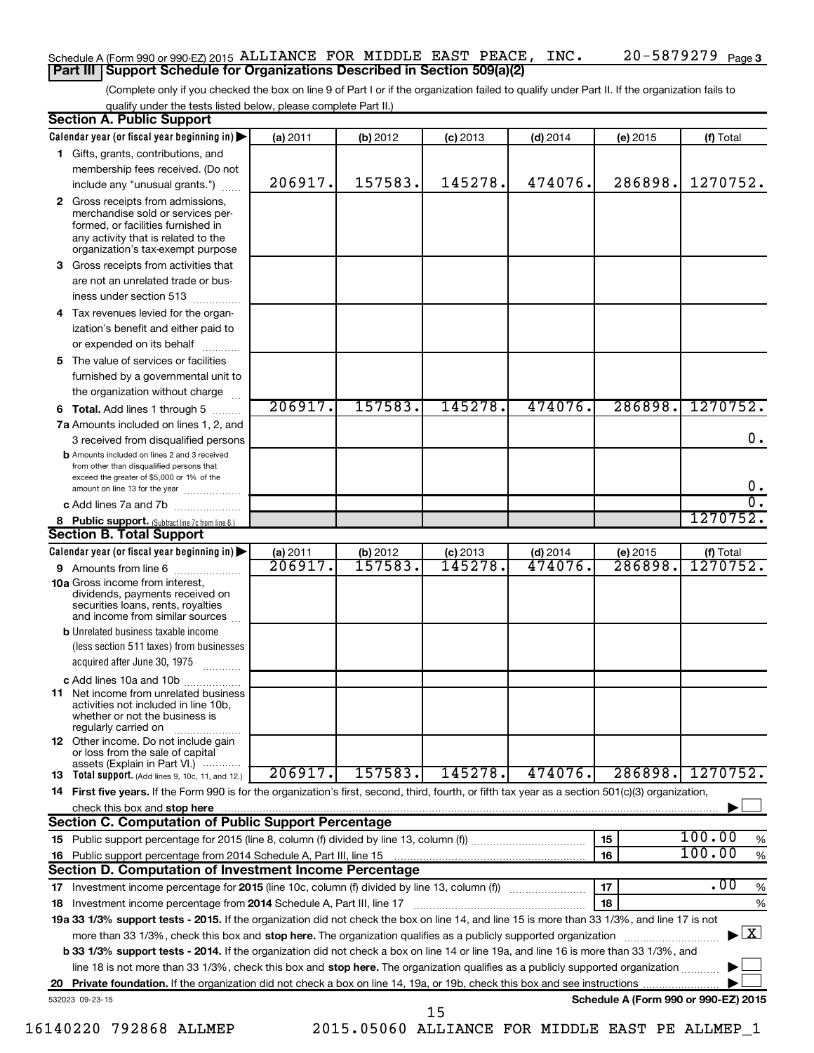Schedule A (Form 990 or 990-EZ) 2015 ALLIANCE FOR MIDDLE EAST PEACE, INC. 20-5879279 Page 3

## Part III Support Schedule for Organizations Described in Section 509(a)(2)

(Complete only if you checked the box on line 9 of Part I or if the organization failed to qualify under Part II. If the organization fails to qualify under the tests listed below, please complete Part II.)

### Section A. Public Support

| Calendar year (or fiscal year beginning in) | (a) 2011 | (b) 2012 | (c) 2013 | (d) 2014 | (e) 2015 | (f) Total |
|---|---|---|---|---|---|---|
| 1 Gifts, grants, contributions, and membership fees received. (Do not include any "unusual grants.") | 206917. | 157583. | 145278. | 474076. | 286898. | 1270752. |
| 2 Gross receipts from admissions, merchandise sold or services performed, or facilities furnished in any activity that is related to the organization's tax-exempt purpose | | | | | | |
| 3 Gross receipts from activities that are not an unrelated trade or business under section 513 | | | | | | |
| 4 Tax revenues levied for the organization's benefit and either paid to or expended on its behalf | | | | | | |
| 5 The value of services or facilities furnished by a governmental unit to the organization without charge | | | | | | |
| 6 Total. Add lines 1 through 5 | 206917. | 157583. | 145278. | 474076. | 286898. | 1270752. |
| 7a Amounts included on lines 1, 2, and 3 received from disqualified persons | | | | | | 0. |
| b Amounts included on lines 2 and 3 received from other than disqualified persons that exceed the greater of $5,000 or 1% of the amount on line 13 for the year | | | | | | 0. |
| c Add lines 7a and 7b | | | | | | 0. |
| 8 Public support. (Subtract line 7c from line 6.) | | | | | | 1270752. |

### Section B. Total Support

| Calendar year (or fiscal year beginning in) | (a) 2011 | (b) 2012 | (c) 2013 | (d) 2014 | (e) 2015 | (f) Total |
|---|---|---|---|---|---|---|
| 9 Amounts from line 6 | 206917. | 157583. | 145278. | 474076. | 286898. | 1270752. |
| 10a Gross income from interest, dividends, payments received on securities loans, rents, royalties and income from similar sources | | | | | | |
| b Unrelated business taxable income (less section 511 taxes) from businesses acquired after June 30, 1975 | | | | | | |
| c Add lines 10a and 10b | | | | | | |
| 11 Net income from unrelated business activities not included in line 10b, whether or not the business is regularly carried on | | | | | | |
| 12 Other income. Do not include gain or loss from the sale of capital assets (Explain in Part VI.) | | | | | | |
| 13 Total support. (Add lines 9, 10c, 11, and 12.) | 206917. | 157583. | 145278. | 474076. | 286898. | 1270752. |

14 First five years. If the Form 990 is for the organization's first, second, third, fourth, or fifth tax year as a section 501(c)(3) organization, check this box and stop here ☐

### Section C. Computation of Public Support Percentage

| | | | |
|---|---|---|---|
| 15 Public support percentage for 2015 (line 8, column (f) divided by line 13, column (f)) | 15 | 100.00 | % |
| 16 Public support percentage from 2014 Schedule A, Part III, line 15 | 16 | 100.00 | % |

### Section D. Computation of Investment Income Percentage

| | | | |
|---|---|---|---|
| 17 Investment income percentage for 2015 (line 10c, column (f) divided by line 13, column (f)) | 17 | .00 | % |
| 18 Investment income percentage from 2014 Schedule A, Part III, line 17 | 18 | | % |

19a 33 1/3% support tests - 2015. If the organization did not check the box on line 14, and line 15 is more than 33 1/3%, and line 17 is not more than 33 1/3%, check this box and stop here. The organization qualifies as a publicly supported organization ☒

b 33 1/3% support tests - 2014. If the organization did not check a box on line 14 or line 19a, and line 16 is more than 33 1/3%, and line 18 is not more than 33 1/3%, check this box and stop here. The organization qualifies as a publicly supported organization ☐

20 Private foundation. If the organization did not check a box on line 14, 19a, or 19b, check this box and see instructions ☐

532023 09-23-15 Schedule A (Form 990 or 990-EZ) 2015

16140220 792868 ALLMEP 2015.05060 ALLIANCE FOR MIDDLE EAST PE ALLMEP_1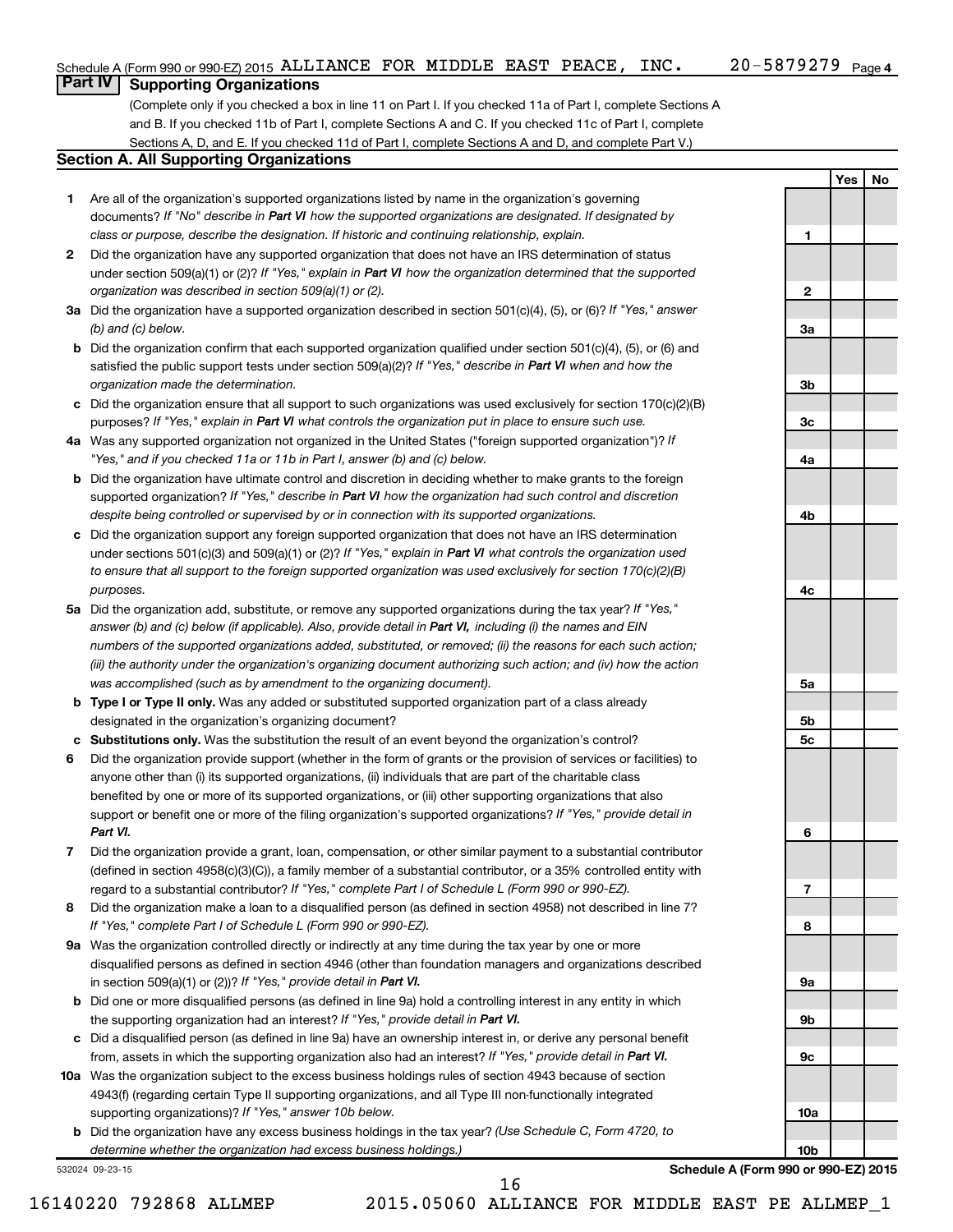Schedule A (Form 990 or 990-EZ) 2015 ALLIANCE FOR MIDDLE EAST PEACE, INC. 20-5879279 Page 4

## Part IV Supporting Organizations

(Complete only if you checked a box in line 11 on Part I. If you checked 11a of Part I, complete Sections A and B. If you checked 11b of Part I, complete Sections A and C. If you checked 11c of Part I, complete Sections A, D, and E. If you checked 11d of Part I, complete Sections A and D, and complete Part V.)

### Section A. All Supporting Organizations

| | | | Yes | No |
|---|---|---|---|---|
| **1** | Are all of the organization's supported organizations listed by name in the organization's governing documents? *If "No" describe in **Part VI** how the supported organizations are designated. If designated by class or purpose, describe the designation. If historic and continuing relationship, explain.* | 1 | | |
| **2** | Did the organization have any supported organization that does not have an IRS determination of status under section 509(a)(1) or (2)? *If "Yes," explain in **Part VI** how the organization determined that the supported organization was described in section 509(a)(1) or (2).* | 2 | | |
| **3a** | Did the organization have a supported organization described in section 501(c)(4), (5), or (6)? *If "Yes," answer (b) and (c) below.* | 3a | | |
| **b** | Did the organization confirm that each supported organization qualified under section 501(c)(4), (5), or (6) and satisfied the public support tests under section 509(a)(2)? *If "Yes," describe in **Part VI** when and how the organization made the determination.* | 3b | | |
| **c** | Did the organization ensure that all support to such organizations was used exclusively for section 170(c)(2)(B) purposes? *If "Yes," explain in **Part VI** what controls the organization put in place to ensure such use.* | 3c | | |
| **4a** | Was any supported organization not organized in the United States ("foreign supported organization")? *If "Yes," and if you checked 11a or 11b in Part I, answer (b) and (c) below.* | 4a | | |
| **b** | Did the organization have ultimate control and discretion in deciding whether to make grants to the foreign supported organization? *If "Yes," describe in **Part VI** how the organization had such control and discretion despite being controlled or supervised by or in connection with its supported organizations.* | 4b | | |
| **c** | Did the organization support any foreign supported organization that does not have an IRS determination under sections 501(c)(3) and 509(a)(1) or (2)? *If "Yes," explain in **Part VI** what controls the organization used to ensure that all support to the foreign supported organization was used exclusively for section 170(c)(2)(B) purposes.* | 4c | | |
| **5a** | Did the organization add, substitute, or remove any supported organizations during the tax year? *If "Yes," answer (b) and (c) below (if applicable). Also, provide detail in **Part VI,** including (i) the names and EIN numbers of the supported organizations added, substituted, or removed; (ii) the reasons for each such action; (iii) the authority under the organization's organizing document authorizing such action; and (iv) how the action was accomplished (such as by amendment to the organizing document).* | 5a | | |
| **b** | **Type I or Type II only.** Was any added or substituted supported organization part of a class already designated in the organization's organizing document? | 5b | | |
| **c** | **Substitutions only.** Was the substitution the result of an event beyond the organization's control? | 5c | | |
| **6** | Did the organization provide support (whether in the form of grants or the provision of services or facilities) to anyone other than (i) its supported organizations, (ii) individuals that are part of the charitable class benefited by one or more of its supported organizations, or (iii) other supporting organizations that also support or benefit one or more of the filing organization's supported organizations? *If "Yes," provide detail in **Part VI.*** | 6 | | |
| **7** | Did the organization provide a grant, loan, compensation, or other similar payment to a substantial contributor (defined in section 4958(c)(3)(C)), a family member of a substantial contributor, or a 35% controlled entity with regard to a substantial contributor? *If "Yes," complete Part I of Schedule L (Form 990 or 990-EZ).* | 7 | | |
| **8** | Did the organization make a loan to a disqualified person (as defined in section 4958) not described in line 7? *If "Yes," complete Part I of Schedule L (Form 990 or 990-EZ).* | 8 | | |
| **9a** | Was the organization controlled directly or indirectly at any time during the tax year by one or more disqualified persons as defined in section 4946 (other than foundation managers and organizations described in section 509(a)(1) or (2))? *If "Yes," provide detail in **Part VI.*** | 9a | | |
| **b** | Did one or more disqualified persons (as defined in line 9a) hold a controlling interest in any entity in which the supporting organization had an interest? *If "Yes," provide detail in **Part VI.*** | 9b | | |
| **c** | Did a disqualified person (as defined in line 9a) have an ownership interest in, or derive any personal benefit from, assets in which the supporting organization also had an interest? *If "Yes," provide detail in **Part VI.*** | 9c | | |
| **10a** | Was the organization subject to the excess business holdings rules of section 4943 because of section 4943(f) (regarding certain Type II supporting organizations, and all Type III non-functionally integrated supporting organizations)? *If "Yes," answer 10b below.* | 10a | | |
| **b** | Did the organization have any excess business holdings in the tax year? *(Use Schedule C, Form 4720, to determine whether the organization had excess business holdings.)* | 10b | | |

532024 09-23-15 **Schedule A (Form 990 or 990-EZ) 2015**

16140220 792868 ALLMEP 2015.05060 ALLIANCE FOR MIDDLE EAST PE ALLMEP_1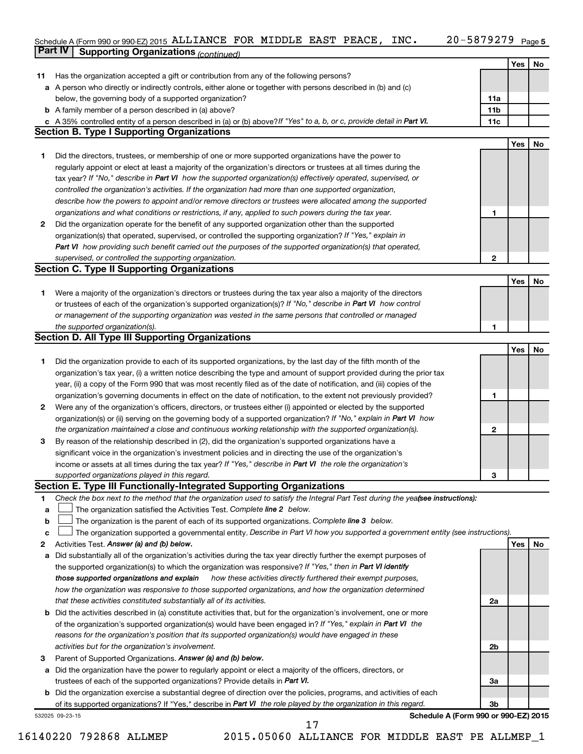Schedule A (Form 990 or 990-EZ) 2015 ALLIANCE FOR MIDDLE EAST PEACE, INC. 20-5879279 Page 5

## Part IV Supporting Organizations *(continued)*

| | | | Yes | No |
|---|---|---|---|---|
| **11** | Has the organization accepted a gift or contribution from any of the following persons? | | | |
| **a** | A person who directly or indirectly controls, either alone or together with persons described in (b) and (c) below, the governing body of a supported organization? | 11a | | |
| **b** | A family member of a person described in (a) above? | 11b | | |
| **c** | A 35% controlled entity of a person described in (a) or (b) above? *If "Yes" to a, b, or c, provide detail in **Part VI.*** | 11c | | |

### Section B. Type I Supporting Organizations

| | | | Yes | No |
|---|---|---|---|---|
| **1** | Did the directors, trustees, or membership of one or more supported organizations have the power to regularly appoint or elect at least a majority of the organization's directors or trustees at all times during the tax year? *If "No," describe in **Part VI** how the supported organization(s) effectively operated, supervised, or controlled the organization's activities. If the organization had more than one supported organization, describe how the powers to appoint and/or remove directors or trustees were allocated among the supported organizations and what conditions or restrictions, if any, applied to such powers during the tax year.* | 1 | | |
| **2** | Did the organization operate for the benefit of any supported organization other than the supported organization(s) that operated, supervised, or controlled the supporting organization? *If "Yes," explain in **Part VI** how providing such benefit carried out the purposes of the supported organization(s) that operated, supervised, or controlled the supporting organization.* | 2 | | |

### Section C. Type II Supporting Organizations

| | | | Yes | No |
|---|---|---|---|---|
| **1** | Were a majority of the organization's directors or trustees during the tax year also a majority of the directors or trustees of each of the organization's supported organization(s)? *If "No," describe in **Part VI** how control or management of the supporting organization was vested in the same persons that controlled or managed the supported organization(s).* | 1 | | |

### Section D. All Type III Supporting Organizations

| | | | Yes | No |
|---|---|---|---|---|
| **1** | Did the organization provide to each of its supported organizations, by the last day of the fifth month of the organization's tax year, (i) a written notice describing the type and amount of support provided during the prior tax year, (ii) a copy of the Form 990 that was most recently filed as of the date of notification, and (iii) copies of the organization's governing documents in effect on the date of notification, to the extent not previously provided? | 1 | | |
| **2** | Were any of the organization's officers, directors, or trustees either (i) appointed or elected by the supported organization(s) or (ii) serving on the governing body of a supported organization? *If "No," explain in **Part VI** how the organization maintained a close and continuous working relationship with the supported organization(s).* | 2 | | |
| **3** | By reason of the relationship described in (2), did the organization's supported organizations have a significant voice in the organization's investment policies and in directing the use of the organization's income or assets at all times during the tax year? *If "Yes," describe in **Part VI** the role the organization's supported organizations played in this regard.* | 3 | | |

### Section E. Type III Functionally-Integrated Supporting Organizations

**1** *Check the box next to the method that the organization used to satisfy the Integral Part Test during the year (see instructions):*

- **a** ☐ The organization satisfied the Activities Test. *Complete **line 2** below.*
- **b** ☐ The organization is the parent of each of its supported organizations. *Complete **line 3** below.*
- **c** ☐ The organization supported a governmental entity. *Describe in Part VI how you supported a government entity (see instructions).*

| | | | Yes | No |
|---|---|---|---|---|
| **2** | Activities Test. ***Answer (a) and (b) below.*** | | | |
| **a** | Did substantially all of the organization's activities during the tax year directly further the exempt purposes of the supported organization(s) to which the organization was responsive? *If "Yes," then in **Part VI identify those supported organizations and explain** how these activities directly furthered their exempt purposes, how the organization was responsive to those supported organizations, and how the organization determined that these activities constituted substantially all of its activities.* | 2a | | |
| **b** | Did the activities described in (a) constitute activities that, but for the organization's involvement, one or more of the organization's supported organization(s) would have been engaged in? *If "Yes," explain in **Part VI** the reasons for the organization's position that its supported organization(s) would have engaged in these activities but for the organization's involvement.* | 2b | | |
| **3** | Parent of Supported Organizations. ***Answer (a) and (b) below.*** | | | |
| **a** | Did the organization have the power to regularly appoint or elect a majority of the officers, directors, or trustees of each of the supported organizations? Provide details in ***Part VI.*** | 3a | | |
| **b** | Did the organization exercise a substantial degree of direction over the policies, programs, and activities of each of its supported organizations? If "Yes," describe in ***Part VI*** *the role played by the organization in this regard.* | 3b | | |

532025 09-23-15 **Schedule A (Form 990 or 990-EZ) 2015**

16140220 792868 ALLMEP 2015.05060 ALLIANCE FOR MIDDLE EAST PE ALLMEP_1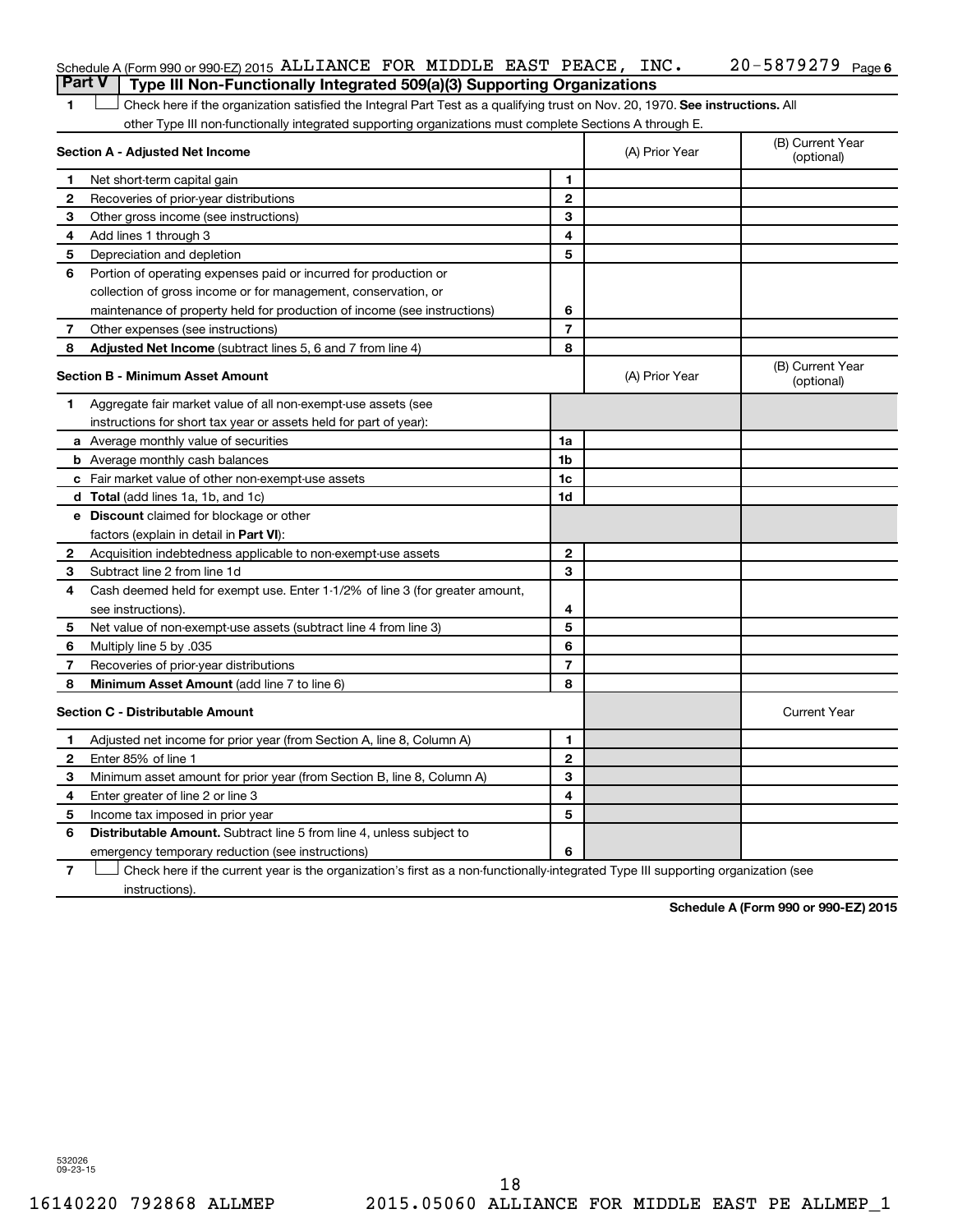Schedule A (Form 990 or 990-EZ) 2015 ALLIANCE FOR MIDDLE EAST PEACE, INC. 20-5879279 Page 6

## Part V Type III Non-Functionally Integrated 509(a)(3) Supporting Organizations

**1** ☐ Check here if the organization satisfied the Integral Part Test as a qualifying trust on Nov. 20, 1970. **See instructions.** All other Type III non-functionally integrated supporting organizations must complete Sections A through E.

| **Section A - Adjusted Net Income** | | (A) Prior Year | (B) Current Year (optional) |
|---|---|---|---|
| **1** Net short-term capital gain | 1 | | |
| **2** Recoveries of prior-year distributions | 2 | | |
| **3** Other gross income (see instructions) | 3 | | |
| **4** Add lines 1 through 3 | 4 | | |
| **5** Depreciation and depletion | 5 | | |
| **6** Portion of operating expenses paid or incurred for production or collection of gross income or for management, conservation, or maintenance of property held for production of income (see instructions) | 6 | | |
| **7** Other expenses (see instructions) | 7 | | |
| **8** **Adjusted Net Income** (subtract lines 5, 6 and 7 from line 4) | 8 | | |

| **Section B - Minimum Asset Amount** | | (A) Prior Year | (B) Current Year (optional) |
|---|---|---|---|
| **1** Aggregate fair market value of all non-exempt-use assets (see instructions for short tax year or assets held for part of year): | | | |
| **a** Average monthly value of securities | 1a | | |
| **b** Average monthly cash balances | 1b | | |
| **c** Fair market value of other non-exempt-use assets | 1c | | |
| **d** **Total** (add lines 1a, 1b, and 1c) | 1d | | |
| **e** **Discount** claimed for blockage or other factors (explain in detail in **Part VI**): | | | |
| **2** Acquisition indebtedness applicable to non-exempt-use assets | 2 | | |
| **3** Subtract line 2 from line 1d | 3 | | |
| **4** Cash deemed held for exempt use. Enter 1-1/2% of line 3 (for greater amount, see instructions). | 4 | | |
| **5** Net value of non-exempt-use assets (subtract line 4 from line 3) | 5 | | |
| **6** Multiply line 5 by .035 | 6 | | |
| **7** Recoveries of prior-year distributions | 7 | | |
| **8** **Minimum Asset Amount** (add line 7 to line 6) | 8 | | |

| **Section C - Distributable Amount** | | | Current Year |
|---|---|---|---|
| **1** Adjusted net income for prior year (from Section A, line 8, Column A) | 1 | | |
| **2** Enter 85% of line 1 | 2 | | |
| **3** Minimum asset amount for prior year (from Section B, line 8, Column A) | 3 | | |
| **4** Enter greater of line 2 or line 3 | 4 | | |
| **5** Income tax imposed in prior year | 5 | | |
| **6** **Distributable Amount.** Subtract line 5 from line 4, unless subject to emergency temporary reduction (see instructions) | 6 | | |

**7** ☐ Check here if the current year is the organization's first as a non-functionally-integrated Type III supporting organization (see instructions).

**Schedule A (Form 990 or 990-EZ) 2015**

532026 09-23-15

16140220 792868 ALLMEP 2015.05060 ALLIANCE FOR MIDDLE EAST PE ALLMEP_1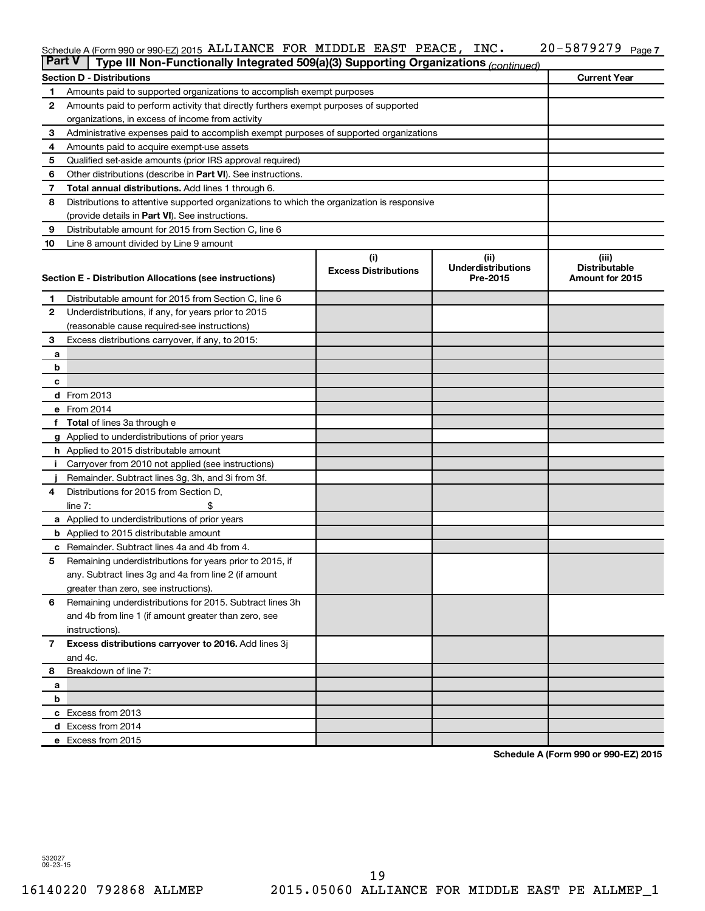Schedule A (Form 990 or 990-EZ) 2015 ALLIANCE FOR MIDDLE EAST PEACE, INC. 20-5879279 Page 7

**Part V | Type III Non-Functionally Integrated 509(a)(3) Supporting Organizations** *(continued)*

| Section D - Distributions | | Current Year |
|---|---|---|
| 1 | Amounts paid to supported organizations to accomplish exempt purposes | |
| 2 | Amounts paid to perform activity that directly furthers exempt purposes of supported organizations, in excess of income from activity | |
| 3 | Administrative expenses paid to accomplish exempt purposes of supported organizations | |
| 4 | Amounts paid to acquire exempt-use assets | |
| 5 | Qualified set-aside amounts (prior IRS approval required) | |
| 6 | Other distributions (describe in **Part VI**). See instructions. | |
| 7 | **Total annual distributions.** Add lines 1 through 6. | |
| 8 | Distributions to attentive supported organizations to which the organization is responsive (provide details in **Part VI**). See instructions. | |
| 9 | Distributable amount for 2015 from Section C, line 6 | |
| 10 | Line 8 amount divided by Line 9 amount | |

| Section E - Distribution Allocations (see instructions) | | (i) Excess Distributions | (ii) Underdistributions Pre-2015 | (iii) Distributable Amount for 2015 |
|---|---|---|---|---|
| 1 | Distributable amount for 2015 from Section C, line 6 | | | |
| 2 | Underdistributions, if any, for years prior to 2015 (reasonable cause required-see instructions) | | | |
| 3 | Excess distributions carryover, if any, to 2015: | | | |
| a | | | | |
| b | | | | |
| c | | | | |
| d | From 2013 | | | |
| e | From 2014 | | | |
| f | **Total** of lines 3a through e | | | |
| g | Applied to underdistributions of prior years | | | |
| h | Applied to 2015 distributable amount | | | |
| i | Carryover from 2010 not applied (see instructions) | | | |
| j | Remainder. Subtract lines 3g, 3h, and 3i from 3f. | | | |
| 4 | Distributions for 2015 from Section D, line 7: $ | | | |
| a | Applied to underdistributions of prior years | | | |
| b | Applied to 2015 distributable amount | | | |
| c | Remainder. Subtract lines 4a and 4b from 4. | | | |
| 5 | Remaining underdistributions for years prior to 2015, if any. Subtract lines 3g and 4a from line 2 (if amount greater than zero, see instructions). | | | |
| 6 | Remaining underdistributions for 2015. Subtract lines 3h and 4b from line 1 (if amount greater than zero, see instructions). | | | |
| 7 | **Excess distributions carryover to 2016.** Add lines 3j and 4c. | | | |
| 8 | Breakdown of line 7: | | | |
| a | | | | |
| b | | | | |
| c | Excess from 2013 | | | |
| d | Excess from 2014 | | | |
| e | Excess from 2015 | | | |

**Schedule A (Form 990 or 990-EZ) 2015**

532027
09-23-15

16140220 792868 ALLMEP 2015.05060 ALLIANCE FOR MIDDLE EAST PE ALLMEP_1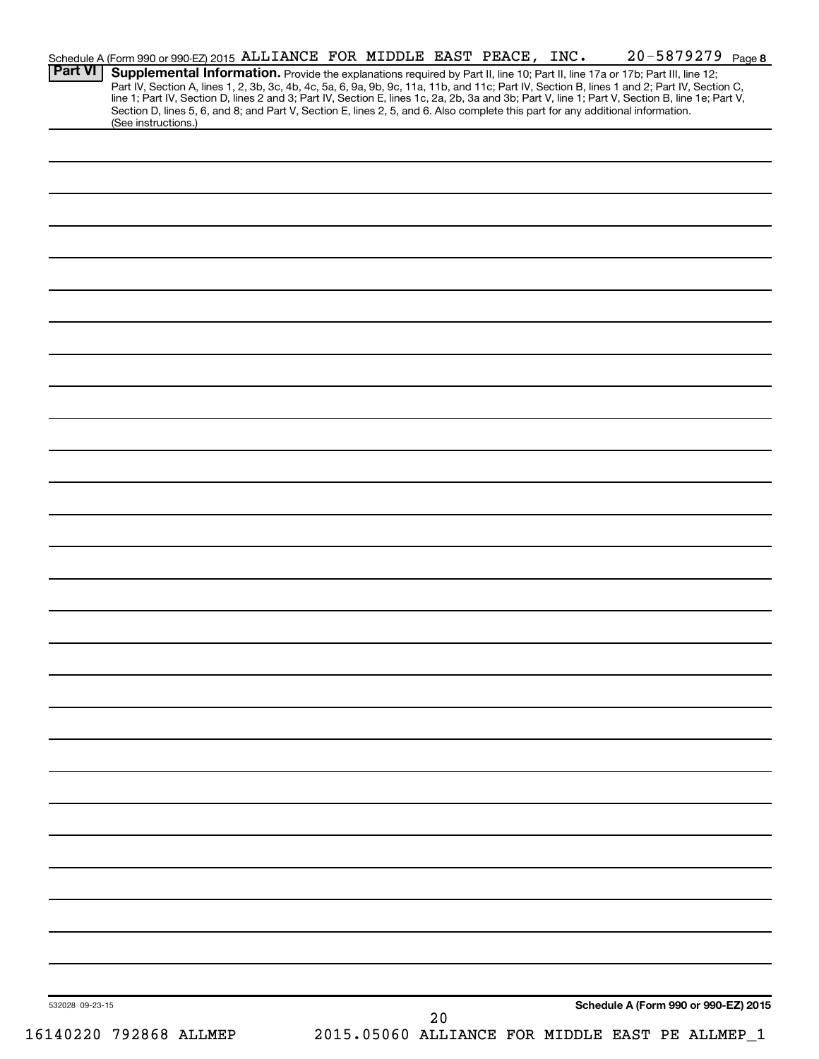Schedule A (Form 990 or 990-EZ) 2015 ALLIANCE FOR MIDDLE EAST PEACE, INC. 20-5879279 Page 8

**Part VI** **Supplemental Information.** Provide the explanations required by Part II, line 10; Part II, line 17a or 17b; Part III, line 12; Part IV, Section A, lines 1, 2, 3b, 3c, 4b, 4c, 5a, 6, 9a, 9b, 9c, 11a, 11b, and 11c; Part IV, Section B, lines 1 and 2; Part IV, Section C, line 1; Part IV, Section D, lines 2 and 3; Part IV, Section E, lines 1c, 2a, 2b, 3a and 3b; Part V, line 1; Part V, Section B, line 1e; Part V, Section D, lines 5, 6, and 8; and Part V, Section E, lines 2, 5, and 6. Also complete this part for any additional information. (See instructions.)

532028 09-23-15 **Schedule A (Form 990 or 990-EZ) 2015**

16140220 792868 ALLMEP 2015.05060 ALLIANCE FOR MIDDLE EAST PE ALLMEP_1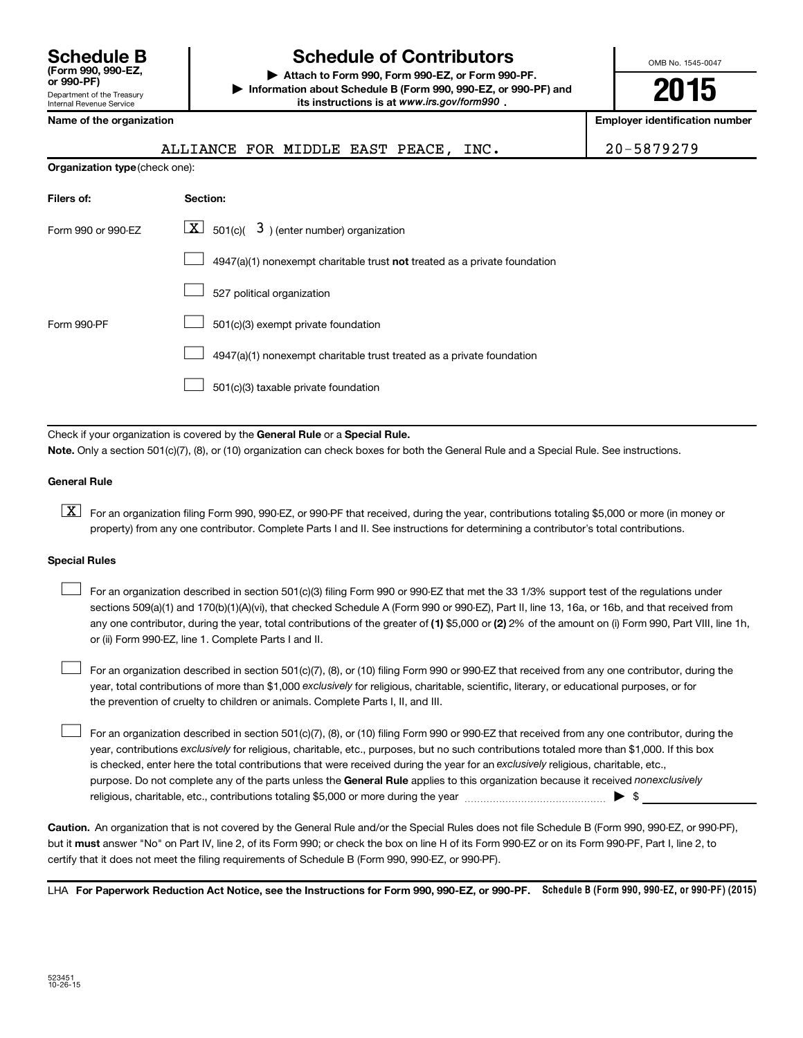**Schedule B**
**(Form 990, 990-EZ, or 990-PF)**
Department of the Treasury
Internal Revenue Service

# Schedule of Contributors

▶ **Attach to Form 990, Form 990-EZ, or Form 990-PF.**
▶ **Information about Schedule B (Form 990, 990-EZ, or 990-PF) and its instructions is at** ***www.irs.gov/form990*** **.**

OMB No. 1545-0047

**2015**

| **Name of the organization** | **Employer identification number** |
|---|---|
| ALLIANCE FOR MIDDLE EAST PEACE, INC. | 20-5879279 |

**Organization type** (check one):

| **Filers of:** | **Section:** |
|---|---|
| Form 990 or 990-EZ | [X] 501(c)( 3 ) (enter number) organization |
| | [ ] 4947(a)(1) nonexempt charitable trust **not** treated as a private foundation |
| | [ ] 527 political organization |
| Form 990-PF | [ ] 501(c)(3) exempt private foundation |
| | [ ] 4947(a)(1) nonexempt charitable trust treated as a private foundation |
| | [ ] 501(c)(3) taxable private foundation |

Check if your organization is covered by the **General Rule** or a **Special Rule.**

**Note.** Only a section 501(c)(7), (8), or (10) organization can check boxes for both the General Rule and a Special Rule. See instructions.

**General Rule**

[X] For an organization filing Form 990, 990-EZ, or 990-PF that received, during the year, contributions totaling $5,000 or more (in money or property) from any one contributor. Complete Parts I and II. See instructions for determining a contributor's total contributions.

**Special Rules**

[ ] For an organization described in section 501(c)(3) filing Form 990 or 990-EZ that met the 33 1/3% support test of the regulations under sections 509(a)(1) and 170(b)(1)(A)(vi), that checked Schedule A (Form 990 or 990-EZ), Part II, line 13, 16a, or 16b, and that received from any one contributor, during the year, total contributions of the greater of **(1)** $5,000 or **(2)** 2% of the amount on (i) Form 990, Part VIII, line 1h, or (ii) Form 990-EZ, line 1. Complete Parts I and II.

[ ] For an organization described in section 501(c)(7), (8), or (10) filing Form 990 or 990-EZ that received from any one contributor, during the year, total contributions of more than $1,000 *exclusively* for religious, charitable, scientific, literary, or educational purposes, or for the prevention of cruelty to children or animals. Complete Parts I, II, and III.

[ ] For an organization described in section 501(c)(7), (8), or (10) filing Form 990 or 990-EZ that received from any one contributor, during the year, contributions *exclusively* for religious, charitable, etc., purposes, but no such contributions totaled more than $1,000. If this box is checked, enter here the total contributions that were received during the year for an *exclusively* religious, charitable, etc., purpose. Do not complete any of the parts unless the **General Rule** applies to this organization because it received *nonexclusively* religious, charitable, etc., contributions totaling $5,000 or more during the year ▶ $ ____________

**Caution.** An organization that is not covered by the General Rule and/or the Special Rules does not file Schedule B (Form 990, 990-EZ, or 990-PF), but it **must** answer "No" on Part IV, line 2, of its Form 990; or check the box on line H of its Form 990-EZ or on its Form 990-PF, Part I, line 2, to certify that it does not meet the filing requirements of Schedule B (Form 990, 990-EZ, or 990-PF).

LHA **For Paperwork Reduction Act Notice, see the Instructions for Form 990, 990-EZ, or 990-PF.** **Schedule B (Form 990, 990-EZ, or 990-PF) (2015)**

523451
10-26-15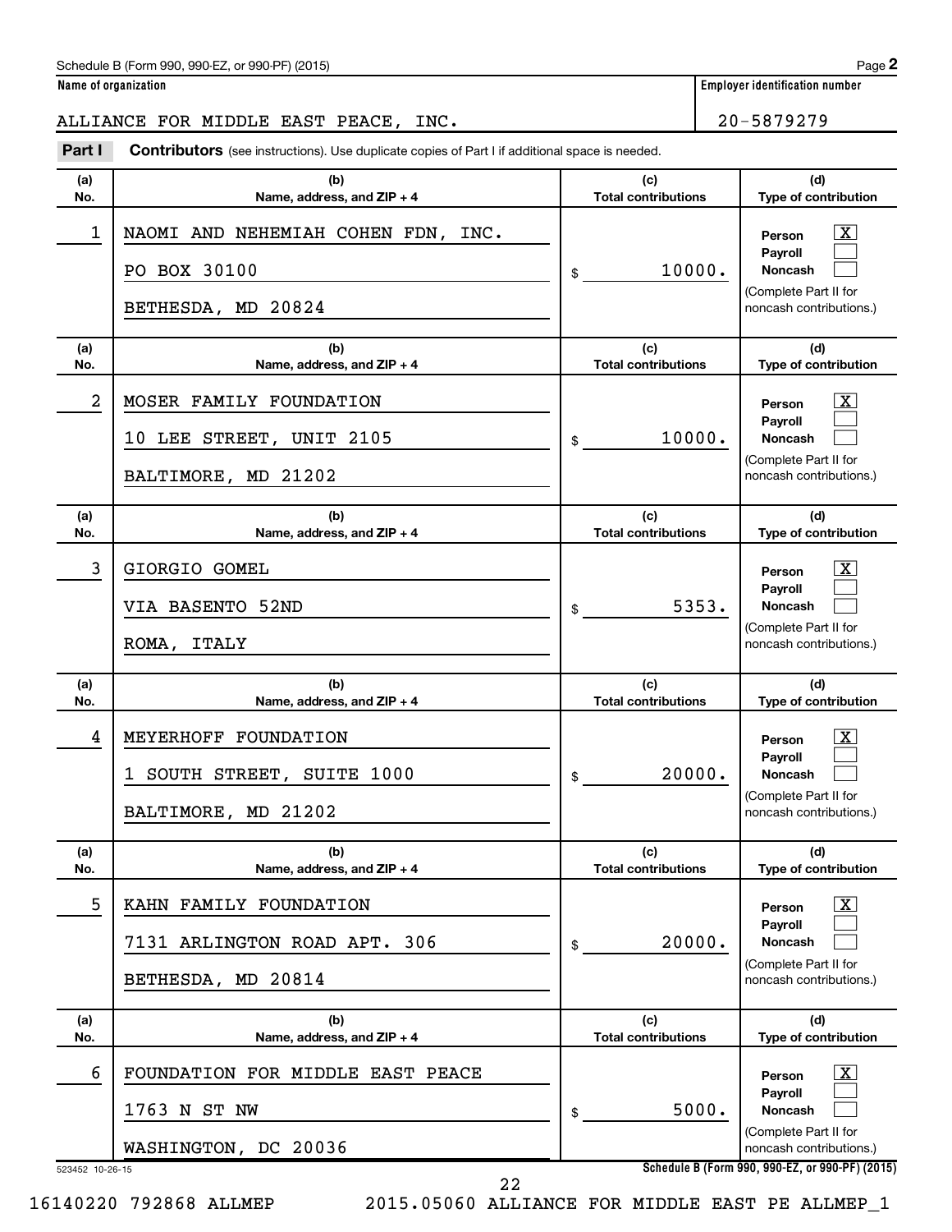Schedule B (Form 990, 990-EZ, or 990-PF) (2015)

**Name of organization**

ALLIANCE FOR MIDDLE EAST PEACE, INC.

**Employer identification number**

20-5879279

**Part I** **Contributors** (see instructions). Use duplicate copies of Part I if additional space is needed.

| (a) No. | (b) Name, address, and ZIP + 4 | (c) Total contributions | (d) Type of contribution |
|---|---|---|---|
| 1 | NAOMI AND NEHEMIAH COHEN FDN, INC.<br>PO BOX 30100<br>BETHESDA, MD 20824 | $ 10000. | Person [X]<br>Payroll [ ]<br>Noncash [ ]<br>(Complete Part II for noncash contributions.) |
| 2 | MOSER FAMILY FOUNDATION<br>10 LEE STREET, UNIT 2105<br>BALTIMORE, MD 21202 | $ 10000. | Person [X]<br>Payroll [ ]<br>Noncash [ ]<br>(Complete Part II for noncash contributions.) |
| 3 | GIORGIO GOMEL<br>VIA BASENTO 52ND<br>ROMA, ITALY | $ 5353. | Person [X]<br>Payroll [ ]<br>Noncash [ ]<br>(Complete Part II for noncash contributions.) |
| 4 | MEYERHOFF FOUNDATION<br>1 SOUTH STREET, SUITE 1000<br>BALTIMORE, MD 21202 | $ 20000. | Person [X]<br>Payroll [ ]<br>Noncash [ ]<br>(Complete Part II for noncash contributions.) |
| 5 | KAHN FAMILY FOUNDATION<br>7131 ARLINGTON ROAD APT. 306<br>BETHESDA, MD 20814 | $ 20000. | Person [X]<br>Payroll [ ]<br>Noncash [ ]<br>(Complete Part II for noncash contributions.) |
| 6 | FOUNDATION FOR MIDDLE EAST PEACE<br>1763 N ST NW<br>WASHINGTON, DC 20036 | $ 5000. | Person [X]<br>Payroll [ ]<br>Noncash [ ]<br>(Complete Part II for noncash contributions.) |

523452 10-26-15

**Schedule B (Form 990, 990-EZ, or 990-PF) (2015)**

16140220 792868 ALLMEP 2015.05060 ALLIANCE FOR MIDDLE EAST PE ALLMEP_1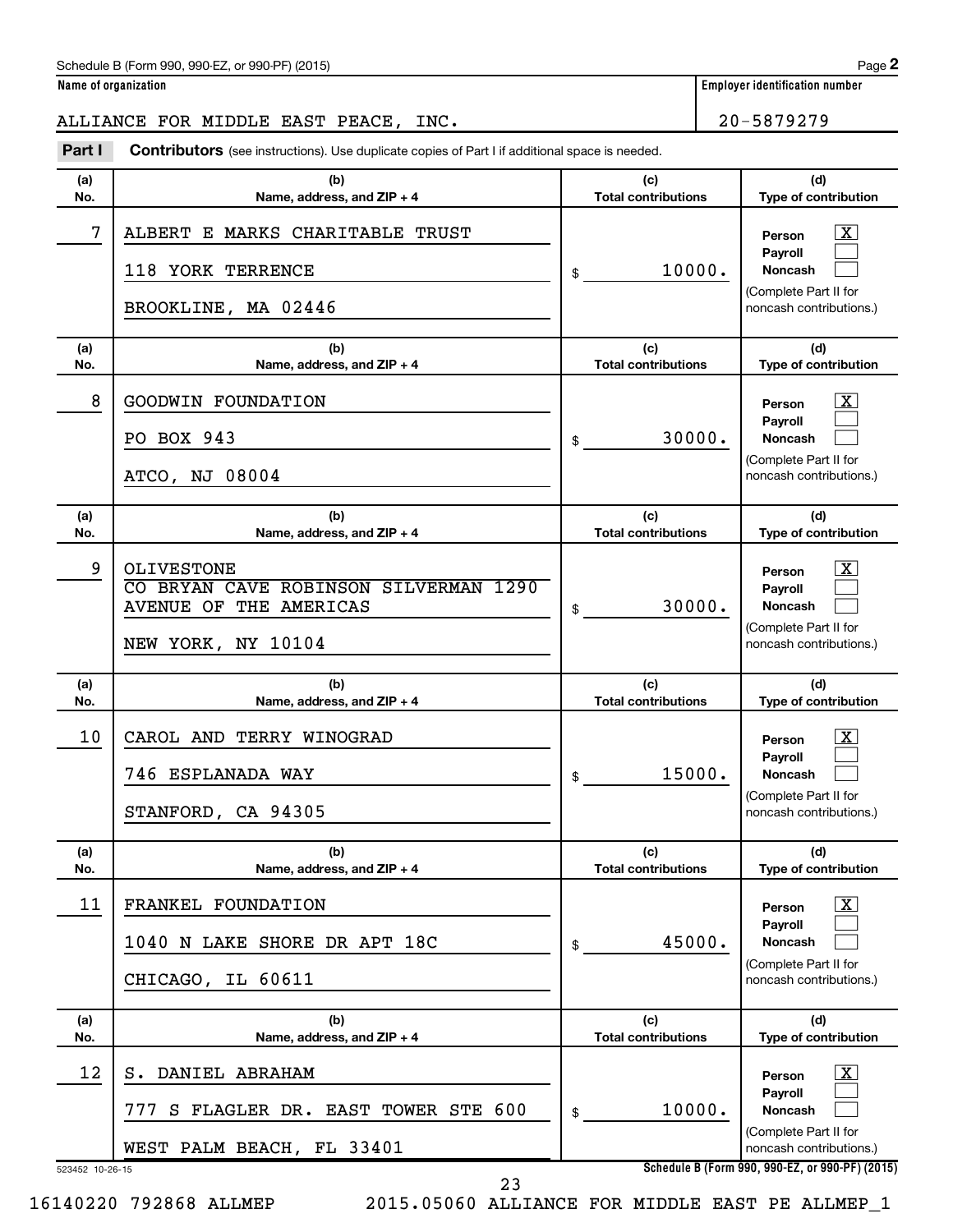Schedule B (Form 990, 990-EZ, or 990-PF) (2015)

**Name of organization**

ALLIANCE FOR MIDDLE EAST PEACE, INC.

**Employer identification number**

20-5879279

**Part I** **Contributors** (see instructions). Use duplicate copies of Part I if additional space is needed.

| (a) No. | (b) Name, address, and ZIP + 4 | (c) Total contributions | (d) Type of contribution |
|---|---|---|---|
| 7 | ALBERT E MARKS CHARITABLE TRUST<br>118 YORK TERRENCE<br>BROOKLINE, MA 02446 | $ 10000. | Person [X]<br>Payroll [ ]<br>Noncash [ ]<br>(Complete Part II for noncash contributions.) |
| 8 | GOODWIN FOUNDATION<br>PO BOX 943<br>ATCO, NJ 08004 | $ 30000. | Person [X]<br>Payroll [ ]<br>Noncash [ ]<br>(Complete Part II for noncash contributions.) |
| 9 | OLIVESTONE<br>CO BRYAN CAVE ROBINSON SILVERMAN 1290 AVENUE OF THE AMERICAS<br>NEW YORK, NY 10104 | $ 30000. | Person [X]<br>Payroll [ ]<br>Noncash [ ]<br>(Complete Part II for noncash contributions.) |
| 10 | CAROL AND TERRY WINOGRAD<br>746 ESPLANADA WAY<br>STANFORD, CA 94305 | $ 15000. | Person [X]<br>Payroll [ ]<br>Noncash [ ]<br>(Complete Part II for noncash contributions.) |
| 11 | FRANKEL FOUNDATION<br>1040 N LAKE SHORE DR APT 18C<br>CHICAGO, IL 60611 | $ 45000. | Person [X]<br>Payroll [ ]<br>Noncash [ ]<br>(Complete Part II for noncash contributions.) |
| 12 | S. DANIEL ABRAHAM<br>777 S FLAGLER DR. EAST TOWER STE 600<br>WEST PALM BEACH, FL 33401 | $ 10000. | Person [X]<br>Payroll [ ]<br>Noncash [ ]<br>(Complete Part II for noncash contributions.) |

523452 10-26-15

16140220 792868 ALLMEP 2015.05060 ALLIANCE FOR MIDDLE EAST PE ALLMEP_1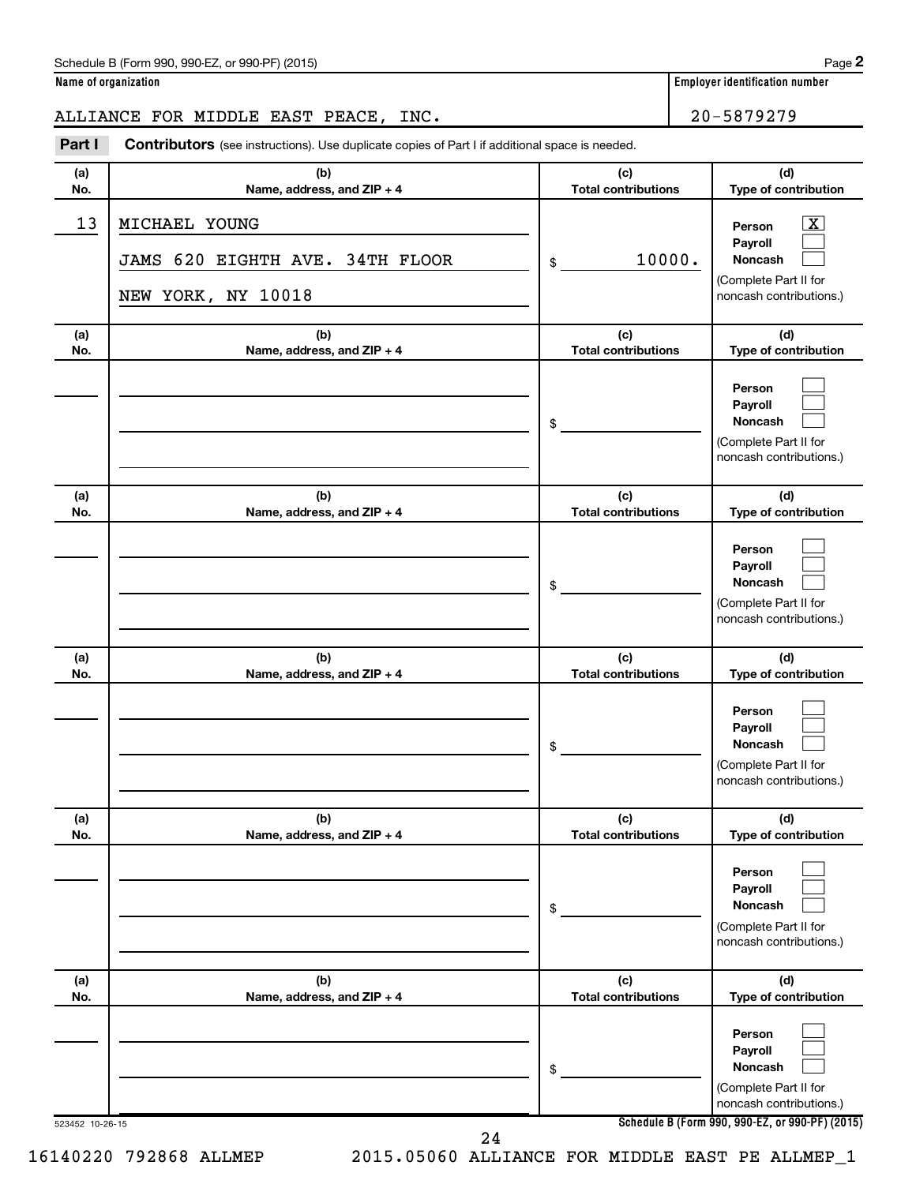Schedule B (Form 990, 990-EZ, or 990-PF) (2015)

**Name of organization**

ALLIANCE FOR MIDDLE EAST PEACE, INC.

**Employer identification number**

20-5879279

**Part I** **Contributors** (see instructions). Use duplicate copies of Part I if additional space is needed.

| (a) No. | (b) Name, address, and ZIP + 4 | (c) Total contributions | (d) Type of contribution |
|---|---|---|---|
| 13 | MICHAEL YOUNG<br>JAMS 620 EIGHTH AVE. 34TH FLOOR<br>NEW YORK, NY 10018 | $ 10000. | Person [X]<br>Payroll [ ]<br>Noncash [ ]<br>(Complete Part II for noncash contributions.) |
| | | $ | Person [ ]<br>Payroll [ ]<br>Noncash [ ]<br>(Complete Part II for noncash contributions.) |
| | | $ | Person [ ]<br>Payroll [ ]<br>Noncash [ ]<br>(Complete Part II for noncash contributions.) |
| | | $ | Person [ ]<br>Payroll [ ]<br>Noncash [ ]<br>(Complete Part II for noncash contributions.) |
| | | $ | Person [ ]<br>Payroll [ ]<br>Noncash [ ]<br>(Complete Part II for noncash contributions.) |
| | | $ | Person [ ]<br>Payroll [ ]<br>Noncash [ ]<br>(Complete Part II for noncash contributions.) |

523452 10-26-15

16140220 792868 ALLMEP 2015.05060 ALLIANCE FOR MIDDLE EAST PE ALLMEP_1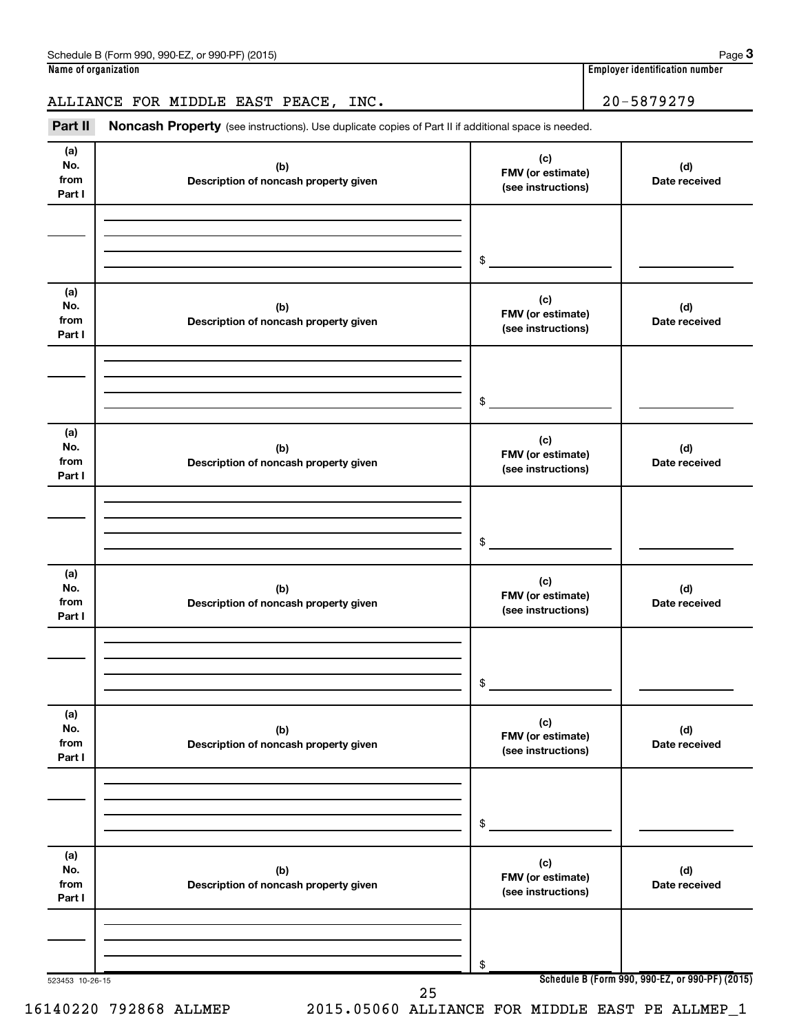Schedule B (Form 990, 990-EZ, or 990-PF) (2015)

**Name of organization**

ALLIANCE FOR MIDDLE EAST PEACE, INC.

**Employer identification number**

20-5879279

**Part II** **Noncash Property** (see instructions). Use duplicate copies of Part II if additional space is needed.

| (a) No. from Part I | (b) Description of noncash property given | (c) FMV (or estimate) (see instructions) | (d) Date received |
|---|---|---|---|
| | | $ | |

| (a) No. from Part I | (b) Description of noncash property given | (c) FMV (or estimate) (see instructions) | (d) Date received |
|---|---|---|---|
| | | $ | |

| (a) No. from Part I | (b) Description of noncash property given | (c) FMV (or estimate) (see instructions) | (d) Date received |
|---|---|---|---|
| | | $ | |

| (a) No. from Part I | (b) Description of noncash property given | (c) FMV (or estimate) (see instructions) | (d) Date received |
|---|---|---|---|
| | | $ | |

| (a) No. from Part I | (b) Description of noncash property given | (c) FMV (or estimate) (see instructions) | (d) Date received |
|---|---|---|---|
| | | $ | |

| (a) No. from Part I | (b) Description of noncash property given | (c) FMV (or estimate) (see instructions) | (d) Date received |
|---|---|---|---|
| | | $ | |

523453 10-26-15

**Schedule B (Form 990, 990-EZ, or 990-PF) (2015)**

16140220 792868 ALLMEP 2015.05060 ALLIANCE FOR MIDDLE EAST PE ALLMEP_1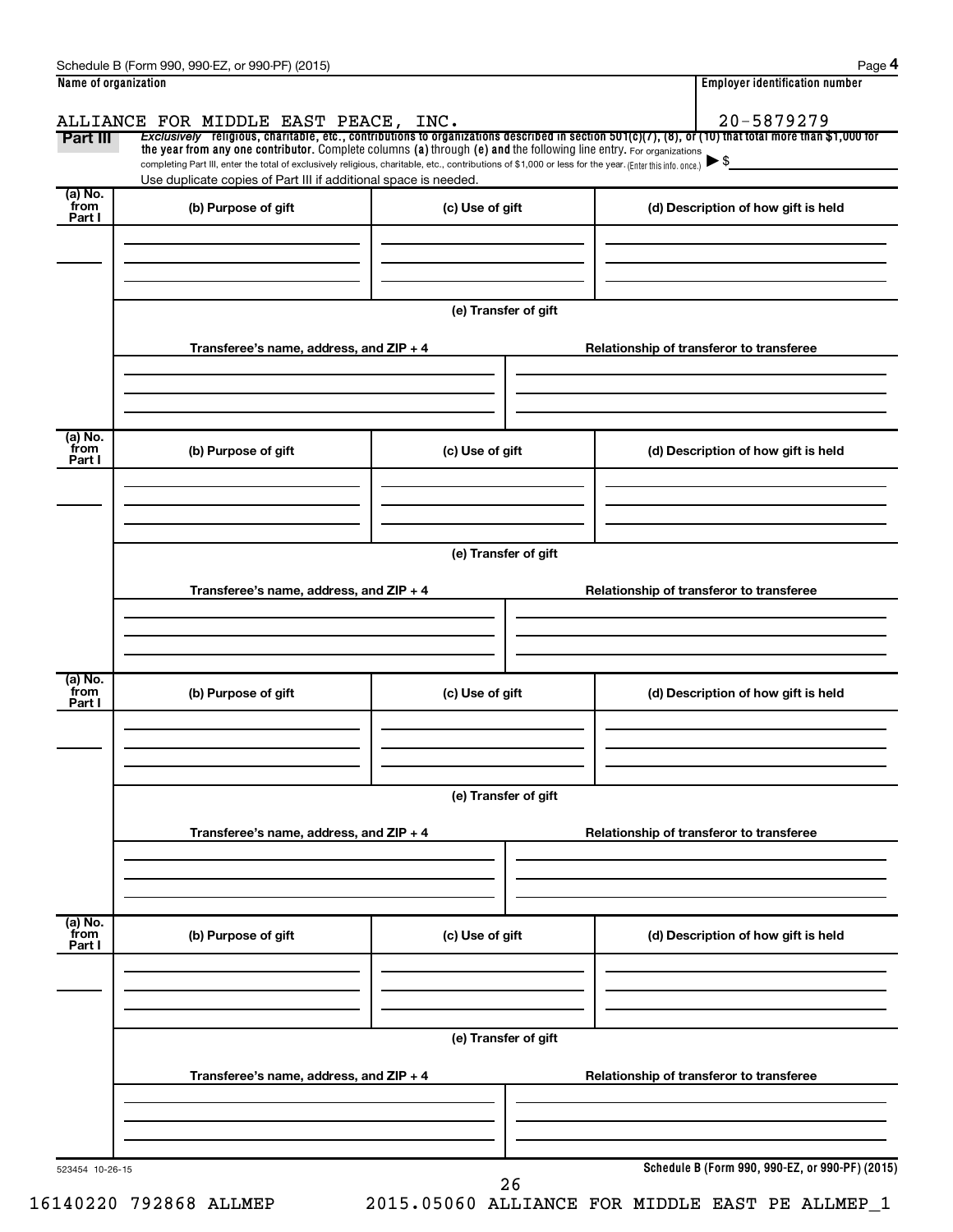Schedule B (Form 990, 990-EZ, or 990-PF) (2015)

| Name of organization | Employer identification number |
| --- | --- |
| ALLIANCE FOR MIDDLE EAST PEACE, INC. | 20-5879279 |

**Part III** *Exclusively* religious, charitable, etc., contributions to organizations described in section 501(c)(7), (8), or (10) that total more than $1,000 for the year from any one contributor. Complete columns (a) through (e) and the following line entry. For organizations completing Part III, enter the total of exclusively religious, charitable, etc., contributions of $1,000 or less for the year. (Enter this info. once.) ▶ $

Use duplicate copies of Part III if additional space is needed.

| (a) No. from Part I | (b) Purpose of gift | (c) Use of gift | (d) Description of how gift is held |
| --- | --- | --- | --- |
| | | | |

(e) Transfer of gift

| Transferee's name, address, and ZIP + 4 | Relationship of transferor to transferee |
| --- | --- |
| | |

| (a) No. from Part I | (b) Purpose of gift | (c) Use of gift | (d) Description of how gift is held |
| --- | --- | --- | --- |
| | | | |

(e) Transfer of gift

| Transferee's name, address, and ZIP + 4 | Relationship of transferor to transferee |
| --- | --- |
| | |

| (a) No. from Part I | (b) Purpose of gift | (c) Use of gift | (d) Description of how gift is held |
| --- | --- | --- | --- |
| | | | |

(e) Transfer of gift

| Transferee's name, address, and ZIP + 4 | Relationship of transferor to transferee |
| --- | --- |
| | |

| (a) No. from Part I | (b) Purpose of gift | (c) Use of gift | (d) Description of how gift is held |
| --- | --- | --- | --- |
| | | | |

(e) Transfer of gift

| Transferee's name, address, and ZIP + 4 | Relationship of transferor to transferee |
| --- | --- |
| | |

523454 10-26-15

Schedule B (Form 990, 990-EZ, or 990-PF) (2015)

16140220 792868 ALLMEP 2015.05060 ALLIANCE FOR MIDDLE EAST PE ALLMEP_1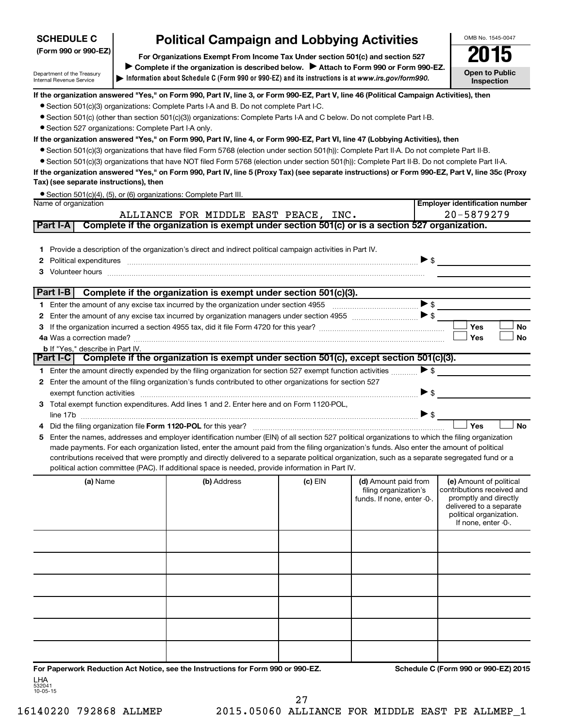**SCHEDULE C**
**(Form 990 or 990-EZ)**

Department of the Treasury
Internal Revenue Service

# Political Campaign and Lobbying Activities

**For Organizations Exempt From Income Tax Under section 501(c) and section 527**

▶ **Complete if the organization is described below.** ▶ **Attach to Form 990 or Form 990-EZ.**

▶ **Information about Schedule C (Form 990 or 990-EZ) and its instructions is at** ***www.irs.gov/form990.***

OMB No. 1545-0047

**2015**

**Open to Public Inspection**

**If the organization answered "Yes," on Form 990, Part IV, line 3, or Form 990-EZ, Part V, line 46 (Political Campaign Activities), then**

- Section 501(c)(3) organizations: Complete Parts I-A and B. Do not complete Part I-C.
- Section 501(c) (other than section 501(c)(3)) organizations: Complete Parts I-A and C below. Do not complete Part I-B.
- Section 527 organizations: Complete Part I-A only.

**If the organization answered "Yes," on Form 990, Part IV, line 4, or Form 990-EZ, Part VI, line 47 (Lobbying Activities), then**

- Section 501(c)(3) organizations that have filed Form 5768 (election under section 501(h)): Complete Part II-A. Do not complete Part II-B.
- Section 501(c)(3) organizations that have NOT filed Form 5768 (election under section 501(h)): Complete Part II-B. Do not complete Part II-A.

**If the organization answered "Yes," on Form 990, Part IV, line 5 (Proxy Tax) (see separate instructions) or Form 990-EZ, Part V, line 35c (Proxy Tax) (see separate instructions), then**

- Section 501(c)(4), (5), or (6) organizations: Complete Part III.

| Name of organization | Employer identification number |
|---|---|
| ALLIANCE FOR MIDDLE EAST PEACE, INC. | 20-5879279 |

**Part I-A** **Complete if the organization is exempt under section 501(c) or is a section 527 organization.**

1 Provide a description of the organization's direct and indirect political campaign activities in Part IV.

2 Political expenditures ▶ $

3 Volunteer hours

**Part I-B** **Complete if the organization is exempt under section 501(c)(3).**

1 Enter the amount of any excise tax incurred by the organization under section 4955 ▶ $

2 Enter the amount of any excise tax incurred by organization managers under section 4955 ▶ $

3 If the organization incurred a section 4955 tax, did it file Form 4720 for this year? ☐ Yes ☐ No

4a Was a correction made? ☐ Yes ☐ No

b If "Yes," describe in Part IV.

**Part I-C** **Complete if the organization is exempt under section 501(c), except section 501(c)(3).**

1 Enter the amount directly expended by the filing organization for section 527 exempt function activities ▶ $

2 Enter the amount of the filing organization's funds contributed to other organizations for section 527 exempt function activities ▶ $

3 Total exempt function expenditures. Add lines 1 and 2. Enter here and on Form 1120-POL, line 17b ▶ $

4 Did the filing organization file **Form 1120-POL** for this year? ☐ Yes ☐ No

5 Enter the names, addresses and employer identification number (EIN) of all section 527 political organizations to which the filing organization made payments. For each organization listed, enter the amount paid from the filing organization's funds. Also enter the amount of political contributions received that were promptly and directly delivered to a separate political organization, such as a separate segregated fund or a political action committee (PAC). If additional space is needed, provide information in Part IV.

| (a) Name | (b) Address | (c) EIN | (d) Amount paid from filing organization's funds. If none, enter -0-. | (e) Amount of political contributions received and promptly and directly delivered to a separate political organization. If none, enter -0-. |
|---|---|---|---|---|
| | | | | |
| | | | | |
| | | | | |
| | | | | |
| | | | | |
| | | | | |

**For Paperwork Reduction Act Notice, see the Instructions for Form 990 or 990-EZ.**

**Schedule C (Form 990 or 990-EZ) 2015**

LHA
532041
10-05-15

16140220 792868 ALLMEP 2015.05060 ALLIANCE FOR MIDDLE EAST PE ALLMEP_1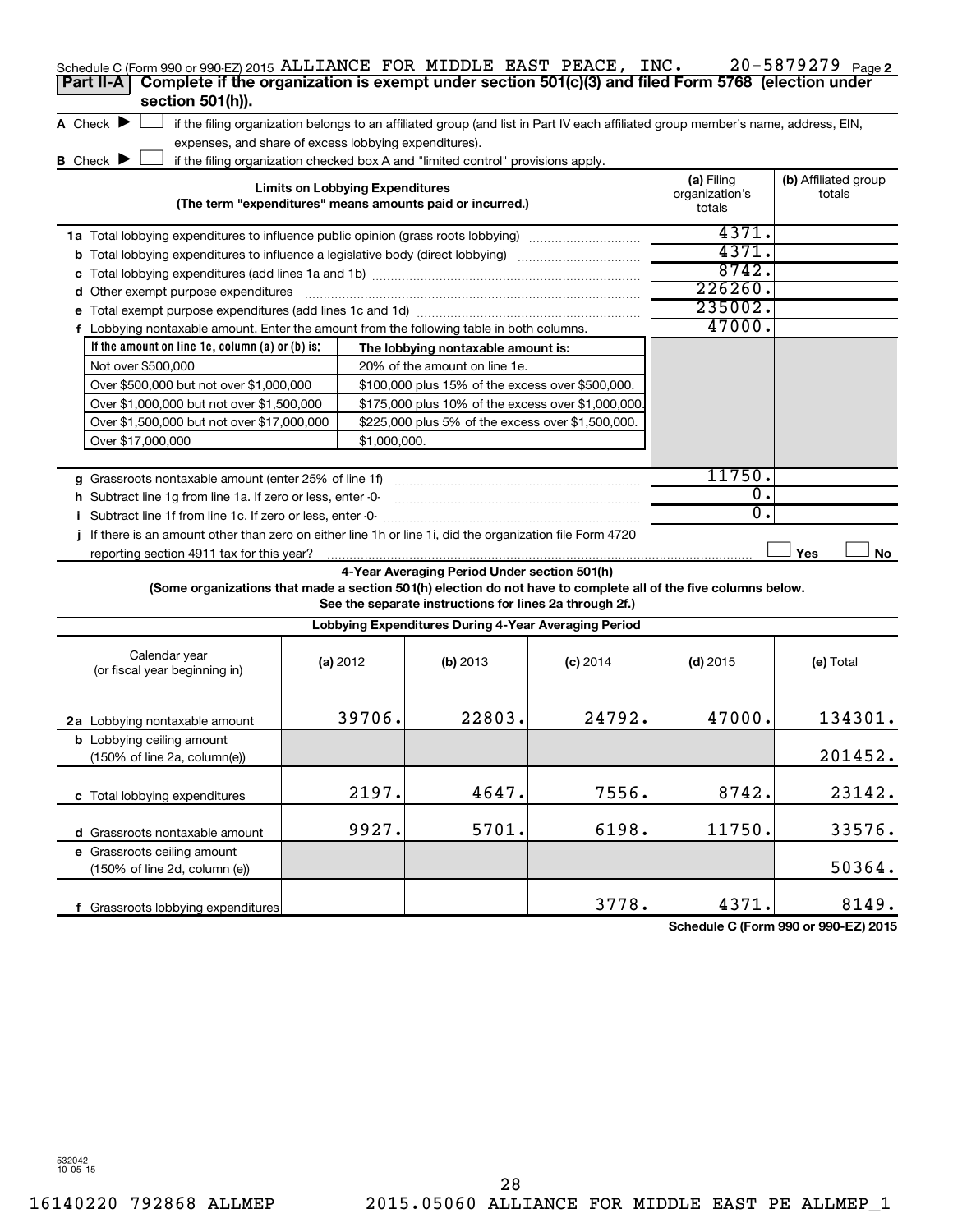Schedule C (Form 990 or 990-EZ) 2015 ALLIANCE FOR MIDDLE EAST PEACE, INC. 20-5879279 Page 2

## Part II-A Complete if the organization is exempt under section 501(c)(3) and filed Form 5768 (election under section 501(h)).

**A** Check ▶ ☐ if the filing organization belongs to an affiliated group (and list in Part IV each affiliated group member's name, address, EIN, expenses, and share of excess lobbying expenditures).

**B** Check ▶ ☐ if the filing organization checked box A and "limited control" provisions apply.

| Limits on Lobbying Expenditures (The term "expenditures" means amounts paid or incurred.) | (a) Filing organization's totals | (b) Affiliated group totals |
|---|---|---|
| **1a** Total lobbying expenditures to influence public opinion (grass roots lobbying) | 4371. | |
| **b** Total lobbying expenditures to influence a legislative body (direct lobbying) | 4371. | |
| **c** Total lobbying expenditures (add lines 1a and 1b) | 8742. | |
| **d** Other exempt purpose expenditures | 226260. | |
| **e** Total exempt purpose expenditures (add lines 1c and 1d) | 235002. | |
| **f** Lobbying nontaxable amount. Enter the amount from the following table in both columns. | 47000. | |

| If the amount on line 1e, column (a) or (b) is: | The lobbying nontaxable amount is: |
|---|---|
| Not over $500,000 | 20% of the amount on line 1e. |
| Over $500,000 but not over $1,000,000 | $100,000 plus 15% of the excess over $500,000. |
| Over $1,000,000 but not over $1,500,000 | $175,000 plus 10% of the excess over $1,000,000. |
| Over $1,500,000 but not over $17,000,000 | $225,000 plus 5% of the excess over $1,500,000. |
| Over $17,000,000 | $1,000,000. |

| | (a) Filing organization's totals | (b) Affiliated group totals |
|---|---|---|
| **g** Grassroots nontaxable amount (enter 25% of line 1f) | 11750. | |
| **h** Subtract line 1g from line 1a. If zero or less, enter -0- | 0. | |
| **i** Subtract line 1f from line 1c. If zero or less, enter -0- | 0. | |
| **j** If there is an amount other than zero on either line 1h or line 1i, did the organization file Form 4720 reporting section 4911 tax for this year? | ☐ Yes | ☐ No |

### 4-Year Averaging Period Under section 501(h)

**(Some organizations that made a section 501(h) election do not have to complete all of the five columns below. See the separate instructions for lines 2a through 2f.)**

**Lobbying Expenditures During 4-Year Averaging Period**

| Calendar year (or fiscal year beginning in) | (a) 2012 | (b) 2013 | (c) 2014 | (d) 2015 | (e) Total |
|---|---|---|---|---|---|
| **2a** Lobbying nontaxable amount | 39706. | 22803. | 24792. | 47000. | 134301. |
| **b** Lobbying ceiling amount (150% of line 2a, column(e)) | | | | | 201452. |
| **c** Total lobbying expenditures | 2197. | 4647. | 7556. | 8742. | 23142. |
| **d** Grassroots nontaxable amount | 9927. | 5701. | 6198. | 11750. | 33576. |
| **e** Grassroots ceiling amount (150% of line 2d, column (e)) | | | | | 50364. |
| **f** Grassroots lobbying expenditures | | | 3778. | 4371. | 8149. |

Schedule C (Form 990 or 990-EZ) 2015

532042 10-05-15

16140220 792868 ALLMEP 2015.05060 ALLIANCE FOR MIDDLE EAST PE ALLMEP_1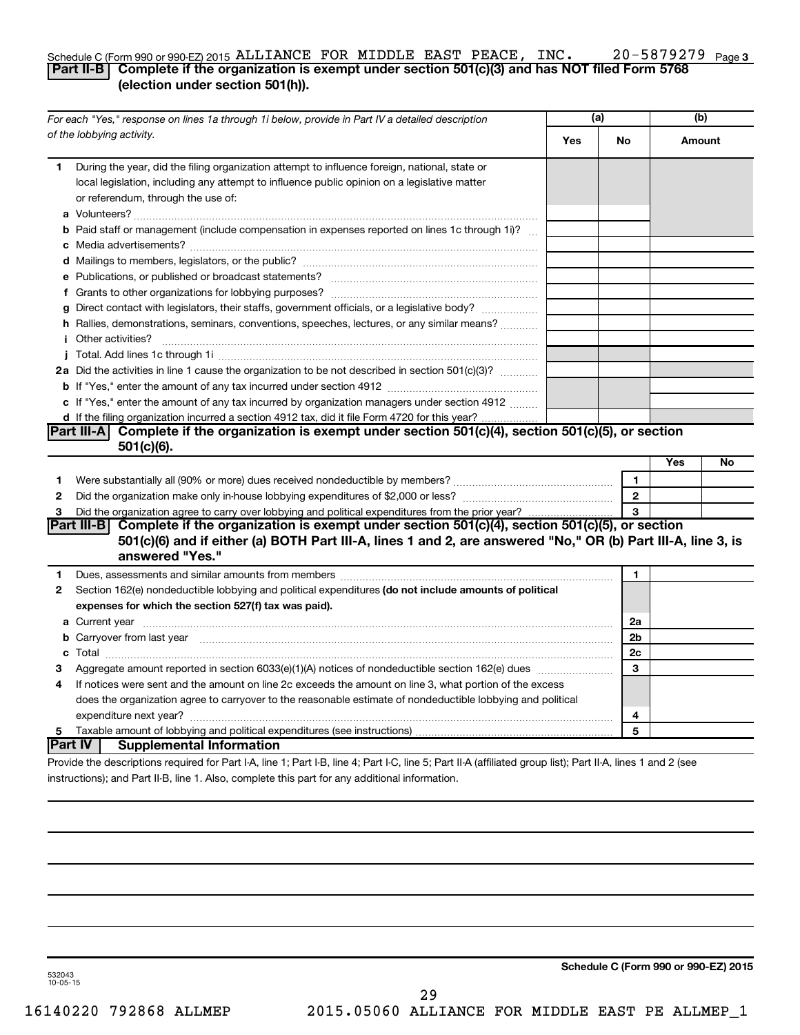Schedule C (Form 990 or 990-EZ) 2015 ALLIANCE FOR MIDDLE EAST PEACE, INC. 20-5879279 Page 3

## Part II-B Complete if the organization is exempt under section 501(c)(3) and has NOT filed Form 5768 (election under section 501(h)).

| For each "Yes," response on lines 1a through 1i below, provide in Part IV a detailed description of the lobbying activity. | (a) Yes | (a) No | (b) Amount |
|---|---|---|---|
| **1** During the year, did the filing organization attempt to influence foreign, national, state or local legislation, including any attempt to influence public opinion on a legislative matter or referendum, through the use of: | | | |
| **a** Volunteers? | | | |
| **b** Paid staff or management (include compensation in expenses reported on lines 1c through 1i)? | | | |
| **c** Media advertisements? | | | |
| **d** Mailings to members, legislators, or the public? | | | |
| **e** Publications, or published or broadcast statements? | | | |
| **f** Grants to other organizations for lobbying purposes? | | | |
| **g** Direct contact with legislators, their staffs, government officials, or a legislative body? | | | |
| **h** Rallies, demonstrations, seminars, conventions, speeches, lectures, or any similar means? | | | |
| **i** Other activities? | | | |
| **j** Total. Add lines 1c through 1i | | | |
| **2a** Did the activities in line 1 cause the organization to be not described in section 501(c)(3)? | | | |
| **b** If "Yes," enter the amount of any tax incurred under section 4912 | | | |
| **c** If "Yes," enter the amount of any tax incurred by organization managers under section 4912 | | | |
| **d** If the filing organization incurred a section 4912 tax, did it file Form 4720 for this year? | | | |

## Part III-A Complete if the organization is exempt under section 501(c)(4), section 501(c)(5), or section 501(c)(6).

| | | | Yes | No |
|---|---|---|---|---|
| **1** | Were substantially all (90% or more) dues received nondeductible by members? | 1 | | |
| **2** | Did the organization make only in-house lobbying expenditures of $2,000 or less? | 2 | | |
| **3** | Did the organization agree to carry over lobbying and political expenditures from the prior year? | 3 | | |

## Part III-B Complete if the organization is exempt under section 501(c)(4), section 501(c)(5), or section 501(c)(6) and if either (a) BOTH Part III-A, lines 1 and 2, are answered "No," OR (b) Part III-A, line 3, is answered "Yes."

| | | | |
|---|---|---|---|
| **1** | Dues, assessments and similar amounts from members | 1 | |
| **2** | Section 162(e) nondeductible lobbying and political expenditures **(do not include amounts of political expenses for which the section 527(f) tax was paid).** | | |
| **a** | Current year | 2a | |
| **b** | Carryover from last year | 2b | |
| **c** | Total | 2c | |
| **3** | Aggregate amount reported in section 6033(e)(1)(A) notices of nondeductible section 162(e) dues | 3 | |
| **4** | If notices were sent and the amount on line 2c exceeds the amount on line 3, what portion of the excess does the organization agree to carryover to the reasonable estimate of nondeductible lobbying and political expenditure next year? | 4 | |
| **5** | Taxable amount of lobbying and political expenditures (see instructions) | 5 | |

## Part IV Supplemental Information

Provide the descriptions required for Part I-A, line 1; Part I-B, line 4; Part I-C, line 5; Part II-A (affiliated group list); Part II-A, lines 1 and 2 (see instructions); and Part II-B, line 1. Also, complete this part for any additional information.

532043 10-05-15

**Schedule C (Form 990 or 990-EZ) 2015**

16140220 792868 ALLMEP 2015.05060 ALLIANCE FOR MIDDLE EAST PE ALLMEP_1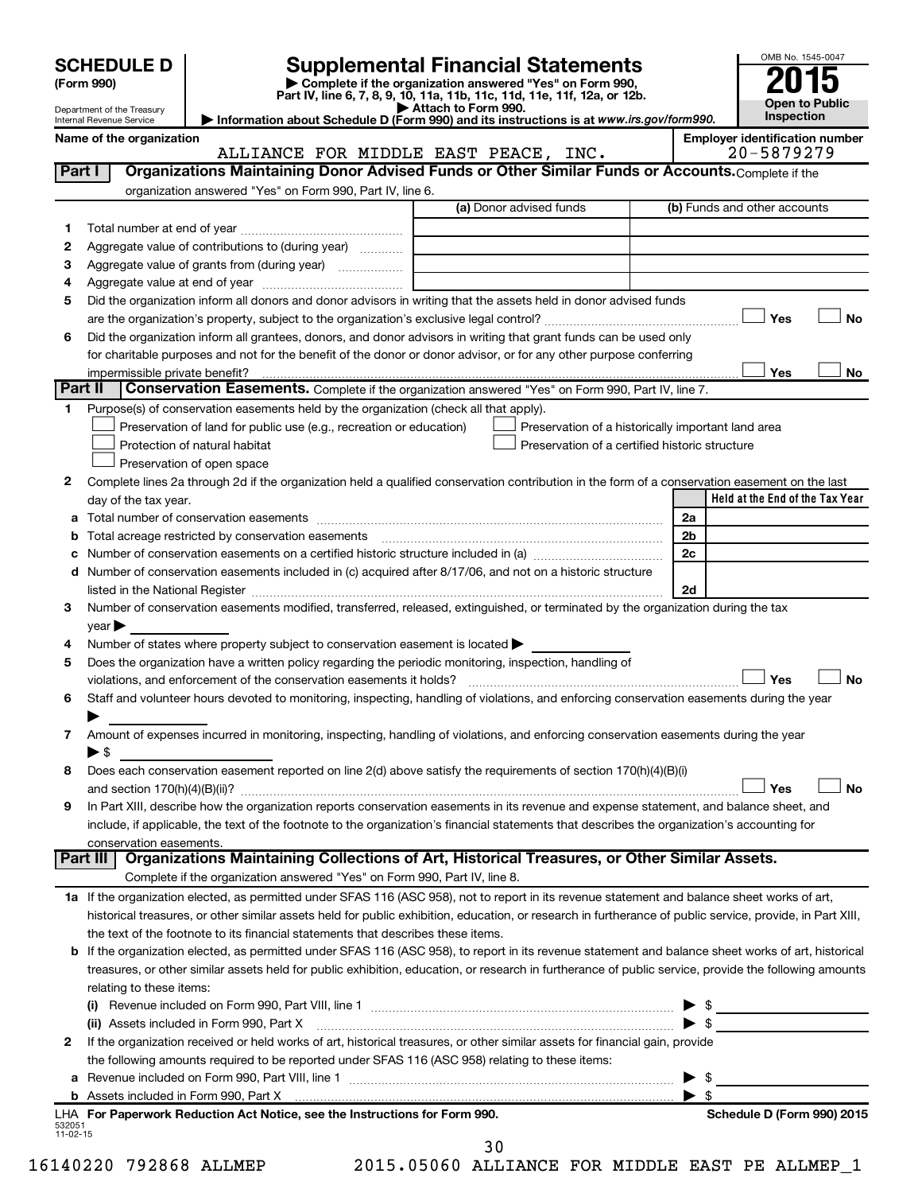# SCHEDULE D (Form 990)

Department of the Treasury
Internal Revenue Service

## Supplemental Financial Statements

▶ Complete if the organization answered "Yes" on Form 990, Part IV, line 6, 7, 8, 9, 10, 11a, 11b, 11c, 11d, 11e, 11f, 12a, or 12b.
▶ Attach to Form 990.
▶ Information about Schedule D (Form 990) and its instructions is at *www.irs.gov/form990*.

OMB No. 1545-0047

**2015**

**Open to Public Inspection**

**Name of the organization:** ALLIANCE FOR MIDDLE EAST PEACE, INC.

**Employer identification number:** 20-5879279

### Part I — Organizations Maintaining Donor Advised Funds or Other Similar Funds or Accounts. Complete if the organization answered "Yes" on Form 990, Part IV, line 6.

| | | (a) Donor advised funds | (b) Funds and other accounts |
|---|---|---|---|
| 1 | Total number at end of year | | |
| 2 | Aggregate value of contributions to (during year) | | |
| 3 | Aggregate value of grants from (during year) | | |
| 4 | Aggregate value at end of year | | |

5 Did the organization inform all donors and donor advisors in writing that the assets held in donor advised funds are the organization's property, subject to the organization's exclusive legal control? ☐ Yes ☐ No

6 Did the organization inform all grantees, donors, and donor advisors in writing that grant funds can be used only for charitable purposes and not for the benefit of the donor or donor advisor, or for any other purpose conferring impermissible private benefit? ☐ Yes ☐ No

### Part II — Conservation Easements. Complete if the organization answered "Yes" on Form 990, Part IV, line 7.

1 Purpose(s) of conservation easements held by the organization (check all that apply).

- ☐ Preservation of land for public use (e.g., recreation or education)
- ☐ Protection of natural habitat
- ☐ Preservation of open space
- ☐ Preservation of a historically important land area
- ☐ Preservation of a certified historic structure

2 Complete lines 2a through 2d if the organization held a qualified conservation contribution in the form of a conservation easement on the last day of the tax year.

| | | | Held at the End of the Tax Year |
|---|---|---|---|
| a | Total number of conservation easements | 2a | |
| b | Total acreage restricted by conservation easements | 2b | |
| c | Number of conservation easements on a certified historic structure included in (a) | 2c | |
| d | Number of conservation easements included in (c) acquired after 8/17/06, and not on a historic structure listed in the National Register | 2d | |

3 Number of conservation easements modified, transferred, released, extinguished, or terminated by the organization during the tax year ▶

4 Number of states where property subject to conservation easement is located ▶

5 Does the organization have a written policy regarding the periodic monitoring, inspection, handling of violations, and enforcement of the conservation easements it holds? ☐ Yes ☐ No

6 Staff and volunteer hours devoted to monitoring, inspecting, handling of violations, and enforcing conservation easements during the year ▶

7 Amount of expenses incurred in monitoring, inspecting, handling of violations, and enforcing conservation easements during the year ▶ $

8 Does each conservation easement reported on line 2(d) above satisfy the requirements of section 170(h)(4)(B)(i) and section 170(h)(4)(B)(ii)? ☐ Yes ☐ No

9 In Part XIII, describe how the organization reports conservation easements in its revenue and expense statement, and balance sheet, and include, if applicable, the text of the footnote to the organization's financial statements that describes the organization's accounting for conservation easements.

### Part III — Organizations Maintaining Collections of Art, Historical Treasures, or Other Similar Assets. Complete if the organization answered "Yes" on Form 990, Part IV, line 8.

1a If the organization elected, as permitted under SFAS 116 (ASC 958), not to report in its revenue statement and balance sheet works of art, historical treasures, or other similar assets held for public exhibition, education, or research in furtherance of public service, provide, in Part XIII, the text of the footnote to its financial statements that describes these items.

b If the organization elected, as permitted under SFAS 116 (ASC 958), to report in its revenue statement and balance sheet works of art, historical treasures, or other similar assets held for public exhibition, education, or research in furtherance of public service, provide the following amounts relating to these items:

(i) Revenue included on Form 990, Part VIII, line 1 ▶ $

(ii) Assets included in Form 990, Part X ▶ $

2 If the organization received or held works of art, historical treasures, or other similar assets for financial gain, provide the following amounts required to be reported under SFAS 116 (ASC 958) relating to these items:

a Revenue included on Form 990, Part VIII, line 1 ▶ $

b Assets included in Form 990, Part X ▶ $

LHA **For Paperwork Reduction Act Notice, see the Instructions for Form 990.** **Schedule D (Form 990) 2015**

532051
11-02-15

16140220 792868 ALLMEP 2015.05060 ALLIANCE FOR MIDDLE EAST PE ALLMEP_1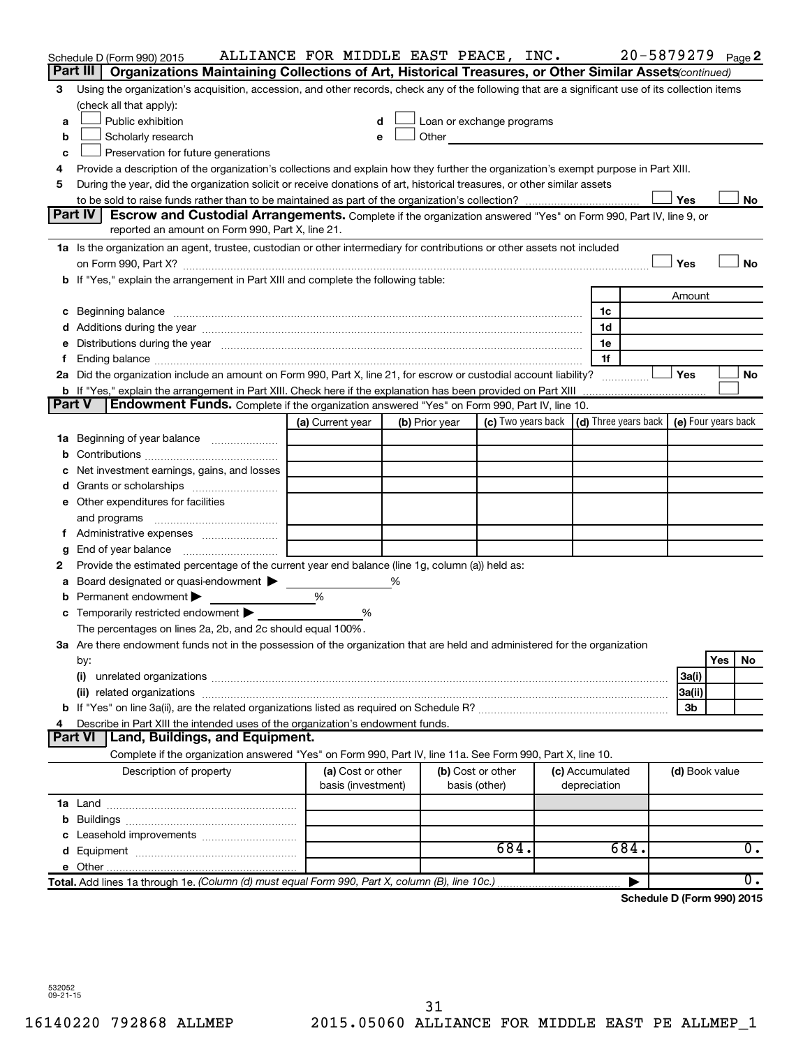Schedule D (Form 990) 2015 ALLIANCE FOR MIDDLE EAST PEACE, INC. 20-5879279 Page **2**

## Part III Organizations Maintaining Collections of Art, Historical Treasures, or Other Similar Assets *(continued)*

**3** Using the organization's acquisition, accession, and other records, check any of the following that are a significant use of its collection items (check all that apply):

- **a** ☐ Public exhibition
- **b** ☐ Scholarly research
- **c** ☐ Preservation for future generations
- **d** ☐ Loan or exchange programs
- **e** ☐ Other

**4** Provide a description of the organization's collections and explain how they further the organization's exempt purpose in Part XIII.

**5** During the year, did the organization solicit or receive donations of art, historical treasures, or other similar assets to be sold to raise funds rather than to be maintained as part of the organization's collection? ☐ Yes ☐ No

## Part IV Escrow and Custodial Arrangements.

Complete if the organization answered "Yes" on Form 990, Part IV, line 9, or reported an amount on Form 990, Part X, line 21.

**1a** Is the organization an agent, trustee, custodian or other intermediary for contributions or other assets not included on Form 990, Part X? ☐ Yes ☐ No

**b** If "Yes," explain the arrangement in Part XIII and complete the following table:

| | | Amount |
|---|---|---|
| **c** Beginning balance | 1c | |
| **d** Additions during the year | 1d | |
| **e** Distributions during the year | 1e | |
| **f** Ending balance | 1f | |

**2a** Did the organization include an amount on Form 990, Part X, line 21, for escrow or custodial account liability? ☐ Yes ☐ No

**b** If "Yes," explain the arrangement in Part XIII. Check here if the explanation has been provided on Part XIII ☐

## Part V Endowment Funds.

Complete if the organization answered "Yes" on Form 990, Part IV, line 10.

| | (a) Current year | (b) Prior year | (c) Two years back | (d) Three years back | (e) Four years back |
|---|---|---|---|---|---|
| **1a** Beginning of year balance | | | | | |
| **b** Contributions | | | | | |
| **c** Net investment earnings, gains, and losses | | | | | |
| **d** Grants or scholarships | | | | | |
| **e** Other expenditures for facilities and programs | | | | | |
| **f** Administrative expenses | | | | | |
| **g** End of year balance | | | | | |

**2** Provide the estimated percentage of the current year end balance (line 1g, column (a)) held as:

- **a** Board designated or quasi-endowment ▶ ______ %
- **b** Permanent endowment ▶ ______ %
- **c** Temporarily restricted endowment ▶ ______ %

The percentages on lines 2a, 2b, and 2c should equal 100%.

**3a** Are there endowment funds not in the possession of the organization that are held and administered for the organization by:

| | | Yes | No |
|---|---|---|---|
| **(i)** unrelated organizations | 3a(i) | | |
| **(ii)** related organizations | 3a(ii) | | |
| **b** If "Yes" on line 3a(ii), are the related organizations listed as required on Schedule R? | 3b | | |

**4** Describe in Part XIII the intended uses of the organization's endowment funds.

## Part VI Land, Buildings, and Equipment.

Complete if the organization answered "Yes" on Form 990, Part IV, line 11a. See Form 990, Part X, line 10.

| Description of property | (a) Cost or other basis (investment) | (b) Cost or other basis (other) | (c) Accumulated depreciation | (d) Book value |
|---|---|---|---|---|
| **1a** Land | | | | |
| **b** Buildings | | | | |
| **c** Leasehold improvements | | | | |
| **d** Equipment | | 684. | 684. | 0. |
| **e** Other | | | | |
| **Total.** Add lines 1a through 1e. *(Column (d) must equal Form 990, Part X, column (B), line 10c.)* ▶ | | | | 0. |

**Schedule D (Form 990) 2015**

532052
09-21-15

16140220 792868 ALLMEP 2015.05060 ALLIANCE FOR MIDDLE EAST PE ALLMEP_1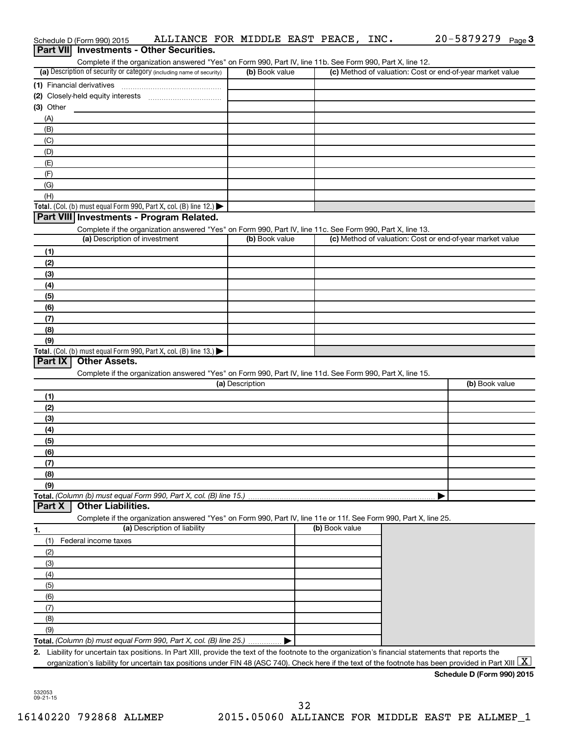Schedule D (Form 990) 2015 ALLIANCE FOR MIDDLE EAST PEACE, INC. 20-5879279 Page 3

## Part VII Investments - Other Securities.

Complete if the organization answered "Yes" on Form 990, Part IV, line 11b. See Form 990, Part X, line 12.

| (a) Description of security or category (including name of security) | (b) Book value | (c) Method of valuation: Cost or end-of-year market value |
|---|---|---|
| (1) Financial derivatives | | |
| (2) Closely-held equity interests | | |
| (3) Other | | |
| (A) | | |
| (B) | | |
| (C) | | |
| (D) | | |
| (E) | | |
| (F) | | |
| (G) | | |
| (H) | | |
| **Total.** (Col. (b) must equal Form 990, Part X, col. (B) line 12.) ▶ | | |

## Part VIII Investments - Program Related.

Complete if the organization answered "Yes" on Form 990, Part IV, line 11c. See Form 990, Part X, line 13.

| (a) Description of investment | (b) Book value | (c) Method of valuation: Cost or end-of-year market value |
|---|---|---|
| (1) | | |
| (2) | | |
| (3) | | |
| (4) | | |
| (5) | | |
| (6) | | |
| (7) | | |
| (8) | | |
| (9) | | |
| **Total.** (Col. (b) must equal Form 990, Part X, col. (B) line 13.) ▶ | | |

## Part IX Other Assets.

Complete if the organization answered "Yes" on Form 990, Part IV, line 11d. See Form 990, Part X, line 15.

| (a) Description | (b) Book value |
|---|---|
| (1) | |
| (2) | |
| (3) | |
| (4) | |
| (5) | |
| (6) | |
| (7) | |
| (8) | |
| (9) | |
| **Total.** *(Column (b) must equal Form 990, Part X, col. (B) line 15.)* ▶ | |

## Part X Other Liabilities.

Complete if the organization answered "Yes" on Form 990, Part IV, line 11e or 11f. See Form 990, Part X, line 25.

| 1. (a) Description of liability | (b) Book value |
|---|---|
| (1) Federal income taxes | |
| (2) | |
| (3) | |
| (4) | |
| (5) | |
| (6) | |
| (7) | |
| (8) | |
| (9) | |
| **Total.** *(Column (b) must equal Form 990, Part X, col. (B) line 25.)* ▶ | |

2. Liability for uncertain tax positions. In Part XIII, provide the text of the footnote to the organization's financial statements that reports the organization's liability for uncertain tax positions under FIN 48 (ASC 740). Check here if the text of the footnote has been provided in Part XIII [X]

**Schedule D (Form 990) 2015**

532053 09-21-15

16140220 792868 ALLMEP 2015.05060 ALLIANCE FOR MIDDLE EAST PE ALLMEP_1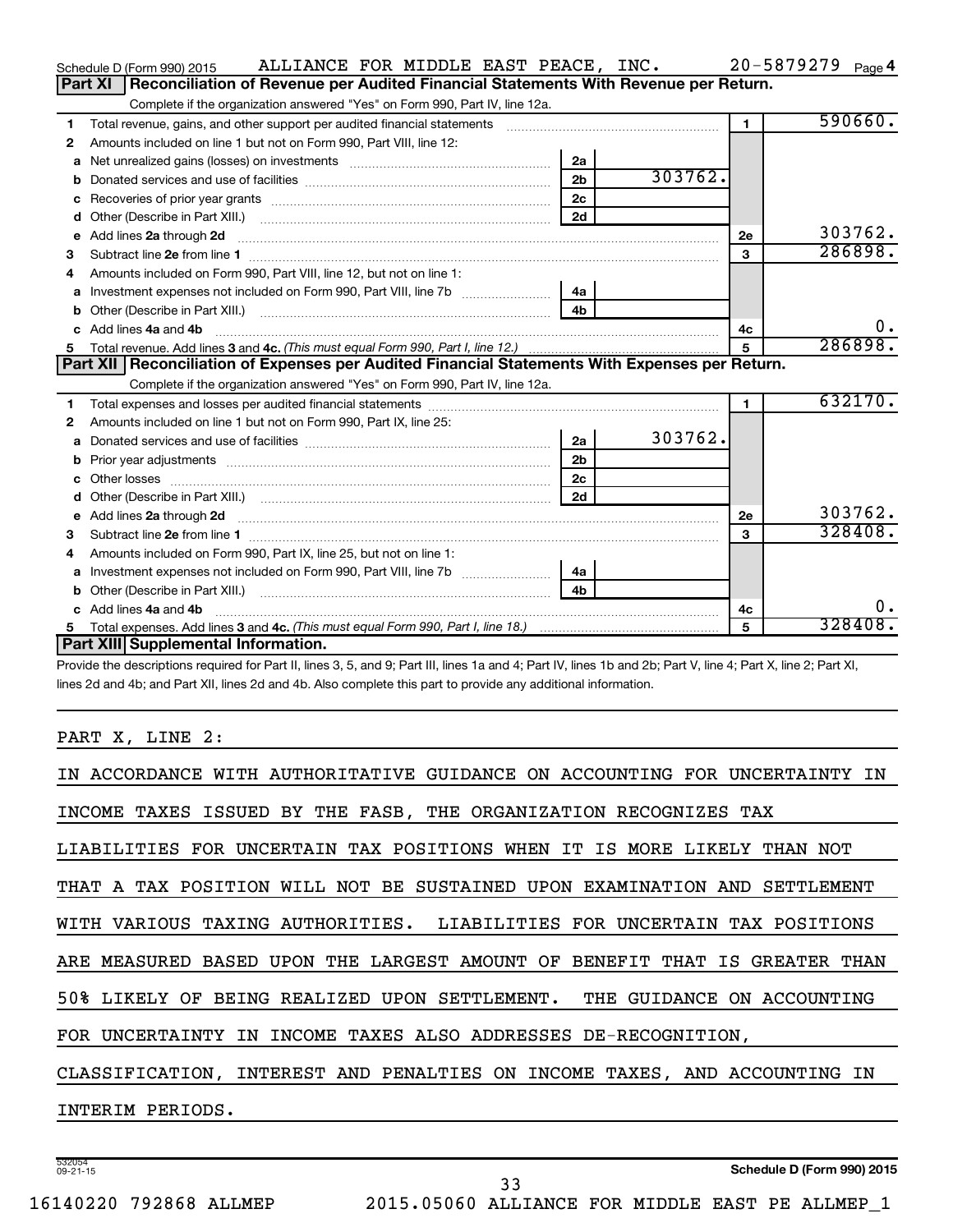Schedule D (Form 990) 2015 ALLIANCE FOR MIDDLE EAST PEACE, INC. 20-5879279 Page 4

## Part XI Reconciliation of Revenue per Audited Financial Statements With Revenue per Return.

Complete if the organization answered "Yes" on Form 990, Part IV, line 12a.

| | | | | | |
|---|---|---|---|---|---|
| 1 | Total revenue, gains, and other support per audited financial statements | | | 1 | 590660. |
| 2 | Amounts included on line 1 but not on Form 990, Part VIII, line 12: | | | | |
| a | Net unrealized gains (losses) on investments | 2a | | | |
| b | Donated services and use of facilities | 2b | 303762. | | |
| c | Recoveries of prior year grants | 2c | | | |
| d | Other (Describe in Part XIII.) | 2d | | | |
| e | Add lines 2a through 2d | | | 2e | 303762. |
| 3 | Subtract line 2e from line 1 | | | 3 | 286898. |
| 4 | Amounts included on Form 990, Part VIII, line 12, but not on line 1: | | | | |
| a | Investment expenses not included on Form 990, Part VIII, line 7b | 4a | | | |
| b | Other (Describe in Part XIII.) | 4b | | | |
| c | Add lines 4a and 4b | | | 4c | 0. |
| 5 | Total revenue. Add lines 3 and 4c. *(This must equal Form 990, Part I, line 12.)* | | | 5 | 286898. |

## Part XII Reconciliation of Expenses per Audited Financial Statements With Expenses per Return.

Complete if the organization answered "Yes" on Form 990, Part IV, line 12a.

| | | | | | |
|---|---|---|---|---|---|
| 1 | Total expenses and losses per audited financial statements | | | 1 | 632170. |
| 2 | Amounts included on line 1 but not on Form 990, Part IX, line 25: | | | | |
| a | Donated services and use of facilities | 2a | 303762. | | |
| b | Prior year adjustments | 2b | | | |
| c | Other losses | 2c | | | |
| d | Other (Describe in Part XIII.) | 2d | | | |
| e | Add lines 2a through 2d | | | 2e | 303762. |
| 3 | Subtract line 2e from line 1 | | | 3 | 328408. |
| 4 | Amounts included on Form 990, Part IX, line 25, but not on line 1: | | | | |
| a | Investment expenses not included on Form 990, Part VIII, line 7b | 4a | | | |
| b | Other (Describe in Part XIII.) | 4b | | | |
| c | Add lines 4a and 4b | | | 4c | 0. |
| 5 | Total expenses. Add lines 3 and 4c. *(This must equal Form 990, Part I, line 18.)* | | | 5 | 328408. |

## Part XIII Supplemental Information.

Provide the descriptions required for Part II, lines 3, 5, and 9; Part III, lines 1a and 4; Part IV, lines 1b and 2b; Part V, line 4; Part X, line 2; Part XI, lines 2d and 4b; and Part XII, lines 2d and 4b. Also complete this part to provide any additional information.

PART X, LINE 2:

IN ACCORDANCE WITH AUTHORITATIVE GUIDANCE ON ACCOUNTING FOR UNCERTAINTY IN INCOME TAXES ISSUED BY THE FASB, THE ORGANIZATION RECOGNIZES TAX LIABILITIES FOR UNCERTAIN TAX POSITIONS WHEN IT IS MORE LIKELY THAN NOT THAT A TAX POSITION WILL NOT BE SUSTAINED UPON EXAMINATION AND SETTLEMENT WITH VARIOUS TAXING AUTHORITIES. LIABILITIES FOR UNCERTAIN TAX POSITIONS ARE MEASURED BASED UPON THE LARGEST AMOUNT OF BENEFIT THAT IS GREATER THAN 50% LIKELY OF BEING REALIZED UPON SETTLEMENT. THE GUIDANCE ON ACCOUNTING FOR UNCERTAINTY IN INCOME TAXES ALSO ADDRESSES DE-RECOGNITION, CLASSIFICATION, INTEREST AND PENALTIES ON INCOME TAXES, AND ACCOUNTING IN INTERIM PERIODS.

532054 09-21-15 Schedule D (Form 990) 2015

16140220 792868 ALLMEP 2015.05060 ALLIANCE FOR MIDDLE EAST PE ALLMEP_1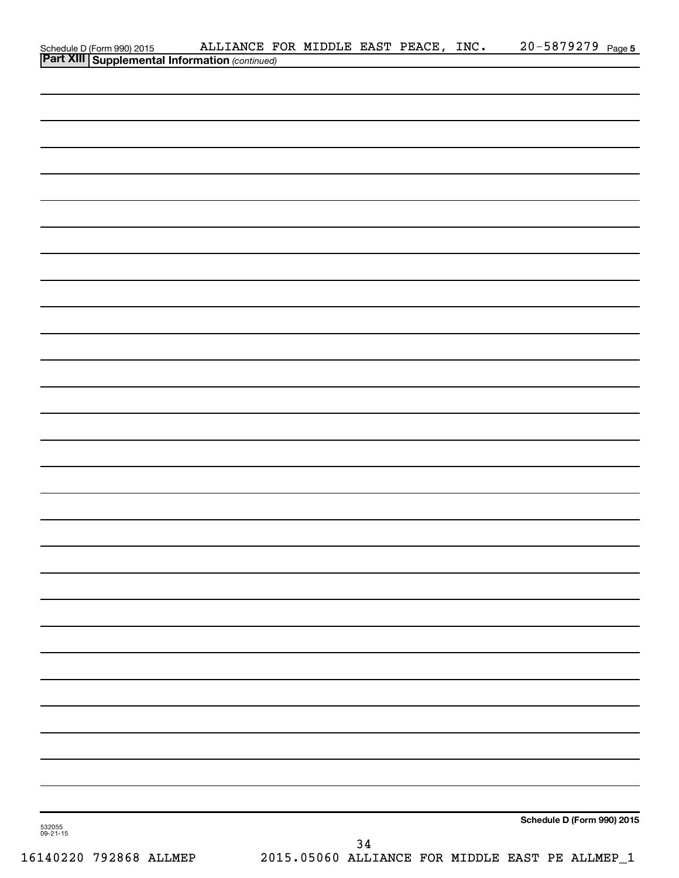Schedule D (Form 990) 2015 ALLIANCE FOR MIDDLE EAST PEACE, INC. 20-5879279 Page 5

**Part XIII** **Supplemental Information** *(continued)*

**Schedule D (Form 990) 2015**

532055
09-21-15

16140220 792868 ALLMEP 2015.05060 ALLIANCE FOR MIDDLE EAST PE ALLMEP_1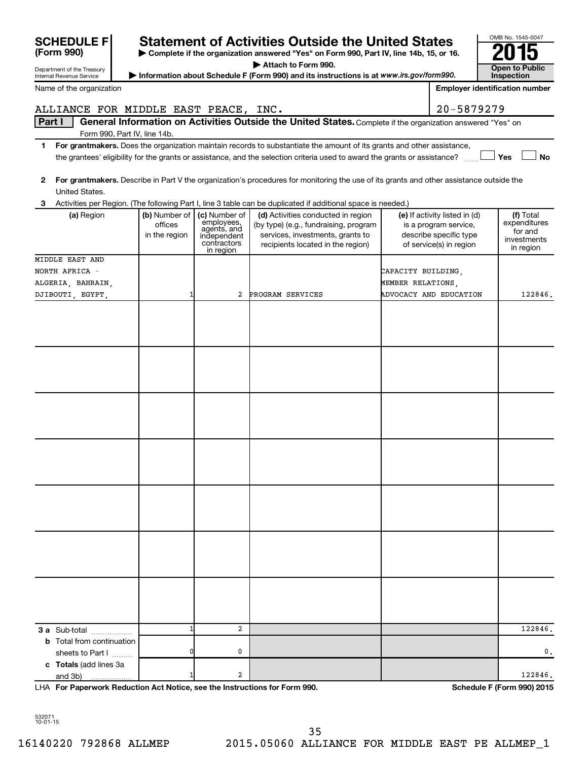**SCHEDULE F (Form 990)**

Department of the Treasury
Internal Revenue Service

# Statement of Activities Outside the United States

▶ Complete if the organization answered "Yes" on Form 990, Part IV, line 14b, 15, or 16.
▶ Attach to Form 990.
▶ Information about Schedule F (Form 990) and its instructions is at www.irs.gov/form990.

OMB No. 1545-0047

**2015**

**Open to Public Inspection**

Name of the organization: ALLIANCE FOR MIDDLE EAST PEACE, INC.

Employer identification number: 20-5879279

**Part I — General Information on Activities Outside the United States.** Complete if the organization answered "Yes" on Form 990, Part IV, line 14b.

1 **For grantmakers.** Does the organization maintain records to substantiate the amount of its grants and other assistance, the grantees' eligibility for the grants or assistance, and the selection criteria used to award the grants or assistance? ☐ Yes ☐ No

2 **For grantmakers.** Describe in Part V the organization's procedures for monitoring the use of its grants and other assistance outside the United States.

3 Activities per Region. (The following Part I, line 3 table can be duplicated if additional space is needed.)

| (a) Region | (b) Number of offices in the region | (c) Number of employees, agents, and independent contractors in region | (d) Activities conducted in region (by type) (e.g., fundraising, program services, investments, grants to recipients located in the region) | (e) If activity listed in (d) is a program service, describe specific type of service(s) in region | (f) Total expenditures for and investments in region |
|---|---|---|---|---|---|
| MIDDLE EAST AND NORTH AFRICA - ALGERIA, BAHRAIN, DJIBOUTI, EGYPT, | 1 | 2 | PROGRAM SERVICES | CAPACITY BUILDING, MEMBER RELATIONS, ADVOCACY AND EDUCATION | 122846. |
| | | | | | |
| | | | | | |
| | | | | | |
| | | | | | |
| | | | | | |
| | | | | | |
| | | | | | |
| **3 a** Sub-total | 1 | 2 | | | 122846. |
| **b** Total from continuation sheets to Part I | 0 | 0 | | | 0. |
| **c Totals** (add lines 3a and 3b) | 1 | 2 | | | 122846. |

LHA **For Paperwork Reduction Act Notice, see the Instructions for Form 990.** **Schedule F (Form 990) 2015**

532071 10-01-15

16140220 792868 ALLMEP 2015.05060 ALLIANCE FOR MIDDLE EAST PE ALLMEP_1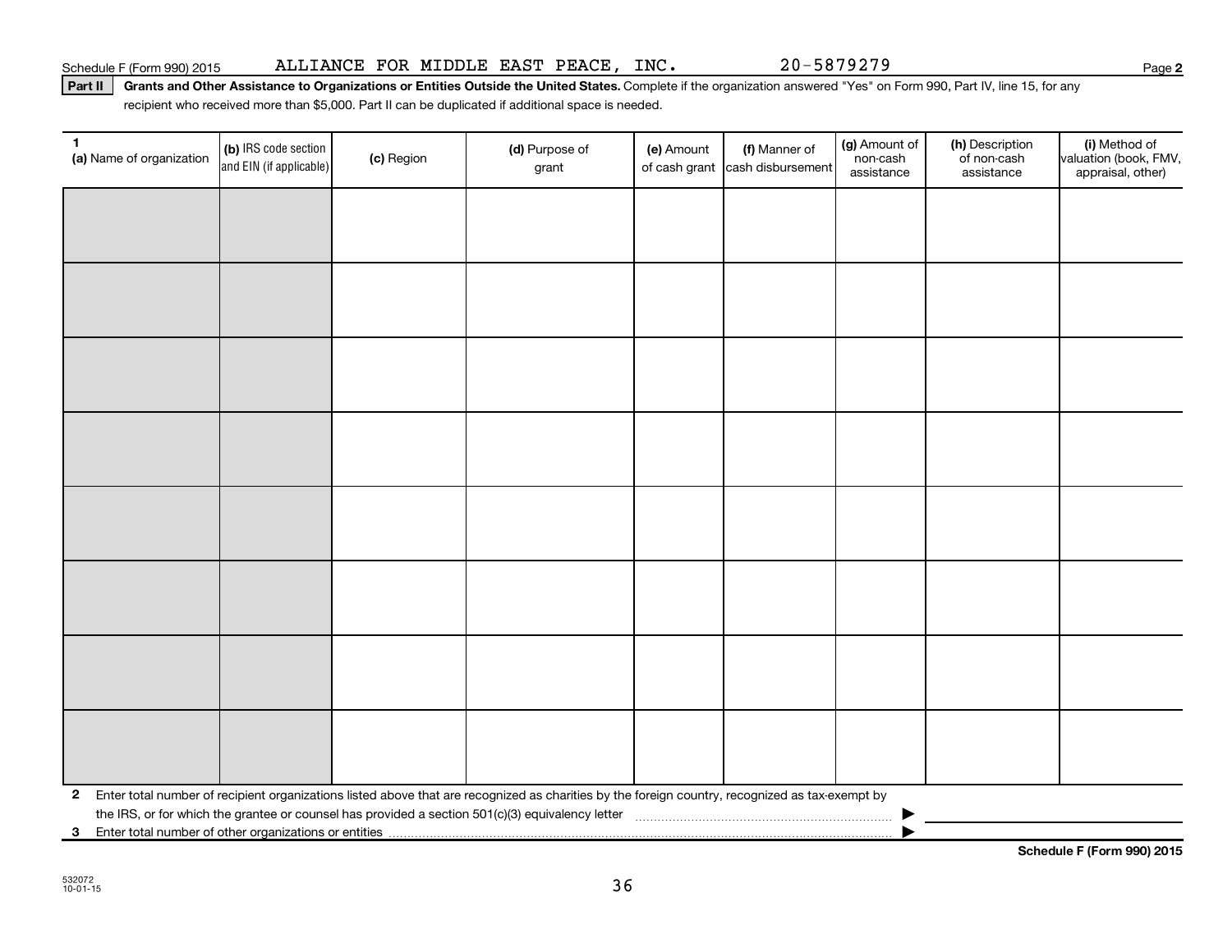Schedule F (Form 990) 2015 ALLIANCE FOR MIDDLE EAST PEACE, INC. 20-5879279

**Part II** **Grants and Other Assistance to Organizations or Entities Outside the United States.** Complete if the organization answered "Yes" on Form 990, Part IV, line 15, for any recipient who received more than $5,000. Part II can be duplicated if additional space is needed.

| 1 (a) Name of organization | (b) IRS code section and EIN (if applicable) | (c) Region | (d) Purpose of grant | (e) Amount of cash grant | (f) Manner of cash disbursement | (g) Amount of non-cash assistance | (h) Description of non-cash assistance | (i) Method of valuation (book, FMV, appraisal, other) |
|---|---|---|---|---|---|---|---|---|
| | | | | | | | | |
| | | | | | | | | |
| | | | | | | | | |
| | | | | | | | | |
| | | | | | | | | |
| | | | | | | | | |
| | | | | | | | | |
| | | | | | | | | |

**2** Enter total number of recipient organizations listed above that are recognized as charities by the foreign country, recognized as tax-exempt by the IRS, or for which the grantee or counsel has provided a section 501(c)(3) equivalency letter ▶

**3** Enter total number of other organizations or entities ▶

**Schedule F (Form 990) 2015**

532072 10-01-15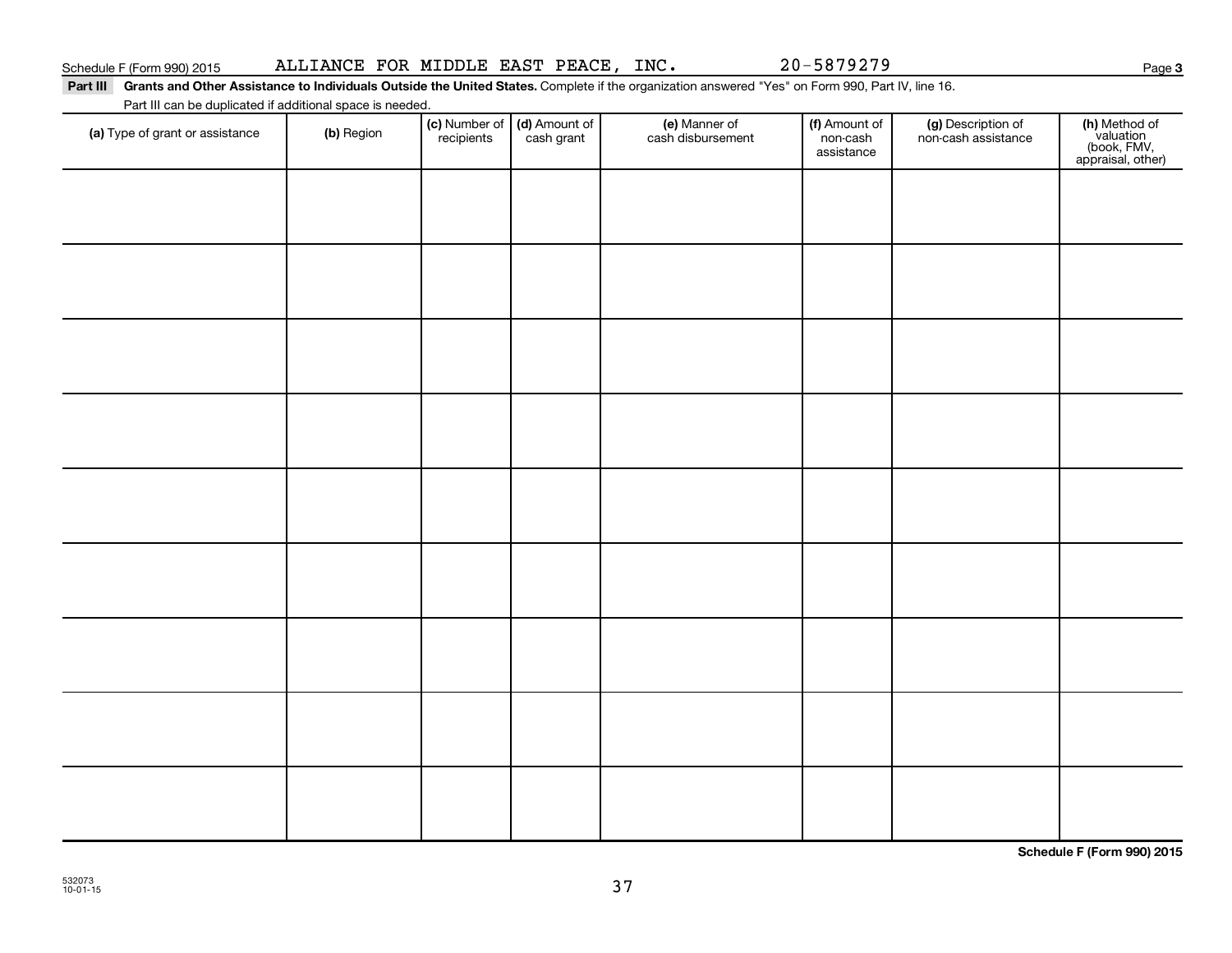Schedule F (Form 990) 2015 ALLIANCE FOR MIDDLE EAST PEACE, INC. 20-5879279

**Part III Grants and Other Assistance to Individuals Outside the United States.** Complete if the organization answered "Yes" on Form 990, Part IV, line 16.

Part III can be duplicated if additional space is needed.

| (a) Type of grant or assistance | (b) Region | (c) Number of recipients | (d) Amount of cash grant | (e) Manner of cash disbursement | (f) Amount of non-cash assistance | (g) Description of non-cash assistance | (h) Method of valuation (book, FMV, appraisal, other) |
|---|---|---|---|---|---|---|---|
| | | | | | | | |
| | | | | | | | |
| | | | | | | | |
| | | | | | | | |
| | | | | | | | |
| | | | | | | | |
| | | | | | | | |
| | | | | | | | |
| | | | | | | | |

**Schedule F (Form 990) 2015**

532073
10-01-15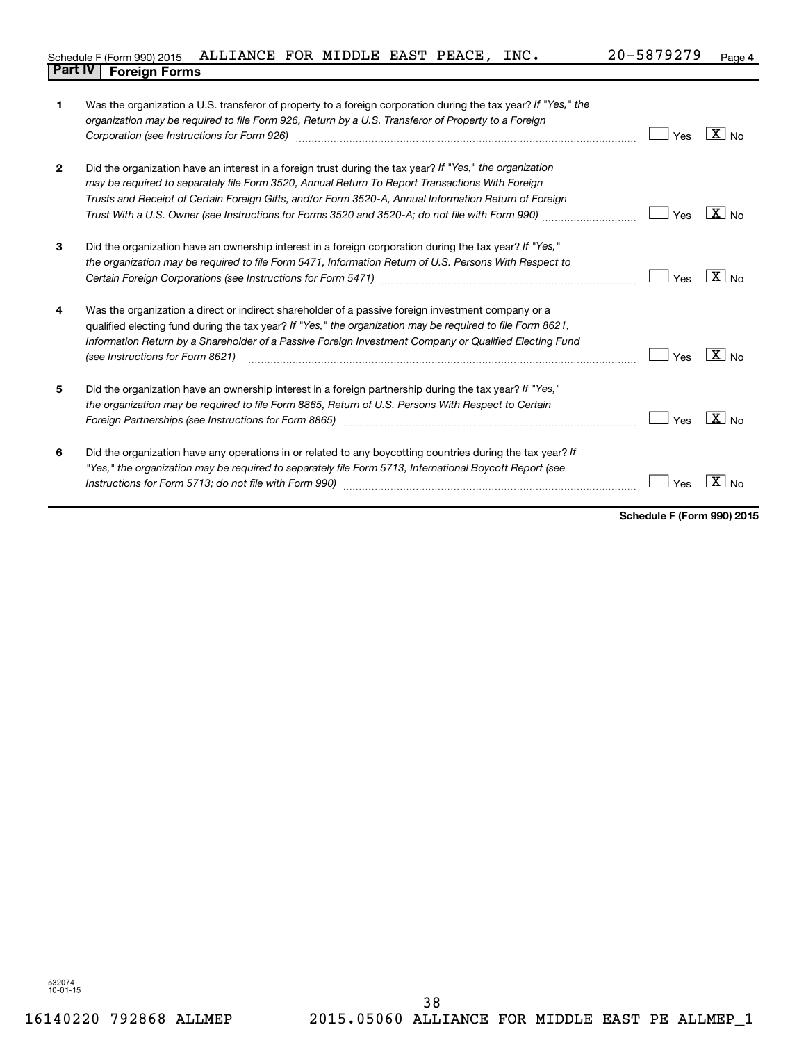Schedule F (Form 990) 2015 ALLIANCE FOR MIDDLE EAST PEACE, INC. 20-5879279 Page 4

## Part IV Foreign Forms

| | | Yes | No |
|---|---|---|---|
| 1 | Was the organization a U.S. transferor of property to a foreign corporation during the tax year? *If "Yes," the organization may be required to file Form 926, Return by a U.S. Transferor of Property to a Foreign Corporation (see Instructions for Form 926)* | | X |
| 2 | Did the organization have an interest in a foreign trust during the tax year? *If "Yes," the organization may be required to separately file Form 3520, Annual Return To Report Transactions With Foreign Trusts and Receipt of Certain Foreign Gifts, and/or Form 3520-A, Annual Information Return of Foreign Trust With a U.S. Owner (see Instructions for Forms 3520 and 3520-A; do not file with Form 990)* | | X |
| 3 | Did the organization have an ownership interest in a foreign corporation during the tax year? *If "Yes," the organization may be required to file Form 5471, Information Return of U.S. Persons With Respect to Certain Foreign Corporations (see Instructions for Form 5471)* | | X |
| 4 | Was the organization a direct or indirect shareholder of a passive foreign investment company or a qualified electing fund during the tax year? *If "Yes," the organization may be required to file Form 8621, Information Return by a Shareholder of a Passive Foreign Investment Company or Qualified Electing Fund (see Instructions for Form 8621)* | | X |
| 5 | Did the organization have an ownership interest in a foreign partnership during the tax year? *If "Yes," the organization may be required to file Form 8865, Return of U.S. Persons With Respect to Certain Foreign Partnerships (see Instructions for Form 8865)* | | X |
| 6 | Did the organization have any operations in or related to any boycotting countries during the tax year? *If "Yes," the organization may be required to separately file Form 5713, International Boycott Report (see Instructions for Form 5713; do not file with Form 990)* | | X |

**Schedule F (Form 990) 2015**

532074
10-01-15

16140220 792868 ALLMEP 2015.05060 ALLIANCE FOR MIDDLE EAST PE ALLMEP_1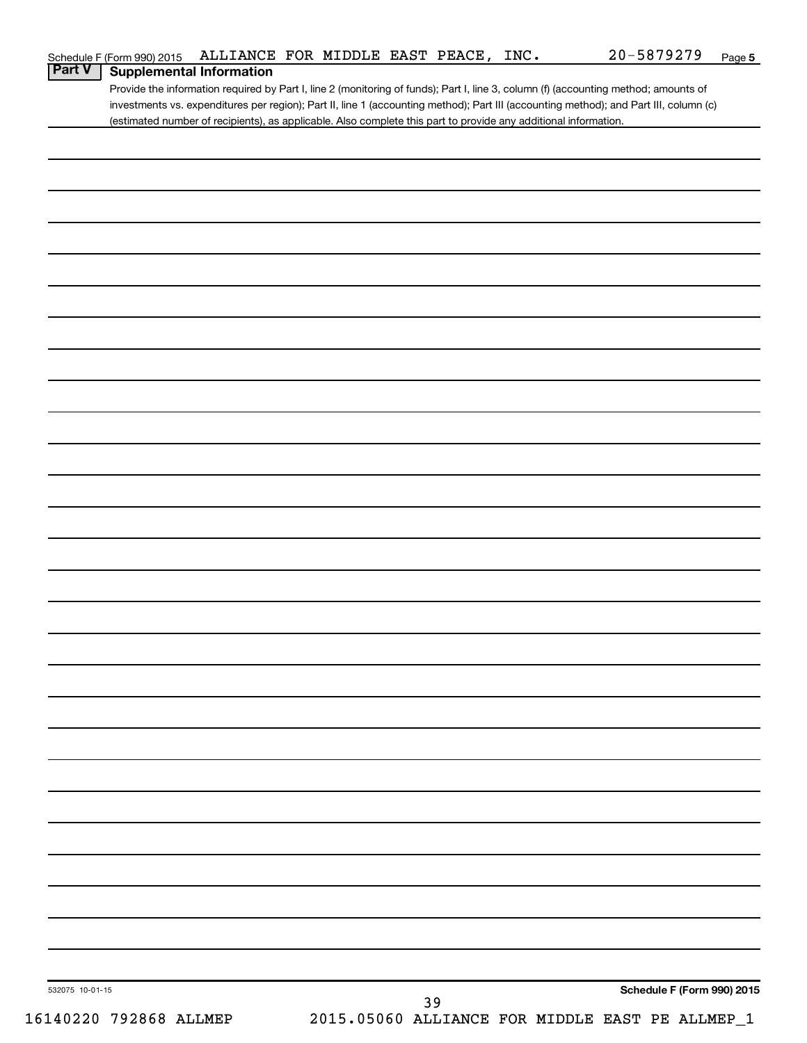Schedule F (Form 990) 2015 ALLIANCE FOR MIDDLE EAST PEACE, INC. 20-5879279 Page 5

## Part V Supplemental Information

Provide the information required by Part I, line 2 (monitoring of funds); Part I, line 3, column (f) (accounting method; amounts of investments vs. expenditures per region); Part II, line 1 (accounting method); Part III (accounting method); and Part III, column (c) (estimated number of recipients), as applicable. Also complete this part to provide any additional information.

532075 10-01-15

Schedule F (Form 990) 2015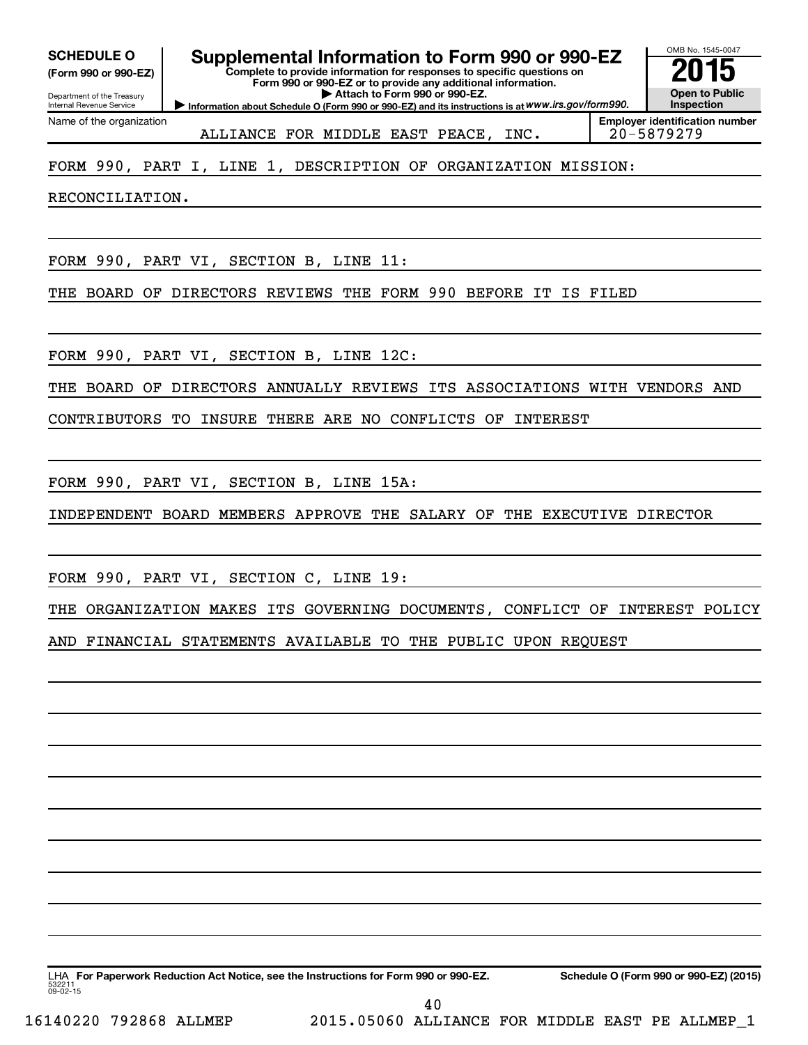**SCHEDULE O**
**(Form 990 or 990-EZ)**

Department of the Treasury
Internal Revenue Service

# Supplemental Information to Form 990 or 990-EZ

**Complete to provide information for responses to specific questions on Form 990 or 990-EZ or to provide any additional information.**
**▶ Attach to Form 990 or 990-EZ.**
**▶ Information about Schedule O (Form 990 or 990-EZ) and its instructions is at *www.irs.gov/form990.***

OMB No. 1545-0047
**2015**
**Open to Public Inspection**

| Name of the organization | Employer identification number |
|---|---|
| ALLIANCE FOR MIDDLE EAST PEACE, INC. | 20-5879279 |

FORM 990, PART I, LINE 1, DESCRIPTION OF ORGANIZATION MISSION:

RECONCILIATION.

FORM 990, PART VI, SECTION B, LINE 11:

THE BOARD OF DIRECTORS REVIEWS THE FORM 990 BEFORE IT IS FILED

FORM 990, PART VI, SECTION B, LINE 12C:

THE BOARD OF DIRECTORS ANNUALLY REVIEWS ITS ASSOCIATIONS WITH VENDORS AND CONTRIBUTORS TO INSURE THERE ARE NO CONFLICTS OF INTEREST

FORM 990, PART VI, SECTION B, LINE 15A:

INDEPENDENT BOARD MEMBERS APPROVE THE SALARY OF THE EXECUTIVE DIRECTOR

FORM 990, PART VI, SECTION C, LINE 19:

THE ORGANIZATION MAKES ITS GOVERNING DOCUMENTS, CONFLICT OF INTEREST POLICY AND FINANCIAL STATEMENTS AVAILABLE TO THE PUBLIC UPON REQUEST

LHA **For Paperwork Reduction Act Notice, see the Instructions for Form 990 or 990-EZ.** **Schedule O (Form 990 or 990-EZ) (2015)**
532211
09-02-15

16140220 792868 ALLMEP 2015.05060 ALLIANCE FOR MIDDLE EAST PE ALLMEP_1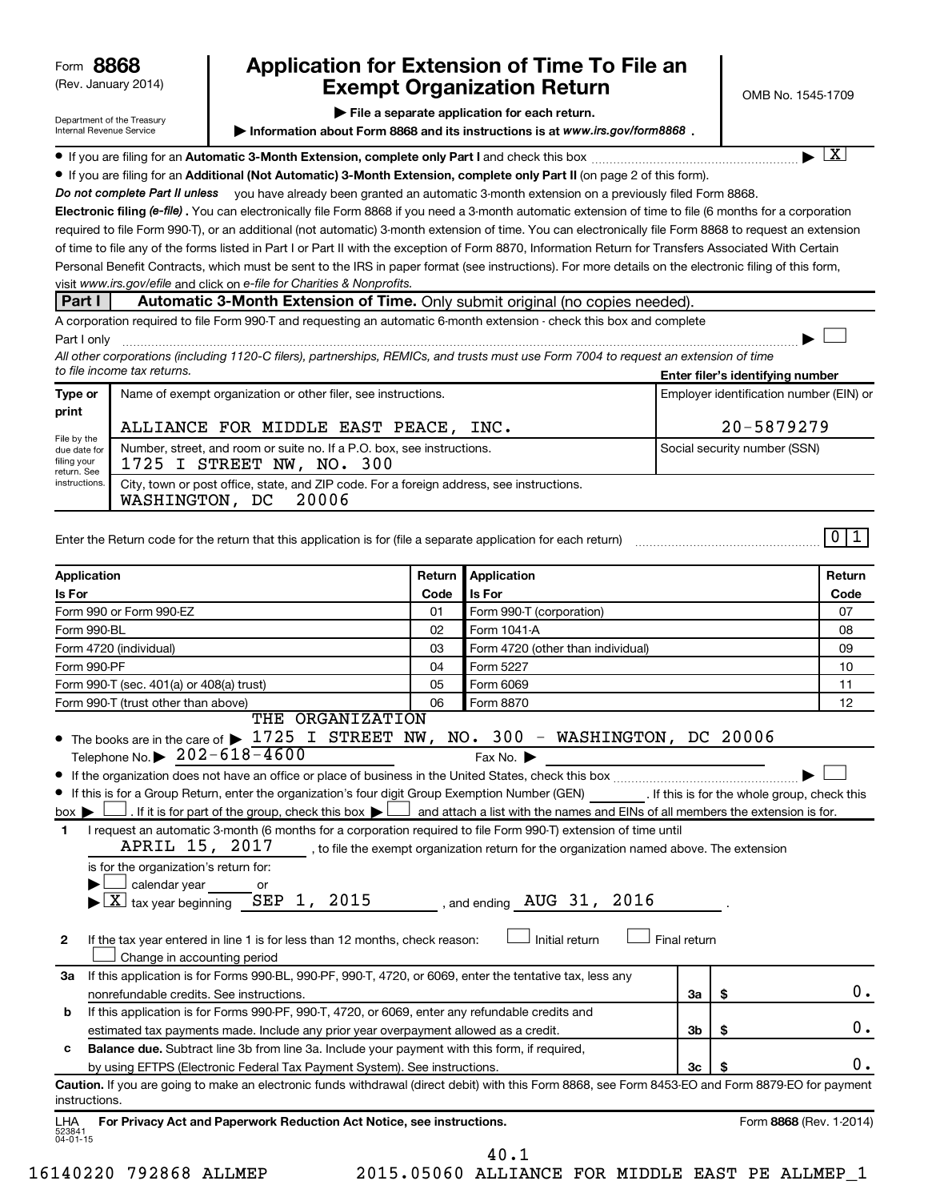Form **8868** (Rev. January 2014)

Department of the Treasury
Internal Revenue Service

# Application for Extension of Time To File an Exempt Organization Return

OMB No. 1545-1709

▶ **File a separate application for each return.**

▶ **Information about Form 8868 and its instructions is at** ***www.irs.gov/form8868*** **.**

- If you are filing for an **Automatic 3-Month Extension, complete only Part I** and check this box ▶ [X]
- If you are filing for an **Additional (Not Automatic) 3-Month Extension, complete only Part II** (on page 2 of this form).

***Do not complete Part II unless*** you have already been granted an automatic 3-month extension on a previously filed Form 8868.

**Electronic filing *(e-file)*.** You can electronically file Form 8868 if you need a 3-month automatic extension of time to file (6 months for a corporation required to file Form 990-T), or an additional (not automatic) 3-month extension of time. You can electronically file Form 8868 to request an extension of time to file any of the forms listed in Part I or Part II with the exception of Form 8870, Information Return for Transfers Associated With Certain Personal Benefit Contracts, which must be sent to the IRS in paper format (see instructions). For more details on the electronic filing of this form, visit *www.irs.gov/efile* and click on *e-file for Charities & Nonprofits.*

## Part I — Automatic 3-Month Extension of Time. Only submit original (no copies needed).

A corporation required to file Form 990-T and requesting an automatic 6-month extension - check this box and complete Part I only ▶ [ ]

*All other corporations (including 1120-C filers), partnerships, REMICs, and trusts must use Form 7004 to request an extension of time to file income tax returns.*

**Enter filer's identifying number**

| Type or print | Name of exempt organization or other filer, see instructions. | Employer identification number (EIN) or |
|---|---|---|
| | ALLIANCE FOR MIDDLE EAST PEACE, INC. | 20-5879279 |
| File by the due date for filing your return. See instructions. | Number, street, and room or suite no. If a P.O. box, see instructions. 1725 I STREET NW, NO. 300 | Social security number (SSN) |
| | City, town or post office, state, and ZIP code. For a foreign address, see instructions. WASHINGTON, DC 20006 | |

Enter the Return code for the return that this application is for (file a separate application for each return) 0 1

| Application Is For | Return Code | Application Is For | Return Code |
|---|---|---|---|
| Form 990 or Form 990-EZ | 01 | Form 990-T (corporation) | 07 |
| Form 990-BL | 02 | Form 1041-A | 08 |
| Form 4720 (individual) | 03 | Form 4720 (other than individual) | 09 |
| Form 990-PF | 04 | Form 5227 | 10 |
| Form 990-T (sec. 401(a) or 408(a) trust) | 05 | Form 6069 | 11 |
| Form 990-T (trust other than above) | 06 | Form 8870 | 12 |

- The books are in the care of ▶ THE ORGANIZATION 1725 I STREET NW, NO. 300 - WASHINGTON, DC 20006
  Telephone No. ▶ 202-618-4600 Fax No. ▶
- If the organization does not have an office or place of business in the United States, check this box ▶ [ ]
- If this is for a Group Return, enter the organization's four digit Group Exemption Number (GEN) ______ . If this is for the whole group, check this box ▶ [ ] . If it is for part of the group, check this box ▶ [ ] and attach a list with the names and EINs of all members the extension is for.

**1** I request an automatic 3-month (6 months for a corporation required to file Form 990-T) extension of time until APRIL 15, 2017 , to file the exempt organization return for the organization named above. The extension is for the organization's return for:
▶ [ ] calendar year ______ or
▶ [X] tax year beginning SEP 1, 2015 , and ending AUG 31, 2016 .

**2** If the tax year entered in line 1 is for less than 12 months, check reason: [ ] Initial return [ ] Final return [ ] Change in accounting period

| | | | |
|---|---|---|---|
| **3a** | If this application is for Forms 990-BL, 990-PF, 990-T, 4720, or 6069, enter the tentative tax, less any nonrefundable credits. See instructions. | 3a | $ 0. |
| **b** | If this application is for Forms 990-PF, 990-T, 4720, or 6069, enter any refundable credits and estimated tax payments made. Include any prior year overpayment allowed as a credit. | 3b | $ 0. |
| **c** | **Balance due.** Subtract line 3b from line 3a. Include your payment with this form, if required, by using EFTPS (Electronic Federal Tax Payment System). See instructions. | 3c | $ 0. |

**Caution.** If you are going to make an electronic funds withdrawal (direct debit) with this Form 8868, see Form 8453-EO and Form 8879-EO for payment instructions.

LHA **For Privacy Act and Paperwork Reduction Act Notice, see instructions.** Form **8868** (Rev. 1-2014)

523841 04-01-15

40.1

16140220 792868 ALLMEP 2015.05060 ALLIANCE FOR MIDDLE EAST PE ALLMEP_1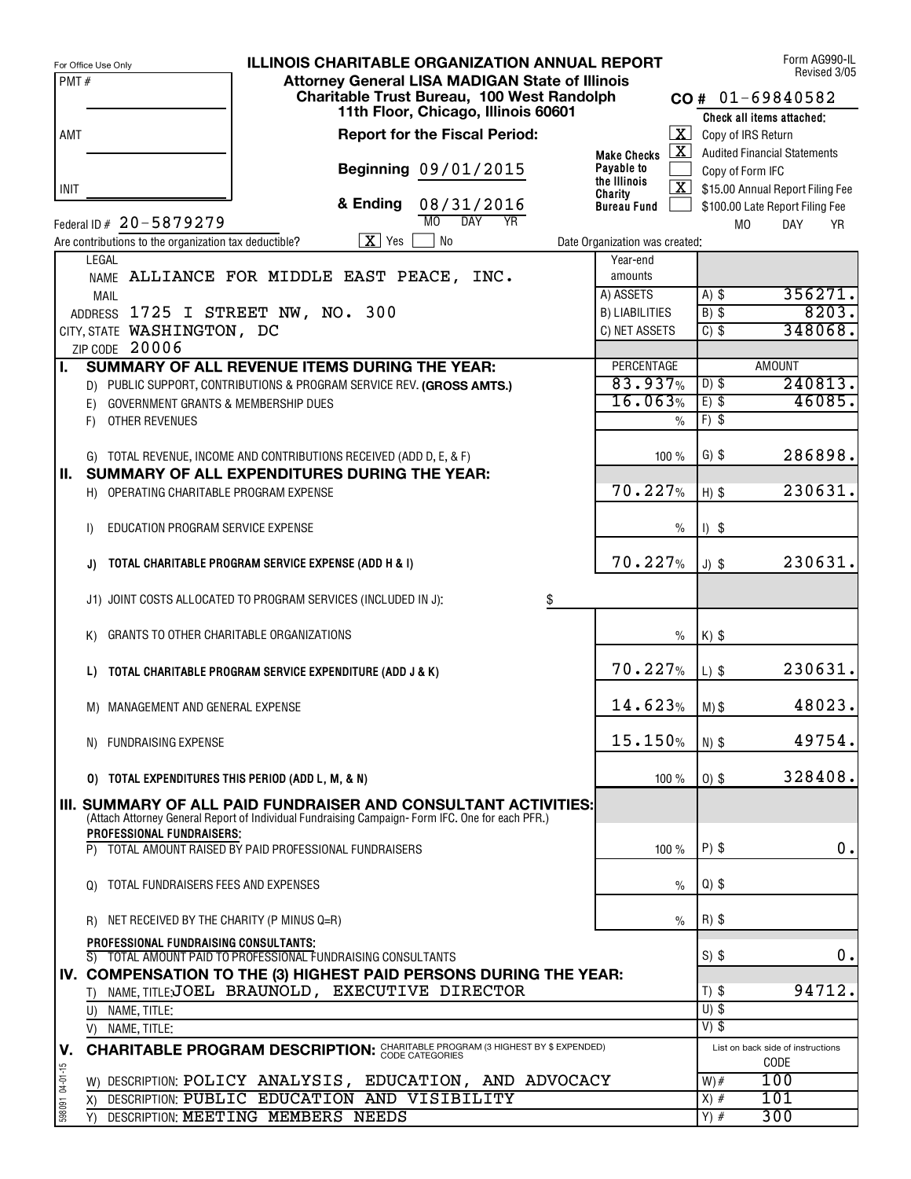For Office Use Only

PMT #

AMT

INIT

# ILLINOIS CHARITABLE ORGANIZATION ANNUAL REPORT

**Attorney General LISA MADIGAN State of Illinois**
**Charitable Trust Bureau, 100 West Randolph**
**11th Floor, Chicago, Illinois 60601**

Form AG990-IL
Revised 3/05

**CO #** 01-69840582

**Report for the Fiscal Period:**

**Beginning** 09/01/2015

**& Ending** 08/31/2016 (MO DAY YR)

**Make Checks Payable to the Illinois Charity Bureau Fund**

**Check all items attached:**

- [X] Copy of IRS Return
- [X] Audited Financial Statements
- [ ] Copy of Form IFC
- [X] $15.00 Annual Report Filing Fee
- [ ] $100.00 Late Report Filing Fee

Federal ID # 20-5879279

Are contributions to the organization tax deductible? [X] Yes [ ] No

Date Organization was created: MO DAY YR

LEGAL NAME ALLIANCE FOR MIDDLE EAST PEACE, INC.

MAIL ADDRESS 1725 I STREET NW, NO. 300

CITY, STATE WASHINGTON, DC

ZIP CODE 20006

| Year-end amounts | |
|---|---|
| A) ASSETS | A) $ 356271. |
| B) LIABILITIES | B) $ 8203. |
| C) NET ASSETS | C) $ 348068. |

| | PERCENTAGE | AMOUNT |
|---|---|---|
| **I. SUMMARY OF ALL REVENUE ITEMS DURING THE YEAR:** | | |
| D) PUBLIC SUPPORT, CONTRIBUTIONS & PROGRAM SERVICE REV. **(GROSS AMTS.)** | 83.937% | D) $ 240813. |
| E) GOVERNMENT GRANTS & MEMBERSHIP DUES | 16.063% | E) $ 46085. |
| F) OTHER REVENUES | % | F) $ |
| G) TOTAL REVENUE, INCOME AND CONTRIBUTIONS RECEIVED (ADD D, E, & F) | 100 % | G) $ 286898. |
| **II. SUMMARY OF ALL EXPENDITURES DURING THE YEAR:** | | |
| H) OPERATING CHARITABLE PROGRAM EXPENSE | 70.227% | H) $ 230631. |
| I) EDUCATION PROGRAM SERVICE EXPENSE | % | I) $ |
| **J) TOTAL CHARITABLE PROGRAM SERVICE EXPENSE (ADD H & I)** | 70.227% | J) $ 230631. |
| J1) JOINT COSTS ALLOCATED TO PROGRAM SERVICES (INCLUDED IN J): $ | | |
| K) GRANTS TO OTHER CHARITABLE ORGANIZATIONS | % | K) $ |
| **L) TOTAL CHARITABLE PROGRAM SERVICE EXPENDITURE (ADD J & K)** | 70.227% | L) $ 230631. |
| M) MANAGEMENT AND GENERAL EXPENSE | 14.623% | M) $ 48023. |
| N) FUNDRAISING EXPENSE | 15.150% | N) $ 49754. |
| **O) TOTAL EXPENDITURES THIS PERIOD (ADD L, M, & N)** | 100 % | O) $ 328408. |
| **III. SUMMARY OF ALL PAID FUNDRAISER AND CONSULTANT ACTIVITIES:** (Attach Attorney General Report of Individual Fundraising Campaign- Form IFC. One for each PFR.) | | |
| **PROFESSIONAL FUNDRAISERS:** P) TOTAL AMOUNT RAISED BY PAID PROFESSIONAL FUNDRAISERS | 100 % | P) $ 0. |
| Q) TOTAL FUNDRAISERS FEES AND EXPENSES | % | Q) $ |
| R) NET RECEIVED BY THE CHARITY (P MINUS Q=R) | % | R) $ |
| **PROFESSIONAL FUNDRAISING CONSULTANTS:** S) TOTAL AMOUNT PAID TO PROFESSIONAL FUNDRAISING CONSULTANTS | | S) $ 0. |
| **IV. COMPENSATION TO THE (3) HIGHEST PAID PERSONS DURING THE YEAR:** | | |
| T) NAME, TITLE: JOEL BRAUNOLD, EXECUTIVE DIRECTOR | | T) $ 94712. |
| U) NAME, TITLE: | | U) $ |
| V) NAME, TITLE: | | V) $ |

**V. CHARITABLE PROGRAM DESCRIPTION:** CHARITABLE PROGRAM (3 HIGHEST BY $ EXPENDED) CODE CATEGORIES

| Description | List on back side of instructions CODE |
|---|---|
| W) DESCRIPTION: POLICY ANALYSIS, EDUCATION, AND ADVOCACY | W) # 100 |
| X) DESCRIPTION: PUBLIC EDUCATION AND VISIBILITY | X) # 101 |
| Y) DESCRIPTION: MEETING MEMBERS NEEDS | Y) # 300 |

598091 04-01-15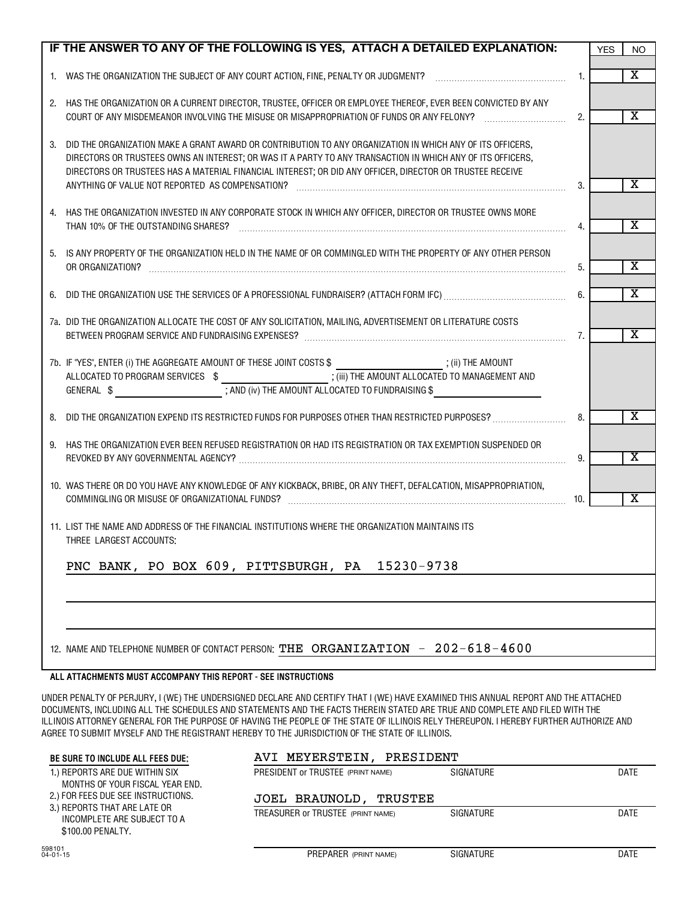| IF THE ANSWER TO ANY OF THE FOLLOWING IS YES, ATTACH A DETAILED EXPLANATION: | | YES | NO |
|---|---|---|---|
| 1. WAS THE ORGANIZATION THE SUBJECT OF ANY COURT ACTION, FINE, PENALTY OR JUDGMENT? | 1. | | X |
| 2. HAS THE ORGANIZATION OR A CURRENT DIRECTOR, TRUSTEE, OFFICER OR EMPLOYEE THEREOF, EVER BEEN CONVICTED BY ANY COURT OF ANY MISDEMEANOR INVOLVING THE MISUSE OR MISAPPROPRIATION OF FUNDS OR ANY FELONY? | 2. | | X |
| 3. DID THE ORGANIZATION MAKE A GRANT AWARD OR CONTRIBUTION TO ANY ORGANIZATION IN WHICH ANY OF ITS OFFICERS, DIRECTORS OR TRUSTEES OWNS AN INTEREST; OR WAS IT A PARTY TO ANY TRANSACTION IN WHICH ANY OF ITS OFFICERS, DIRECTORS OR TRUSTEES HAS A MATERIAL FINANCIAL INTEREST; OR DID ANY OFFICER, DIRECTOR OR TRUSTEE RECEIVE ANYTHING OF VALUE NOT REPORTED AS COMPENSATION? | 3. | | X |
| 4. HAS THE ORGANIZATION INVESTED IN ANY CORPORATE STOCK IN WHICH ANY OFFICER, DIRECTOR OR TRUSTEE OWNS MORE THAN 10% OF THE OUTSTANDING SHARES? | 4. | | X |
| 5. IS ANY PROPERTY OF THE ORGANIZATION HELD IN THE NAME OF OR COMMINGLED WITH THE PROPERTY OF ANY OTHER PERSON OR ORGANIZATION? | 5. | | X |
| 6. DID THE ORGANIZATION USE THE SERVICES OF A PROFESSIONAL FUNDRAISER? (ATTACH FORM IFC) | 6. | | X |
| 7a. DID THE ORGANIZATION ALLOCATE THE COST OF ANY SOLICITATION, MAILING, ADVERTISEMENT OR LITERATURE COSTS BETWEEN PROGRAM SERVICE AND FUNDRAISING EXPENSES? | 7. | | X |
| 7b. IF "YES", ENTER (i) THE AGGREGATE AMOUNT OF THESE JOINT COSTS $ ______ ; (ii) THE AMOUNT ALLOCATED TO PROGRAM SERVICES $ ______ ; (iii) THE AMOUNT ALLOCATED TO MANAGEMENT AND GENERAL $ ______ ; AND (iv) THE AMOUNT ALLOCATED TO FUNDRAISING $ ______ | | | |
| 8. DID THE ORGANIZATION EXPEND ITS RESTRICTED FUNDS FOR PURPOSES OTHER THAN RESTRICTED PURPOSES? | 8. | | X |
| 9. HAS THE ORGANIZATION EVER BEEN REFUSED REGISTRATION OR HAD ITS REGISTRATION OR TAX EXEMPTION SUSPENDED OR REVOKED BY ANY GOVERNMENTAL AGENCY? | 9. | | X |
| 10. WAS THERE OR DO YOU HAVE ANY KNOWLEDGE OF ANY KICKBACK, BRIBE, OR ANY THEFT, DEFALCATION, MISAPPROPRIATION, COMMINGLING OR MISUSE OF ORGANIZATIONAL FUNDS? | 10. | | X |

11. LIST THE NAME AND ADDRESS OF THE FINANCIAL INSTITUTIONS WHERE THE ORGANIZATION MAINTAINS ITS THREE LARGEST ACCOUNTS:

PNC BANK, PO BOX 609, PITTSBURGH, PA 15230-9738

12. NAME AND TELEPHONE NUMBER OF CONTACT PERSON: THE ORGANIZATION - 202-618-4600

**ALL ATTACHMENTS MUST ACCOMPANY THIS REPORT - SEE INSTRUCTIONS**

UNDER PENALTY OF PERJURY, I (WE) THE UNDERSIGNED DECLARE AND CERTIFY THAT I (WE) HAVE EXAMINED THIS ANNUAL REPORT AND THE ATTACHED DOCUMENTS, INCLUDING ALL THE SCHEDULES AND STATEMENTS AND THE FACTS THEREIN STATED ARE TRUE AND COMPLETE AND FILED WITH THE ILLINOIS ATTORNEY GENERAL FOR THE PURPOSE OF HAVING THE PEOPLE OF THE STATE OF ILLINOIS RELY THEREUPON. I HEREBY FURTHER AUTHORIZE AND AGREE TO SUBMIT MYSELF AND THE REGISTRANT HEREBY TO THE JURISDICTION OF THE STATE OF ILLINOIS.

**BE SURE TO INCLUDE ALL FEES DUE:**

1.) REPORTS ARE DUE WITHIN SIX MONTHS OF YOUR FISCAL YEAR END.
2.) FOR FEES DUE SEE INSTRUCTIONS.
3.) REPORTS THAT ARE LATE OR INCOMPLETE ARE SUBJECT TO A $100.00 PENALTY.

AVI MEYERSTEIN, PRESIDENT
PRESIDENT or TRUSTEE (PRINT NAME) SIGNATURE DATE

JOEL BRAUNOLD, TRUSTEE
TREASURER or TRUSTEE (PRINT NAME) SIGNATURE DATE

PREPARER (PRINT NAME) SIGNATURE DATE

598101
04-01-15